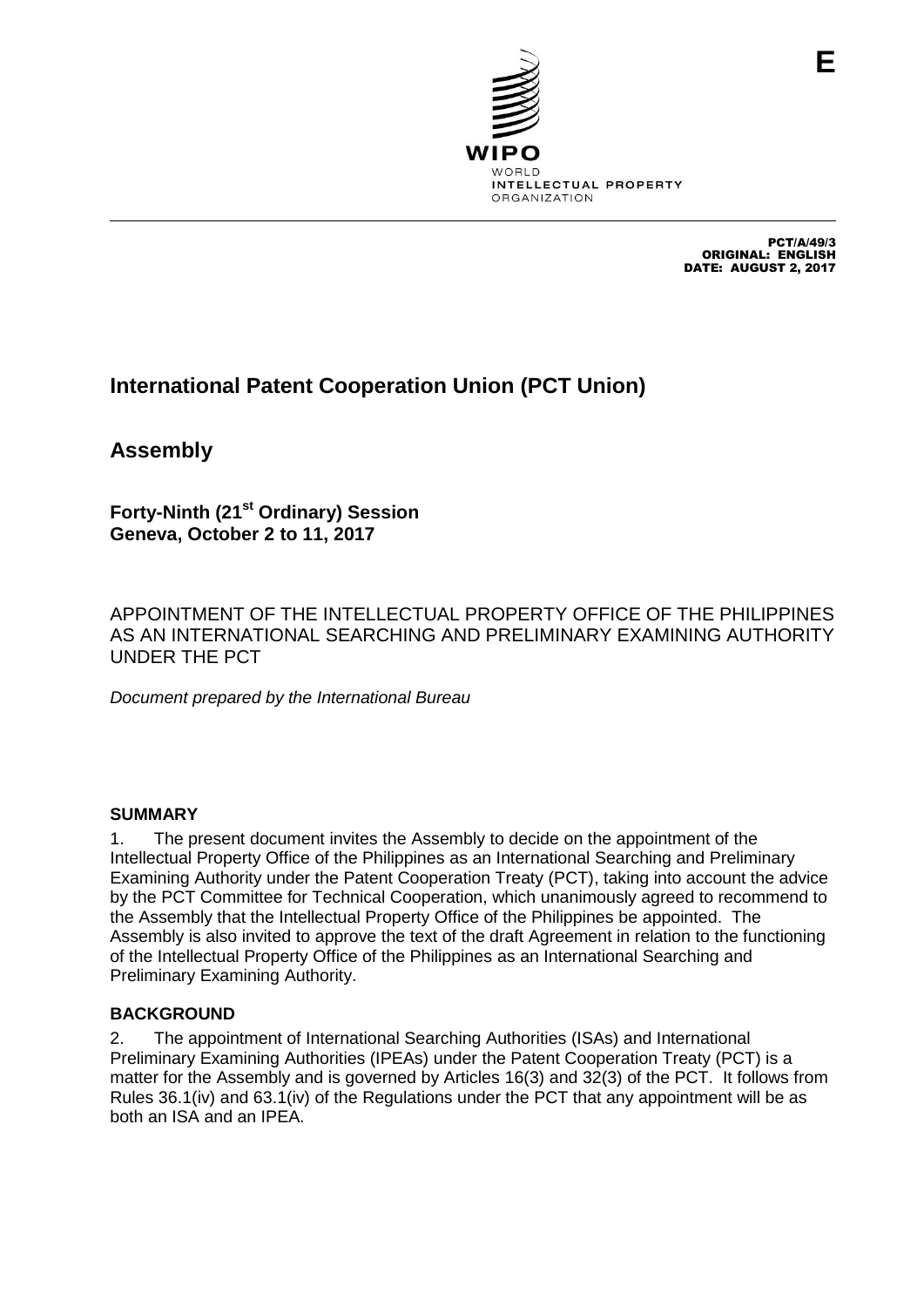E

WIPO
WORLD
INTELLECTUAL PROPERTY
ORGANIZATION

PCT/A/49/3
ORIGINAL: ENGLISH
DATE: AUGUST 2, 2017

# International Patent Cooperation Union (PCT Union)

# Assembly

**Forty-Ninth (21st Ordinary) Session**
**Geneva, October 2 to 11, 2017**

## APPOINTMENT OF THE INTELLECTUAL PROPERTY OFFICE OF THE PHILIPPINES AS AN INTERNATIONAL SEARCHING AND PRELIMINARY EXAMINING AUTHORITY UNDER THE PCT

*Document prepared by the International Bureau*

### SUMMARY

1. The present document invites the Assembly to decide on the appointment of the Intellectual Property Office of the Philippines as an International Searching and Preliminary Examining Authority under the Patent Cooperation Treaty (PCT), taking into account the advice by the PCT Committee for Technical Cooperation, which unanimously agreed to recommend to the Assembly that the Intellectual Property Office of the Philippines be appointed. The Assembly is also invited to approve the text of the draft Agreement in relation to the functioning of the Intellectual Property Office of the Philippines as an International Searching and Preliminary Examining Authority.

### BACKGROUND

2. The appointment of International Searching Authorities (ISAs) and International Preliminary Examining Authorities (IPEAs) under the Patent Cooperation Treaty (PCT) is a matter for the Assembly and is governed by Articles 16(3) and 32(3) of the PCT. It follows from Rules 36.1(iv) and 63.1(iv) of the Regulations under the PCT that any appointment will be as both an ISA and an IPEA.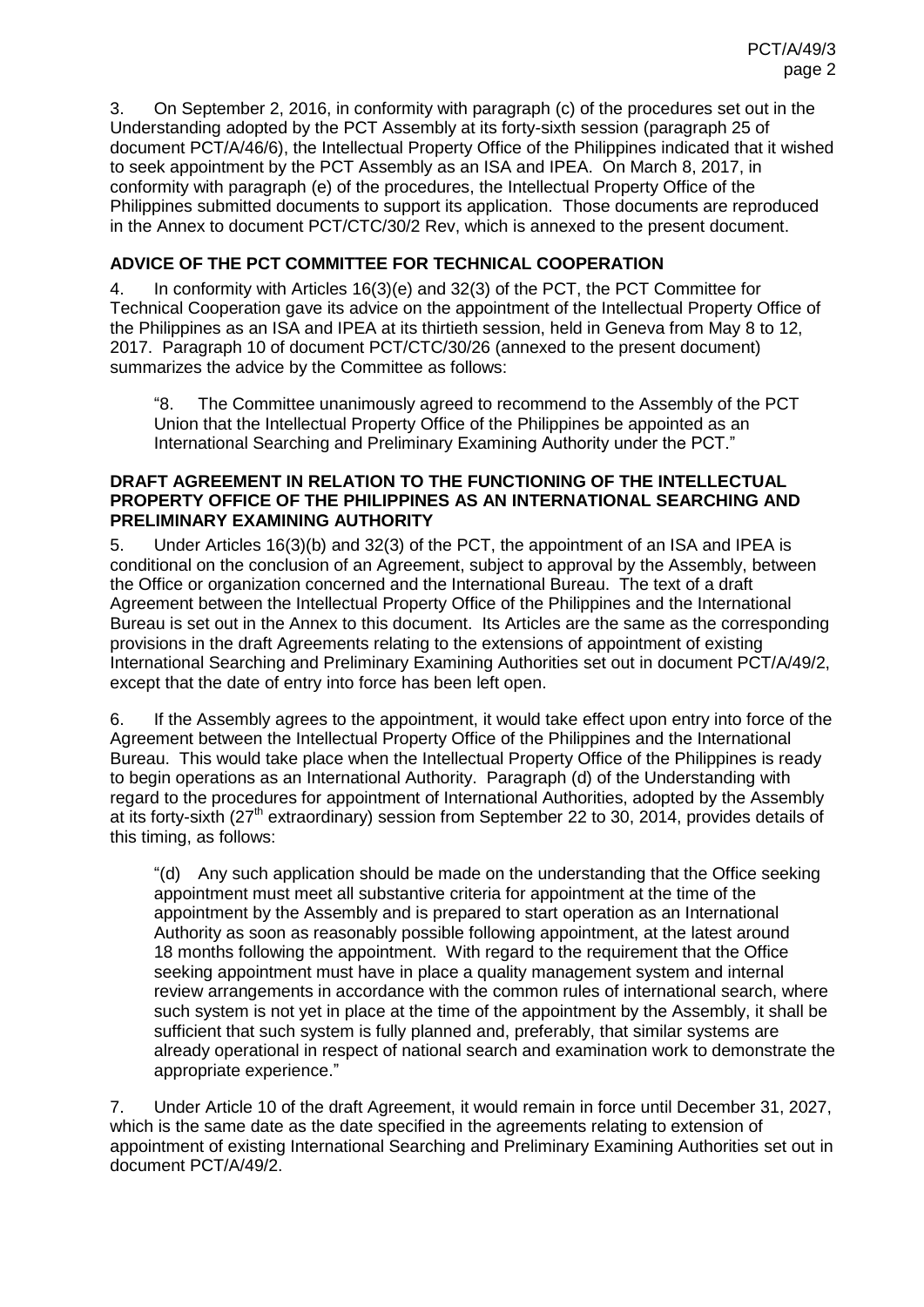3. On September 2, 2016, in conformity with paragraph (c) of the procedures set out in the Understanding adopted by the PCT Assembly at its forty-sixth session (paragraph 25 of document PCT/A/46/6), the Intellectual Property Office of the Philippines indicated that it wished to seek appointment by the PCT Assembly as an ISA and IPEA. On March 8, 2017, in conformity with paragraph (e) of the procedures, the Intellectual Property Office of the Philippines submitted documents to support its application. Those documents are reproduced in the Annex to document PCT/CTC/30/2 Rev, which is annexed to the present document.

## ADVICE OF THE PCT COMMITTEE FOR TECHNICAL COOPERATION

4. In conformity with Articles 16(3)(e) and 32(3) of the PCT, the PCT Committee for Technical Cooperation gave its advice on the appointment of the Intellectual Property Office of the Philippines as an ISA and IPEA at its thirtieth session, held in Geneva from May 8 to 12, 2017. Paragraph 10 of document PCT/CTC/30/26 (annexed to the present document) summarizes the advice by the Committee as follows:

> "8. The Committee unanimously agreed to recommend to the Assembly of the PCT Union that the Intellectual Property Office of the Philippines be appointed as an International Searching and Preliminary Examining Authority under the PCT."

## DRAFT AGREEMENT IN RELATION TO THE FUNCTIONING OF THE INTELLECTUAL PROPERTY OFFICE OF THE PHILIPPINES AS AN INTERNATIONAL SEARCHING AND PRELIMINARY EXAMINING AUTHORITY

5. Under Articles 16(3)(b) and 32(3) of the PCT, the appointment of an ISA and IPEA is conditional on the conclusion of an Agreement, subject to approval by the Assembly, between the Office or organization concerned and the International Bureau. The text of a draft Agreement between the Intellectual Property Office of the Philippines and the International Bureau is set out in the Annex to this document. Its Articles are the same as the corresponding provisions in the draft Agreements relating to the extensions of appointment of existing International Searching and Preliminary Examining Authorities set out in document PCT/A/49/2, except that the date of entry into force has been left open.

6. If the Assembly agrees to the appointment, it would take effect upon entry into force of the Agreement between the Intellectual Property Office of the Philippines and the International Bureau. This would take place when the Intellectual Property Office of the Philippines is ready to begin operations as an International Authority. Paragraph (d) of the Understanding with regard to the procedures for appointment of International Authorities, adopted by the Assembly at its forty-sixth (27th extraordinary) session from September 22 to 30, 2014, provides details of this timing, as follows:

> "(d) Any such application should be made on the understanding that the Office seeking appointment must meet all substantive criteria for appointment at the time of the appointment by the Assembly and is prepared to start operation as an International Authority as soon as reasonably possible following appointment, at the latest around 18 months following the appointment. With regard to the requirement that the Office seeking appointment must have in place a quality management system and internal review arrangements in accordance with the common rules of international search, where such system is not yet in place at the time of the appointment by the Assembly, it shall be sufficient that such system is fully planned and, preferably, that similar systems are already operational in respect of national search and examination work to demonstrate the appropriate experience."

7. Under Article 10 of the draft Agreement, it would remain in force until December 31, 2027, which is the same date as the date specified in the agreements relating to extension of appointment of existing International Searching and Preliminary Examining Authorities set out in document PCT/A/49/2.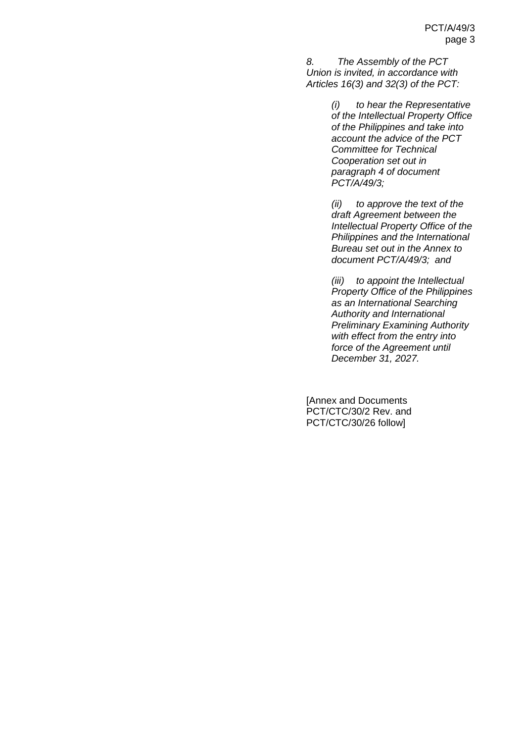*8. The Assembly of the PCT Union is invited, in accordance with Articles 16(3) and 32(3) of the PCT:*

*(i) to hear the Representative of the Intellectual Property Office of the Philippines and take into account the advice of the PCT Committee for Technical Cooperation set out in paragraph 4 of document PCT/A/49/3;*

*(ii) to approve the text of the draft Agreement between the Intellectual Property Office of the Philippines and the International Bureau set out in the Annex to document PCT/A/49/3; and*

*(iii) to appoint the Intellectual Property Office of the Philippines as an International Searching Authority and International Preliminary Examining Authority with effect from the entry into force of the Agreement until December 31, 2027.*

[Annex and Documents PCT/CTC/30/2 Rev. and PCT/CTC/30/26 follow]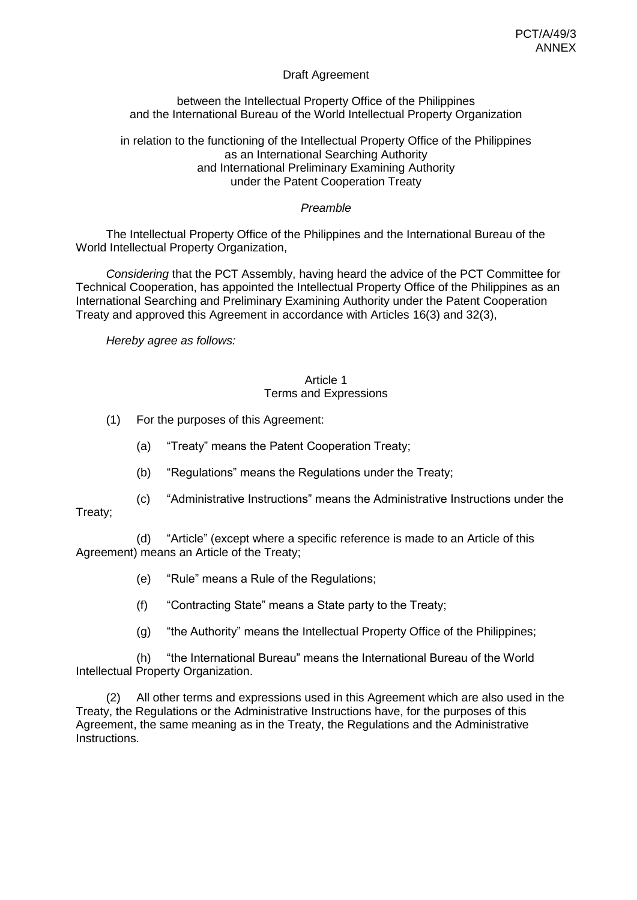Draft Agreement

between the Intellectual Property Office of the Philippines
and the International Bureau of the World Intellectual Property Organization

in relation to the functioning of the Intellectual Property Office of the Philippines
as an International Searching Authority
and International Preliminary Examining Authority
under the Patent Cooperation Treaty

*Preamble*

The Intellectual Property Office of the Philippines and the International Bureau of the World Intellectual Property Organization,

*Considering* that the PCT Assembly, having heard the advice of the PCT Committee for Technical Cooperation, has appointed the Intellectual Property Office of the Philippines as an International Searching and Preliminary Examining Authority under the Patent Cooperation Treaty and approved this Agreement in accordance with Articles 16(3) and 32(3),

*Hereby agree as follows:*

Article 1
Terms and Expressions

(1) For the purposes of this Agreement:

(a) "Treaty" means the Patent Cooperation Treaty;

(b) "Regulations" means the Regulations under the Treaty;

(c) "Administrative Instructions" means the Administrative Instructions under the Treaty;

(d) "Article" (except where a specific reference is made to an Article of this Agreement) means an Article of the Treaty;

(e) "Rule" means a Rule of the Regulations;

(f) "Contracting State" means a State party to the Treaty;

(g) "the Authority" means the Intellectual Property Office of the Philippines;

(h) "the International Bureau" means the International Bureau of the World Intellectual Property Organization.

(2) All other terms and expressions used in this Agreement which are also used in the Treaty, the Regulations or the Administrative Instructions have, for the purposes of this Agreement, the same meaning as in the Treaty, the Regulations and the Administrative Instructions.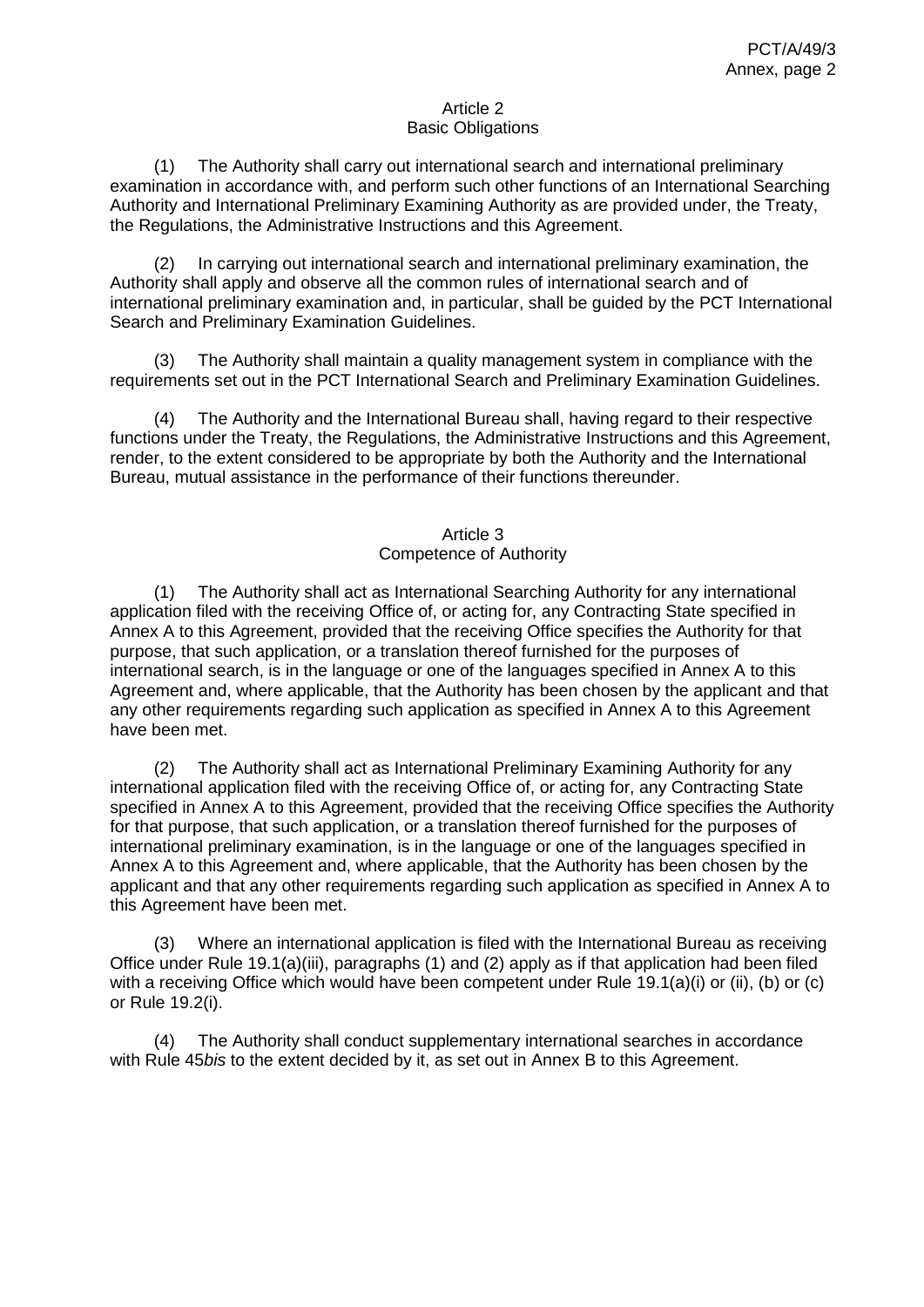## Article 2
## Basic Obligations

(1) The Authority shall carry out international search and international preliminary examination in accordance with, and perform such other functions of an International Searching Authority and International Preliminary Examining Authority as are provided under, the Treaty, the Regulations, the Administrative Instructions and this Agreement.

(2) In carrying out international search and international preliminary examination, the Authority shall apply and observe all the common rules of international search and of international preliminary examination and, in particular, shall be guided by the PCT International Search and Preliminary Examination Guidelines.

(3) The Authority shall maintain a quality management system in compliance with the requirements set out in the PCT International Search and Preliminary Examination Guidelines.

(4) The Authority and the International Bureau shall, having regard to their respective functions under the Treaty, the Regulations, the Administrative Instructions and this Agreement, render, to the extent considered to be appropriate by both the Authority and the International Bureau, mutual assistance in the performance of their functions thereunder.

## Article 3
## Competence of Authority

(1) The Authority shall act as International Searching Authority for any international application filed with the receiving Office of, or acting for, any Contracting State specified in Annex A to this Agreement, provided that the receiving Office specifies the Authority for that purpose, that such application, or a translation thereof furnished for the purposes of international search, is in the language or one of the languages specified in Annex A to this Agreement and, where applicable, that the Authority has been chosen by the applicant and that any other requirements regarding such application as specified in Annex A to this Agreement have been met.

(2) The Authority shall act as International Preliminary Examining Authority for any international application filed with the receiving Office of, or acting for, any Contracting State specified in Annex A to this Agreement, provided that the receiving Office specifies the Authority for that purpose, that such application, or a translation thereof furnished for the purposes of international preliminary examination, is in the language or one of the languages specified in Annex A to this Agreement and, where applicable, that the Authority has been chosen by the applicant and that any other requirements regarding such application as specified in Annex A to this Agreement have been met.

(3) Where an international application is filed with the International Bureau as receiving Office under Rule 19.1(a)(iii), paragraphs (1) and (2) apply as if that application had been filed with a receiving Office which would have been competent under Rule 19.1(a)(i) or (ii), (b) or (c) or Rule 19.2(i).

(4) The Authority shall conduct supplementary international searches in accordance with Rule 45*bis* to the extent decided by it, as set out in Annex B to this Agreement.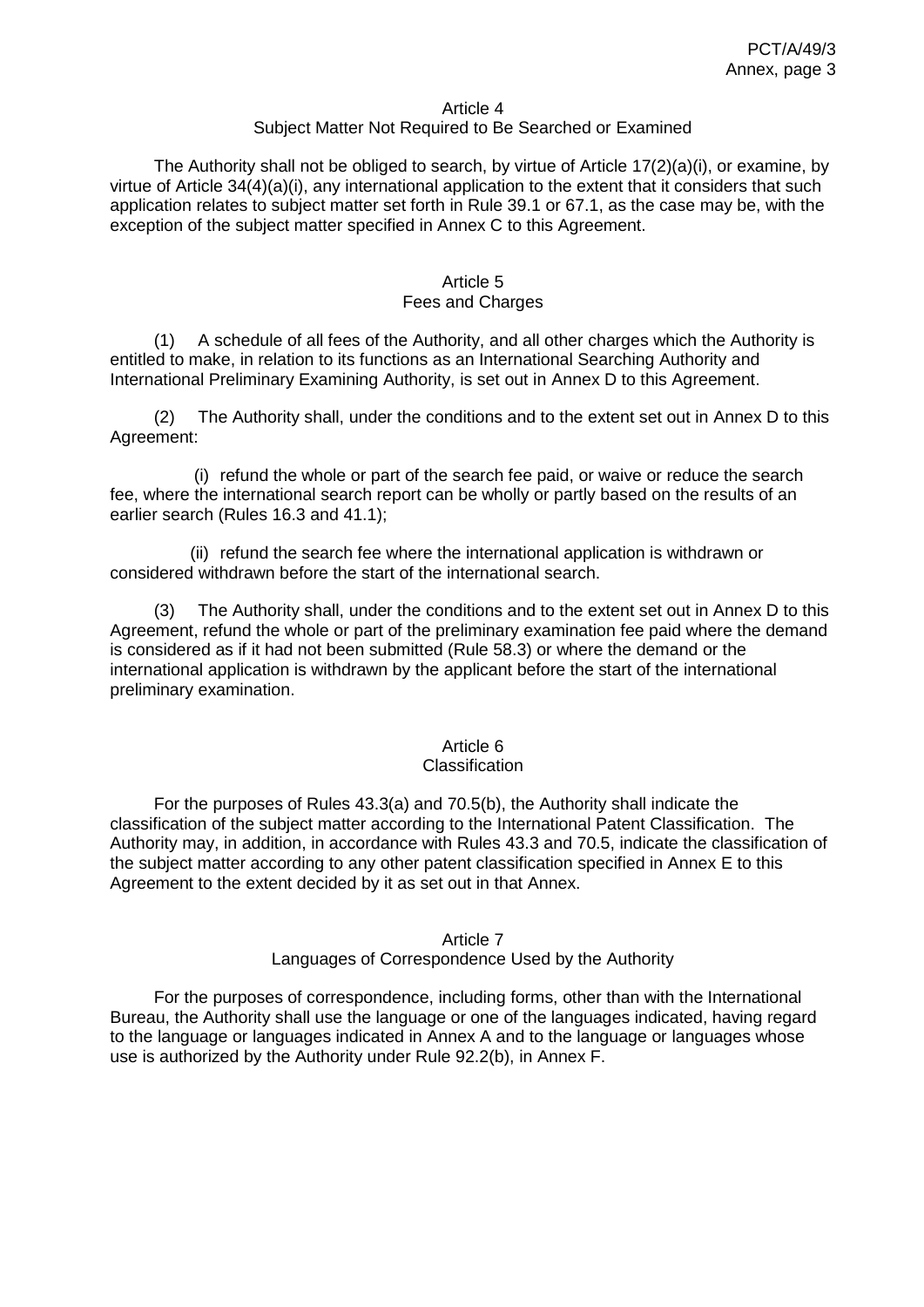## Article 4
### Subject Matter Not Required to Be Searched or Examined

The Authority shall not be obliged to search, by virtue of Article 17(2)(a)(i), or examine, by virtue of Article 34(4)(a)(i), any international application to the extent that it considers that such application relates to subject matter set forth in Rule 39.1 or 67.1, as the case may be, with the exception of the subject matter specified in Annex C to this Agreement.

## Article 5
### Fees and Charges

(1) A schedule of all fees of the Authority, and all other charges which the Authority is entitled to make, in relation to its functions as an International Searching Authority and International Preliminary Examining Authority, is set out in Annex D to this Agreement.

(2) The Authority shall, under the conditions and to the extent set out in Annex D to this Agreement:

(i) refund the whole or part of the search fee paid, or waive or reduce the search fee, where the international search report can be wholly or partly based on the results of an earlier search (Rules 16.3 and 41.1);

(ii) refund the search fee where the international application is withdrawn or considered withdrawn before the start of the international search.

(3) The Authority shall, under the conditions and to the extent set out in Annex D to this Agreement, refund the whole or part of the preliminary examination fee paid where the demand is considered as if it had not been submitted (Rule 58.3) or where the demand or the international application is withdrawn by the applicant before the start of the international preliminary examination.

## Article 6
### Classification

For the purposes of Rules 43.3(a) and 70.5(b), the Authority shall indicate the classification of the subject matter according to the International Patent Classification. The Authority may, in addition, in accordance with Rules 43.3 and 70.5, indicate the classification of the subject matter according to any other patent classification specified in Annex E to this Agreement to the extent decided by it as set out in that Annex.

## Article 7
### Languages of Correspondence Used by the Authority

For the purposes of correspondence, including forms, other than with the International Bureau, the Authority shall use the language or one of the languages indicated, having regard to the language or languages indicated in Annex A and to the language or languages whose use is authorized by the Authority under Rule 92.2(b), in Annex F.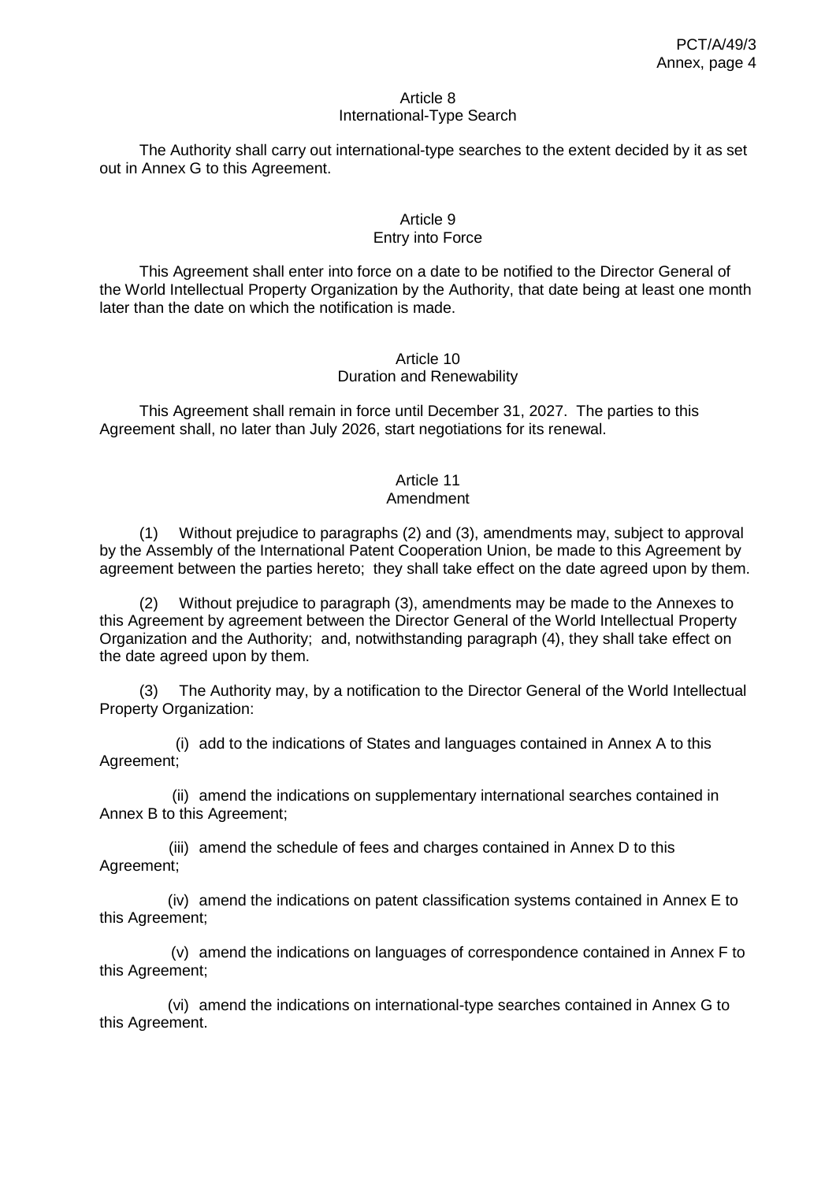### Article 8
### International-Type Search

The Authority shall carry out international-type searches to the extent decided by it as set out in Annex G to this Agreement.

### Article 9
### Entry into Force

This Agreement shall enter into force on a date to be notified to the Director General of the World Intellectual Property Organization by the Authority, that date being at least one month later than the date on which the notification is made.

### Article 10
### Duration and Renewability

This Agreement shall remain in force until December 31, 2027. The parties to this Agreement shall, no later than July 2026, start negotiations for its renewal.

### Article 11
### Amendment

(1) Without prejudice to paragraphs (2) and (3), amendments may, subject to approval by the Assembly of the International Patent Cooperation Union, be made to this Agreement by agreement between the parties hereto; they shall take effect on the date agreed upon by them.

(2) Without prejudice to paragraph (3), amendments may be made to the Annexes to this Agreement by agreement between the Director General of the World Intellectual Property Organization and the Authority; and, notwithstanding paragraph (4), they shall take effect on the date agreed upon by them.

(3) The Authority may, by a notification to the Director General of the World Intellectual Property Organization:

(i) add to the indications of States and languages contained in Annex A to this Agreement;

(ii) amend the indications on supplementary international searches contained in Annex B to this Agreement;

(iii) amend the schedule of fees and charges contained in Annex D to this Agreement;

(iv) amend the indications on patent classification systems contained in Annex E to this Agreement;

(v) amend the indications on languages of correspondence contained in Annex F to this Agreement;

(vi) amend the indications on international-type searches contained in Annex G to this Agreement.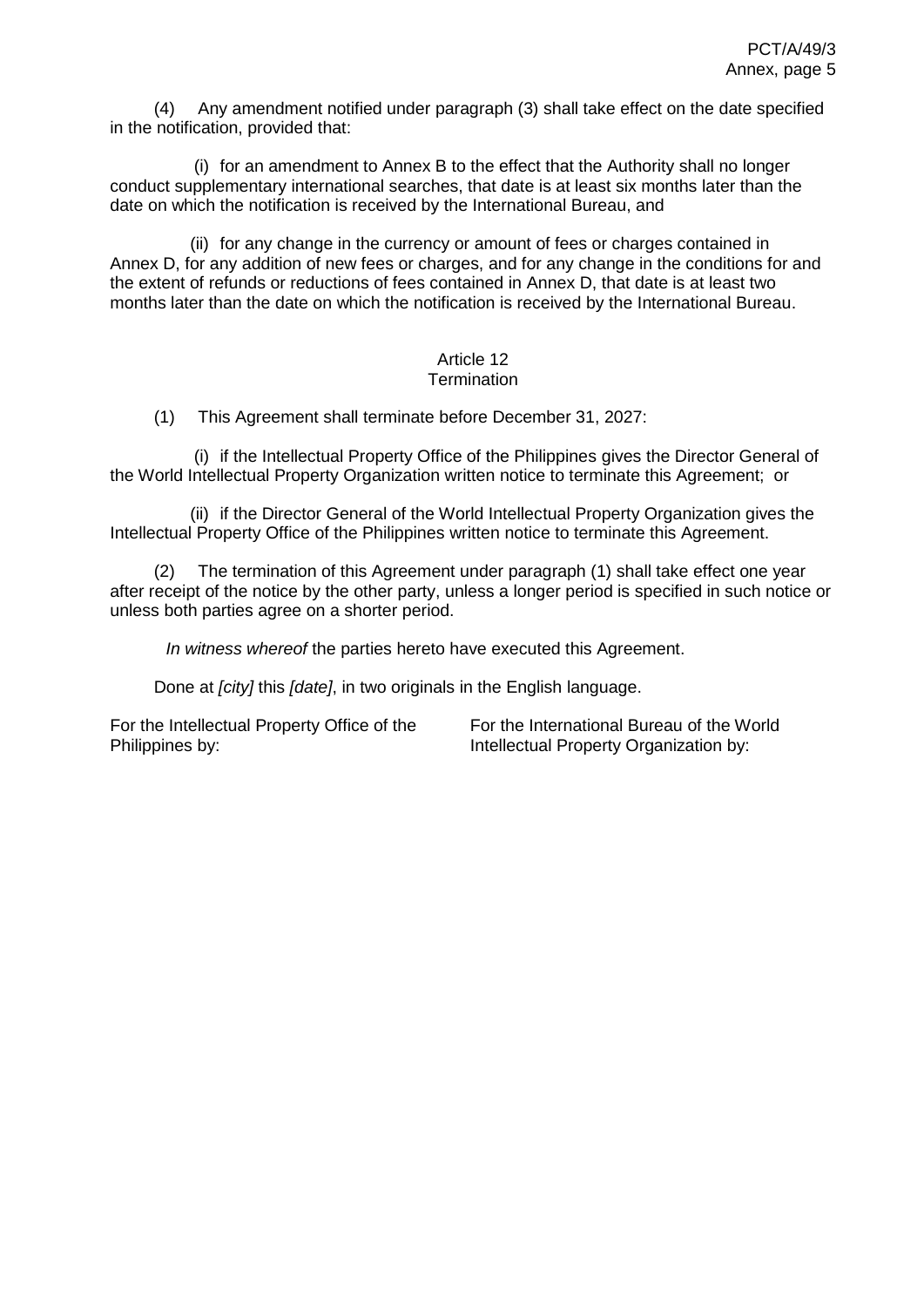(4) Any amendment notified under paragraph (3) shall take effect on the date specified in the notification, provided that:

(i) for an amendment to Annex B to the effect that the Authority shall no longer conduct supplementary international searches, that date is at least six months later than the date on which the notification is received by the International Bureau, and

(ii) for any change in the currency or amount of fees or charges contained in Annex D, for any addition of new fees or charges, and for any change in the conditions for and the extent of refunds or reductions of fees contained in Annex D, that date is at least two months later than the date on which the notification is received by the International Bureau.

## Article 12
## Termination

(1) This Agreement shall terminate before December 31, 2027:

(i) if the Intellectual Property Office of the Philippines gives the Director General of the World Intellectual Property Organization written notice to terminate this Agreement; or

(ii) if the Director General of the World Intellectual Property Organization gives the Intellectual Property Office of the Philippines written notice to terminate this Agreement.

(2) The termination of this Agreement under paragraph (1) shall take effect one year after receipt of the notice by the other party, unless a longer period is specified in such notice or unless both parties agree on a shorter period.

*In witness whereof* the parties hereto have executed this Agreement.

Done at *[city]* this *[date]*, in two originals in the English language.

For the Intellectual Property Office of the Philippines by:

For the International Bureau of the World Intellectual Property Organization by: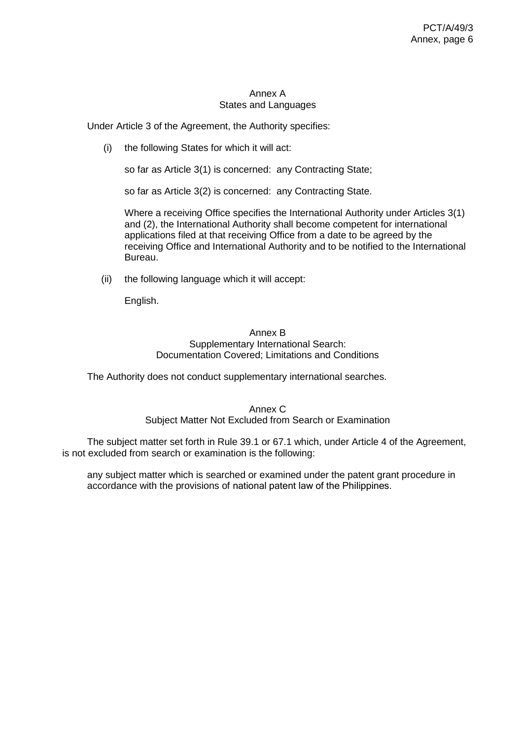## Annex A
## States and Languages

Under Article 3 of the Agreement, the Authority specifies:

(i) the following States for which it will act:

so far as Article 3(1) is concerned: any Contracting State;

so far as Article 3(2) is concerned: any Contracting State.

Where a receiving Office specifies the International Authority under Articles 3(1) and (2), the International Authority shall become competent for international applications filed at that receiving Office from a date to be agreed by the receiving Office and International Authority and to be notified to the International Bureau.

(ii) the following language which it will accept:

English.

## Annex B
## Supplementary International Search: Documentation Covered; Limitations and Conditions

The Authority does not conduct supplementary international searches.

## Annex C
## Subject Matter Not Excluded from Search or Examination

The subject matter set forth in Rule 39.1 or 67.1 which, under Article 4 of the Agreement, is not excluded from search or examination is the following:

any subject matter which is searched or examined under the patent grant procedure in accordance with the provisions of national patent law of the Philippines.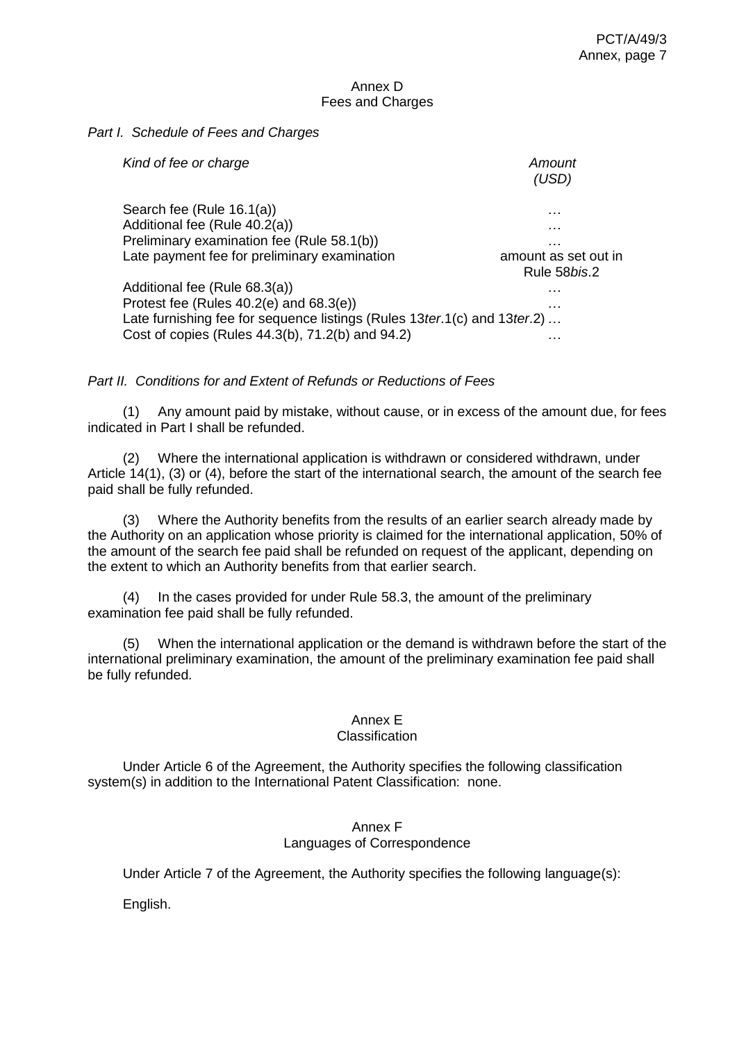## Annex D
## Fees and Charges

*Part I. Schedule of Fees and Charges*

| *Kind of fee or charge* | *Amount (USD)* |
| --- | --- |
| Search fee (Rule 16.1(a)) | … |
| Additional fee (Rule 40.2(a)) | … |
| Preliminary examination fee (Rule 58.1(b)) | … |
| Late payment fee for preliminary examination | amount as set out in Rule 58*bis*.2 |
| Additional fee (Rule 68.3(a)) | … |
| Protest fee (Rules 40.2(e) and 68.3(e)) | … |
| Late furnishing fee for sequence listings (Rules 13*ter*.1(c) and 13*ter*.2) | … |
| Cost of copies (Rules 44.3(b), 71.2(b) and 94.2) | … |

*Part II. Conditions for and Extent of Refunds or Reductions of Fees*

(1) Any amount paid by mistake, without cause, or in excess of the amount due, for fees indicated in Part I shall be refunded.

(2) Where the international application is withdrawn or considered withdrawn, under Article 14(1), (3) or (4), before the start of the international search, the amount of the search fee paid shall be fully refunded.

(3) Where the Authority benefits from the results of an earlier search already made by the Authority on an application whose priority is claimed for the international application, 50% of the amount of the search fee paid shall be refunded on request of the applicant, depending on the extent to which an Authority benefits from that earlier search.

(4) In the cases provided for under Rule 58.3, the amount of the preliminary examination fee paid shall be fully refunded.

(5) When the international application or the demand is withdrawn before the start of the international preliminary examination, the amount of the preliminary examination fee paid shall be fully refunded.

## Annex E
## Classification

Under Article 6 of the Agreement, the Authority specifies the following classification system(s) in addition to the International Patent Classification: none.

## Annex F
## Languages of Correspondence

Under Article 7 of the Agreement, the Authority specifies the following language(s):

English.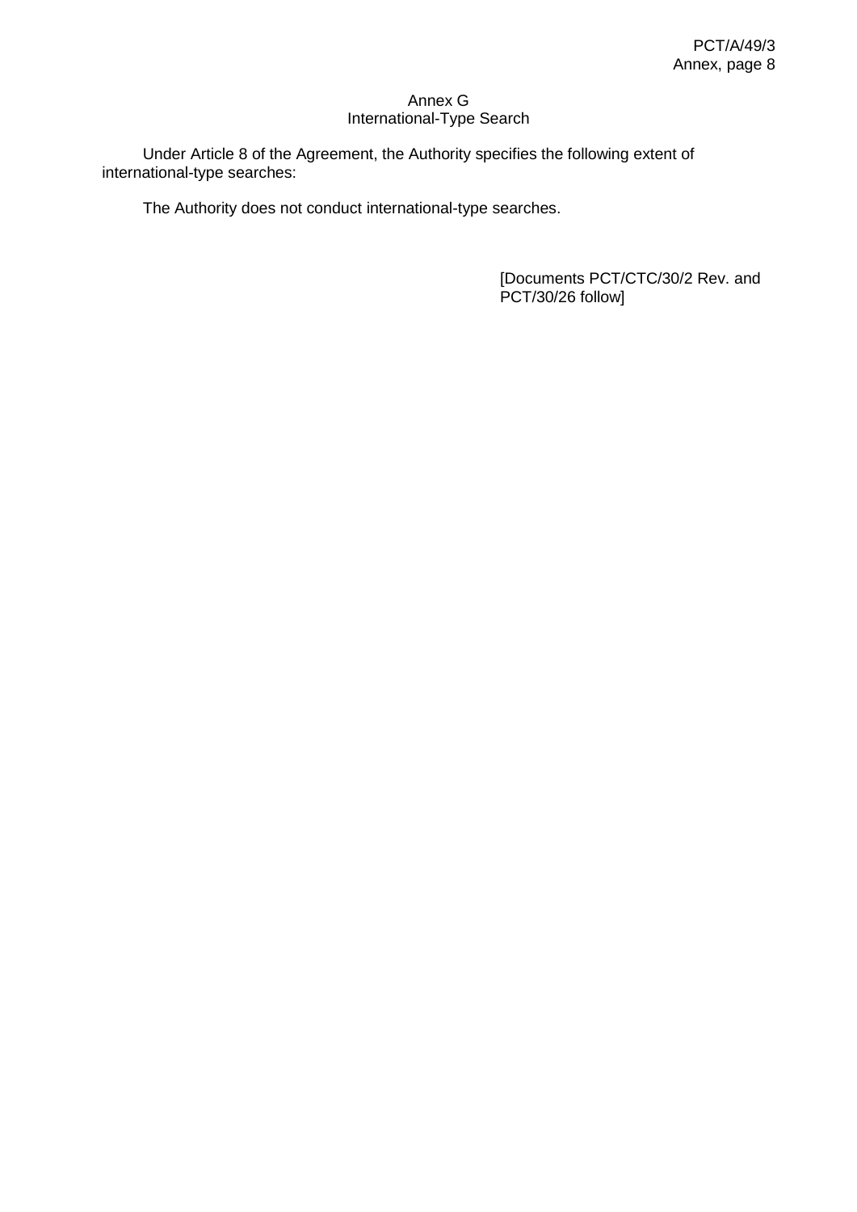## Annex G
## International-Type Search

Under Article 8 of the Agreement, the Authority specifies the following extent of international-type searches:

The Authority does not conduct international-type searches.

[Documents PCT/CTC/30/2 Rev. and PCT/30/26 follow]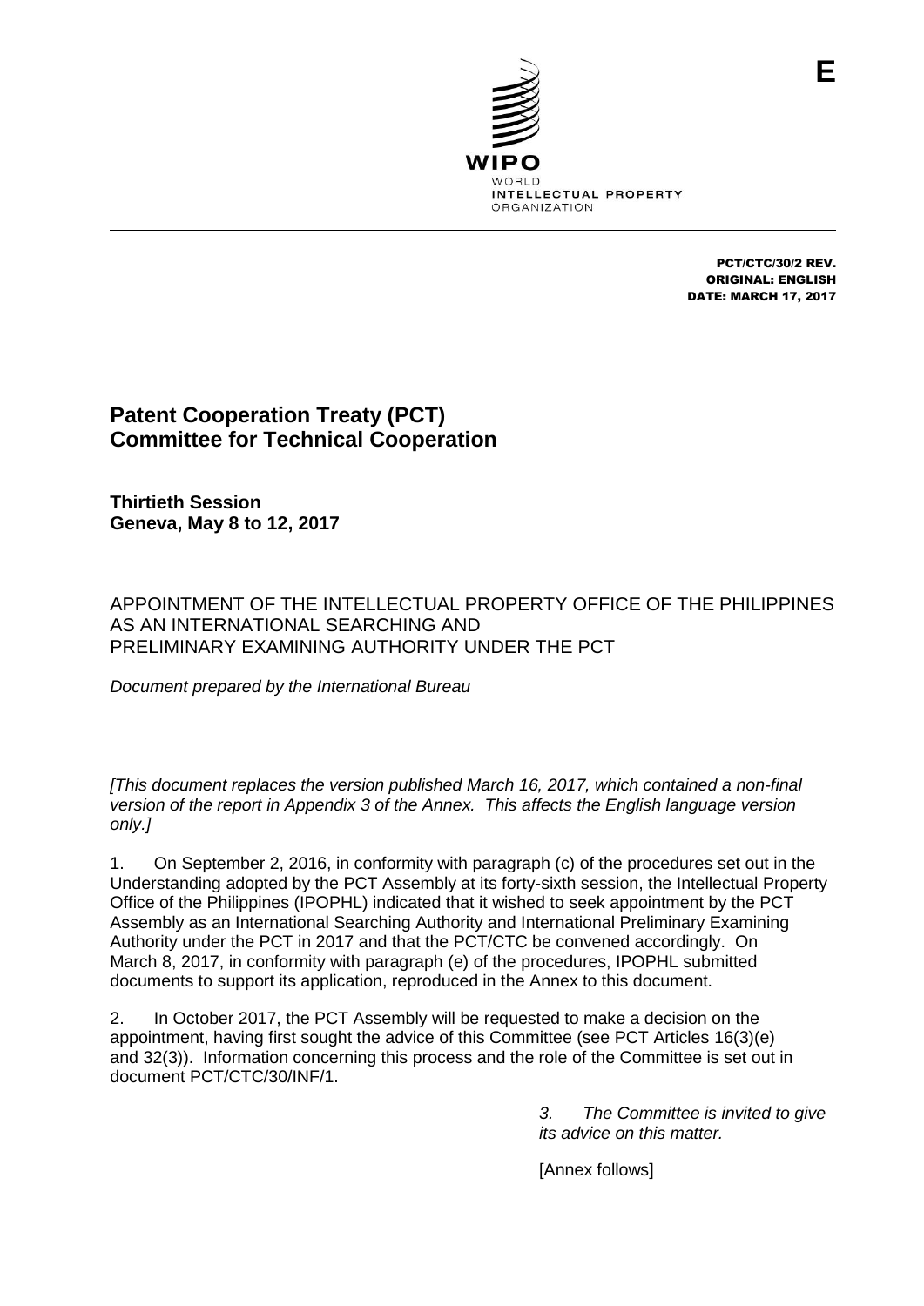E

PCT/CTC/30/2 REV.
ORIGINAL: ENGLISH
DATE: MARCH 17, 2017

# Patent Cooperation Treaty (PCT) Committee for Technical Cooperation

**Thirtieth Session**
**Geneva, May 8 to 12, 2017**

## APPOINTMENT OF THE INTELLECTUAL PROPERTY OFFICE OF THE PHILIPPINES AS AN INTERNATIONAL SEARCHING AND PRELIMINARY EXAMINING AUTHORITY UNDER THE PCT

*Document prepared by the International Bureau*

*[This document replaces the version published March 16, 2017, which contained a non-final version of the report in Appendix 3 of the Annex. This affects the English language version only.]*

1. On September 2, 2016, in conformity with paragraph (c) of the procedures set out in the Understanding adopted by the PCT Assembly at its forty-sixth session, the Intellectual Property Office of the Philippines (IPOPHL) indicated that it wished to seek appointment by the PCT Assembly as an International Searching Authority and International Preliminary Examining Authority under the PCT in 2017 and that the PCT/CTC be convened accordingly. On March 8, 2017, in conformity with paragraph (e) of the procedures, IPOPHL submitted documents to support its application, reproduced in the Annex to this document.

2. In October 2017, the PCT Assembly will be requested to make a decision on the appointment, having first sought the advice of this Committee (see PCT Articles 16(3)(e) and 32(3)). Information concerning this process and the role of the Committee is set out in document PCT/CTC/30/INF/1.

> *3. The Committee is invited to give its advice on this matter.*

[Annex follows]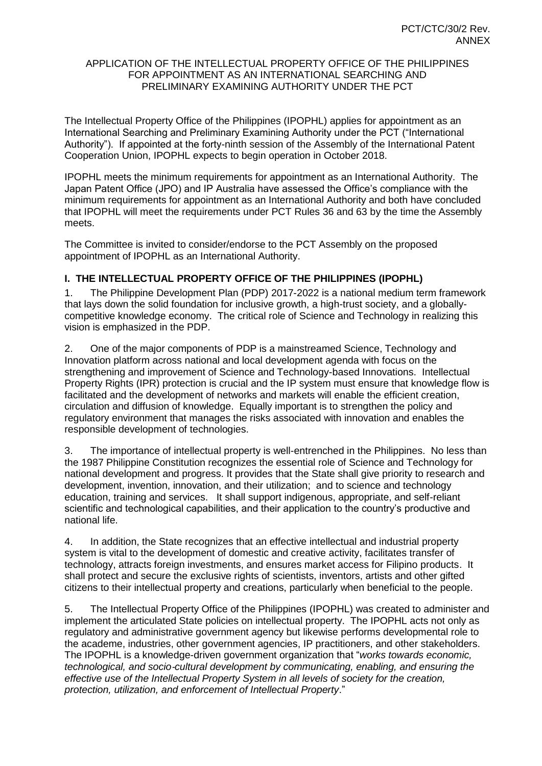APPLICATION OF THE INTELLECTUAL PROPERTY OFFICE OF THE PHILIPPINES FOR APPOINTMENT AS AN INTERNATIONAL SEARCHING AND PRELIMINARY EXAMINING AUTHORITY UNDER THE PCT

The Intellectual Property Office of the Philippines (IPOPHL) applies for appointment as an International Searching and Preliminary Examining Authority under the PCT ("International Authority"). If appointed at the forty-ninth session of the Assembly of the International Patent Cooperation Union, IPOPHL expects to begin operation in October 2018.

IPOPHL meets the minimum requirements for appointment as an International Authority. The Japan Patent Office (JPO) and IP Australia have assessed the Office's compliance with the minimum requirements for appointment as an International Authority and both have concluded that IPOPHL will meet the requirements under PCT Rules 36 and 63 by the time the Assembly meets.

The Committee is invited to consider/endorse to the PCT Assembly on the proposed appointment of IPOPHL as an International Authority.

## I. THE INTELLECTUAL PROPERTY OFFICE OF THE PHILIPPINES (IPOPHL)

1. The Philippine Development Plan (PDP) 2017-2022 is a national medium term framework that lays down the solid foundation for inclusive growth, a high-trust society, and a globally-competitive knowledge economy. The critical role of Science and Technology in realizing this vision is emphasized in the PDP.

2. One of the major components of PDP is a mainstreamed Science, Technology and Innovation platform across national and local development agenda with focus on the strengthening and improvement of Science and Technology-based Innovations. Intellectual Property Rights (IPR) protection is crucial and the IP system must ensure that knowledge flow is facilitated and the development of networks and markets will enable the efficient creation, circulation and diffusion of knowledge. Equally important is to strengthen the policy and regulatory environment that manages the risks associated with innovation and enables the responsible development of technologies.

3. The importance of intellectual property is well-entrenched in the Philippines. No less than the 1987 Philippine Constitution recognizes the essential role of Science and Technology for national development and progress. It provides that the State shall give priority to research and development, invention, innovation, and their utilization; and to science and technology education, training and services. It shall support indigenous, appropriate, and self-reliant scientific and technological capabilities, and their application to the country's productive and national life.

4. In addition, the State recognizes that an effective intellectual and industrial property system is vital to the development of domestic and creative activity, facilitates transfer of technology, attracts foreign investments, and ensures market access for Filipino products. It shall protect and secure the exclusive rights of scientists, inventors, artists and other gifted citizens to their intellectual property and creations, particularly when beneficial to the people.

5. The Intellectual Property Office of the Philippines (IPOPHL) was created to administer and implement the articulated State policies on intellectual property. The IPOPHL acts not only as regulatory and administrative government agency but likewise performs developmental role to the academe, industries, other government agencies, IP practitioners, and other stakeholders. The IPOPHL is a knowledge-driven government organization that "*works towards economic, technological, and socio-cultural development by communicating, enabling, and ensuring the effective use of the Intellectual Property System in all levels of society for the creation, protection, utilization, and enforcement of Intellectual Property*."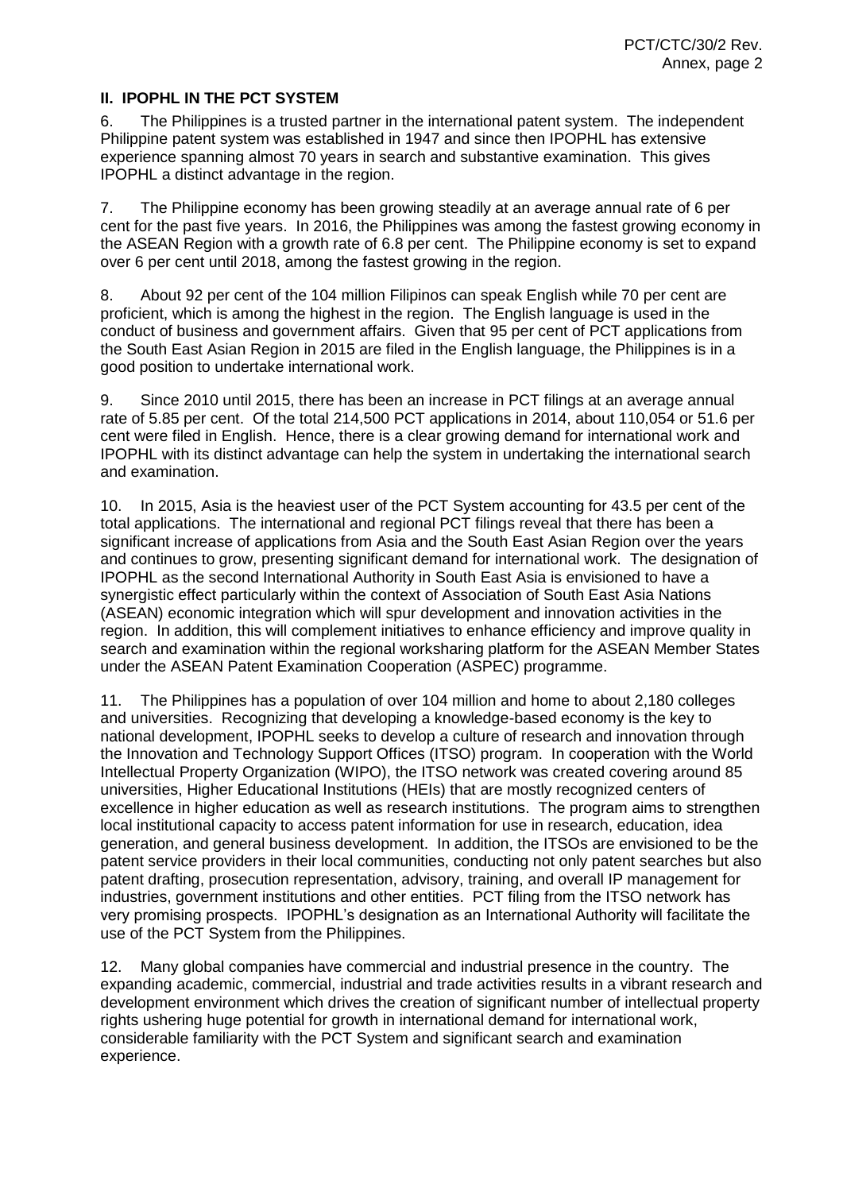## II. IPOPHL IN THE PCT SYSTEM

6. The Philippines is a trusted partner in the international patent system. The independent Philippine patent system was established in 1947 and since then IPOPHL has extensive experience spanning almost 70 years in search and substantive examination. This gives IPOPHL a distinct advantage in the region.

7. The Philippine economy has been growing steadily at an average annual rate of 6 per cent for the past five years. In 2016, the Philippines was among the fastest growing economy in the ASEAN Region with a growth rate of 6.8 per cent. The Philippine economy is set to expand over 6 per cent until 2018, among the fastest growing in the region.

8. About 92 per cent of the 104 million Filipinos can speak English while 70 per cent are proficient, which is among the highest in the region. The English language is used in the conduct of business and government affairs. Given that 95 per cent of PCT applications from the South East Asian Region in 2015 are filed in the English language, the Philippines is in a good position to undertake international work.

9. Since 2010 until 2015, there has been an increase in PCT filings at an average annual rate of 5.85 per cent. Of the total 214,500 PCT applications in 2014, about 110,054 or 51.6 per cent were filed in English. Hence, there is a clear growing demand for international work and IPOPHL with its distinct advantage can help the system in undertaking the international search and examination.

10. In 2015, Asia is the heaviest user of the PCT System accounting for 43.5 per cent of the total applications. The international and regional PCT filings reveal that there has been a significant increase of applications from Asia and the South East Asian Region over the years and continues to grow, presenting significant demand for international work. The designation of IPOPHL as the second International Authority in South East Asia is envisioned to have a synergistic effect particularly within the context of Association of South East Asia Nations (ASEAN) economic integration which will spur development and innovation activities in the region. In addition, this will complement initiatives to enhance efficiency and improve quality in search and examination within the regional worksharing platform for the ASEAN Member States under the ASEAN Patent Examination Cooperation (ASPEC) programme.

11. The Philippines has a population of over 104 million and home to about 2,180 colleges and universities. Recognizing that developing a knowledge-based economy is the key to national development, IPOPHL seeks to develop a culture of research and innovation through the Innovation and Technology Support Offices (ITSO) program. In cooperation with the World Intellectual Property Organization (WIPO), the ITSO network was created covering around 85 universities, Higher Educational Institutions (HEIs) that are mostly recognized centers of excellence in higher education as well as research institutions. The program aims to strengthen local institutional capacity to access patent information for use in research, education, idea generation, and general business development. In addition, the ITSOs are envisioned to be the patent service providers in their local communities, conducting not only patent searches but also patent drafting, prosecution representation, advisory, training, and overall IP management for industries, government institutions and other entities. PCT filing from the ITSO network has very promising prospects. IPOPHL's designation as an International Authority will facilitate the use of the PCT System from the Philippines.

12. Many global companies have commercial and industrial presence in the country. The expanding academic, commercial, industrial and trade activities results in a vibrant research and development environment which drives the creation of significant number of intellectual property rights ushering huge potential for growth in international demand for international work, considerable familiarity with the PCT System and significant search and examination experience.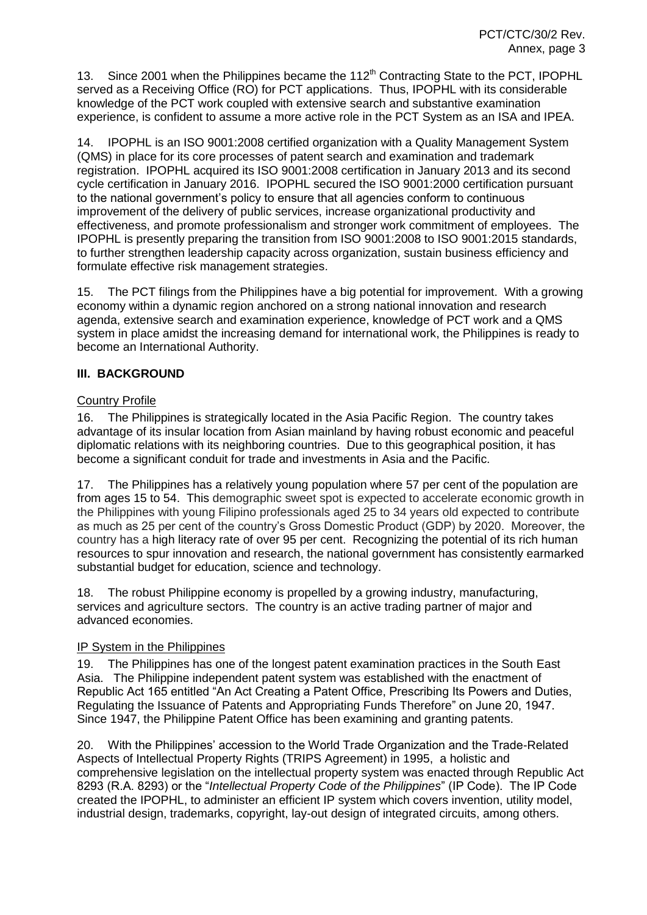13. Since 2001 when the Philippines became the 112[th] Contracting State to the PCT, IPOPHL served as a Receiving Office (RO) for PCT applications. Thus, IPOPHL with its considerable knowledge of the PCT work coupled with extensive search and substantive examination experience, is confident to assume a more active role in the PCT System as an ISA and IPEA.

14. IPOPHL is an ISO 9001:2008 certified organization with a Quality Management System (QMS) in place for its core processes of patent search and examination and trademark registration. IPOPHL acquired its ISO 9001:2008 certification in January 2013 and its second cycle certification in January 2016. IPOPHL secured the ISO 9001:2000 certification pursuant to the national government's policy to ensure that all agencies conform to continuous improvement of the delivery of public services, increase organizational productivity and effectiveness, and promote professionalism and stronger work commitment of employees. The IPOPHL is presently preparing the transition from ISO 9001:2008 to ISO 9001:2015 standards, to further strengthen leadership capacity across organization, sustain business efficiency and formulate effective risk management strategies.

15. The PCT filings from the Philippines have a big potential for improvement. With a growing economy within a dynamic region anchored on a strong national innovation and research agenda, extensive search and examination experience, knowledge of PCT work and a QMS system in place amidst the increasing demand for international work, the Philippines is ready to become an International Authority.

## III. BACKGROUND

Country Profile

16. The Philippines is strategically located in the Asia Pacific Region. The country takes advantage of its insular location from Asian mainland by having robust economic and peaceful diplomatic relations with its neighboring countries. Due to this geographical position, it has become a significant conduit for trade and investments in Asia and the Pacific.

17. The Philippines has a relatively young population where 57 per cent of the population are from ages 15 to 54. This demographic sweet spot is expected to accelerate economic growth in the Philippines with young Filipino professionals aged 25 to 34 years old expected to contribute as much as 25 per cent of the country's Gross Domestic Product (GDP) by 2020. Moreover, the country has a high literacy rate of over 95 per cent. Recognizing the potential of its rich human resources to spur innovation and research, the national government has consistently earmarked substantial budget for education, science and technology.

18. The robust Philippine economy is propelled by a growing industry, manufacturing, services and agriculture sectors. The country is an active trading partner of major and advanced economies.

IP System in the Philippines

19. The Philippines has one of the longest patent examination practices in the South East Asia. The Philippine independent patent system was established with the enactment of Republic Act 165 entitled "An Act Creating a Patent Office, Prescribing Its Powers and Duties, Regulating the Issuance of Patents and Appropriating Funds Therefore" on June 20, 1947. Since 1947, the Philippine Patent Office has been examining and granting patents.

20. With the Philippines' accession to the World Trade Organization and the Trade-Related Aspects of Intellectual Property Rights (TRIPS Agreement) in 1995, a holistic and comprehensive legislation on the intellectual property system was enacted through Republic Act 8293 (R.A. 8293) or the "*Intellectual Property Code of the Philippines*" (IP Code). The IP Code created the IPOPHL, to administer an efficient IP system which covers invention, utility model, industrial design, trademarks, copyright, lay-out design of integrated circuits, among others.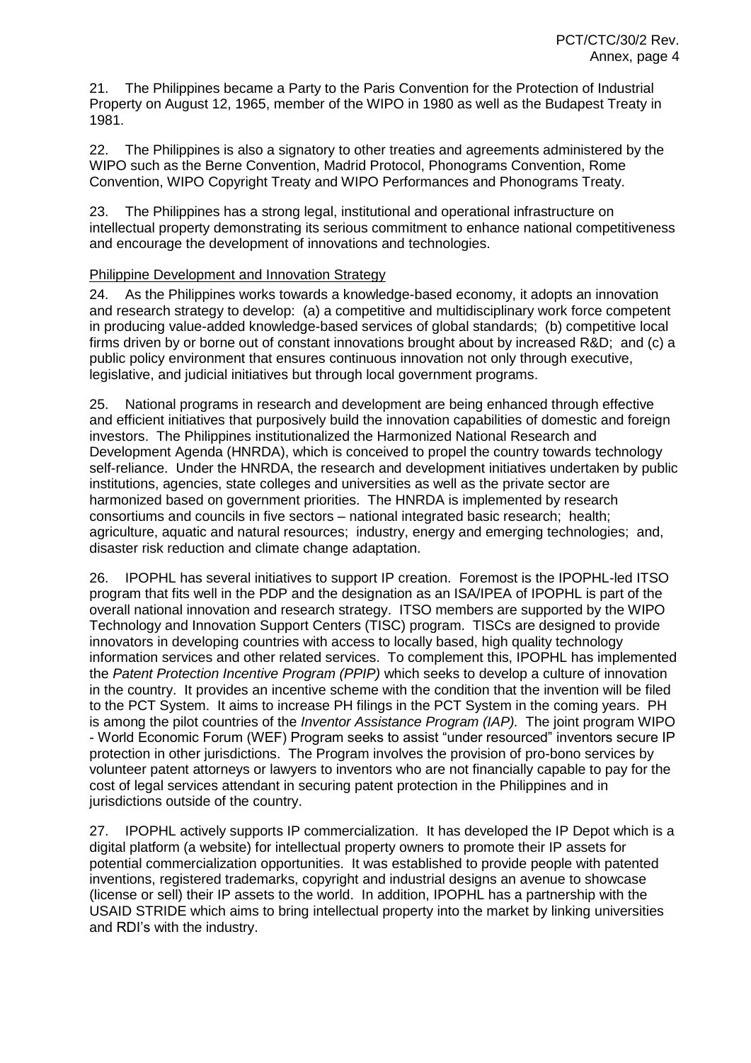21. The Philippines became a Party to the Paris Convention for the Protection of Industrial Property on August 12, 1965, member of the WIPO in 1980 as well as the Budapest Treaty in 1981.

22. The Philippines is also a signatory to other treaties and agreements administered by the WIPO such as the Berne Convention, Madrid Protocol, Phonograms Convention, Rome Convention, WIPO Copyright Treaty and WIPO Performances and Phonograms Treaty.

23. The Philippines has a strong legal, institutional and operational infrastructure on intellectual property demonstrating its serious commitment to enhance national competitiveness and encourage the development of innovations and technologies.

Philippine Development and Innovation Strategy

24. As the Philippines works towards a knowledge-based economy, it adopts an innovation and research strategy to develop: (a) a competitive and multidisciplinary work force competent in producing value-added knowledge-based services of global standards; (b) competitive local firms driven by or borne out of constant innovations brought about by increased R&D; and (c) a public policy environment that ensures continuous innovation not only through executive, legislative, and judicial initiatives but through local government programs.

25. National programs in research and development are being enhanced through effective and efficient initiatives that purposively build the innovation capabilities of domestic and foreign investors. The Philippines institutionalized the Harmonized National Research and Development Agenda (HNRDA), which is conceived to propel the country towards technology self-reliance. Under the HNRDA, the research and development initiatives undertaken by public institutions, agencies, state colleges and universities as well as the private sector are harmonized based on government priorities. The HNRDA is implemented by research consortiums and councils in five sectors – national integrated basic research; health; agriculture, aquatic and natural resources; industry, energy and emerging technologies; and, disaster risk reduction and climate change adaptation.

26. IPOPHL has several initiatives to support IP creation. Foremost is the IPOPHL-led ITSO program that fits well in the PDP and the designation as an ISA/IPEA of IPOPHL is part of the overall national innovation and research strategy. ITSO members are supported by the WIPO Technology and Innovation Support Centers (TISC) program. TISCs are designed to provide innovators in developing countries with access to locally based, high quality technology information services and other related services. To complement this, IPOPHL has implemented the *Patent Protection Incentive Program (PPIP)* which seeks to develop a culture of innovation in the country. It provides an incentive scheme with the condition that the invention will be filed to the PCT System. It aims to increase PH filings in the PCT System in the coming years. PH is among the pilot countries of the *Inventor Assistance Program (IAP).* The joint program WIPO - World Economic Forum (WEF) Program seeks to assist "under resourced" inventors secure IP protection in other jurisdictions. The Program involves the provision of pro-bono services by volunteer patent attorneys or lawyers to inventors who are not financially capable to pay for the cost of legal services attendant in securing patent protection in the Philippines and in jurisdictions outside of the country.

27. IPOPHL actively supports IP commercialization. It has developed the IP Depot which is a digital platform (a website) for intellectual property owners to promote their IP assets for potential commercialization opportunities. It was established to provide people with patented inventions, registered trademarks, copyright and industrial designs an avenue to showcase (license or sell) their IP assets to the world. In addition, IPOPHL has a partnership with the USAID STRIDE which aims to bring intellectual property into the market by linking universities and RDI's with the industry.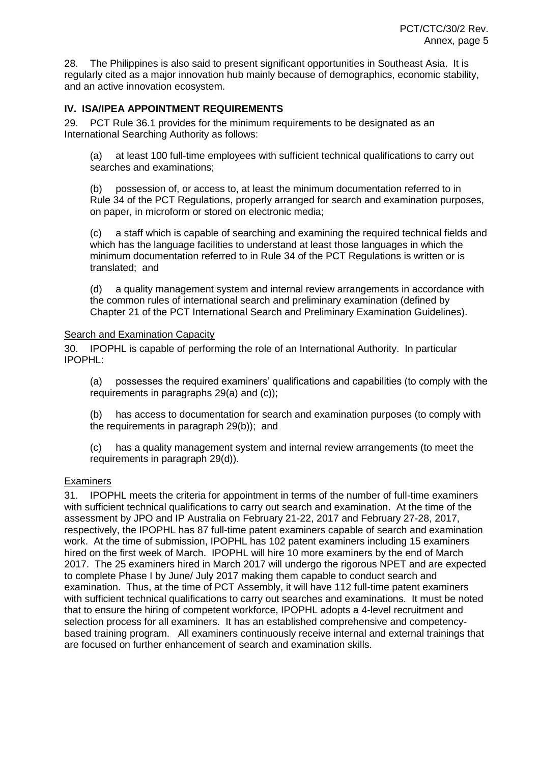28. The Philippines is also said to present significant opportunities in Southeast Asia. It is regularly cited as a major innovation hub mainly because of demographics, economic stability, and an active innovation ecosystem.

## IV. ISA/IPEA APPOINTMENT REQUIREMENTS

29. PCT Rule 36.1 provides for the minimum requirements to be designated as an International Searching Authority as follows:

(a) at least 100 full-time employees with sufficient technical qualifications to carry out searches and examinations;

(b) possession of, or access to, at least the minimum documentation referred to in Rule 34 of the PCT Regulations, properly arranged for search and examination purposes, on paper, in microform or stored on electronic media;

(c) a staff which is capable of searching and examining the required technical fields and which has the language facilities to understand at least those languages in which the minimum documentation referred to in Rule 34 of the PCT Regulations is written or is translated; and

(d) a quality management system and internal review arrangements in accordance with the common rules of international search and preliminary examination (defined by Chapter 21 of the PCT International Search and Preliminary Examination Guidelines).

### Search and Examination Capacity

30. IPOPHL is capable of performing the role of an International Authority. In particular IPOPHL:

(a) possesses the required examiners' qualifications and capabilities (to comply with the requirements in paragraphs 29(a) and (c));

(b) has access to documentation for search and examination purposes (to comply with the requirements in paragraph 29(b)); and

(c) has a quality management system and internal review arrangements (to meet the requirements in paragraph 29(d)).

### Examiners

31. IPOPHL meets the criteria for appointment in terms of the number of full-time examiners with sufficient technical qualifications to carry out search and examination. At the time of the assessment by JPO and IP Australia on February 21-22, 2017 and February 27-28, 2017, respectively, the IPOPHL has 87 full-time patent examiners capable of search and examination work. At the time of submission, IPOPHL has 102 patent examiners including 15 examiners hired on the first week of March. IPOPHL will hire 10 more examiners by the end of March 2017. The 25 examiners hired in March 2017 will undergo the rigorous NPET and are expected to complete Phase I by June/ July 2017 making them capable to conduct search and examination. Thus, at the time of PCT Assembly, it will have 112 full-time patent examiners with sufficient technical qualifications to carry out searches and examinations. It must be noted that to ensure the hiring of competent workforce, IPOPHL adopts a 4-level recruitment and selection process for all examiners. It has an established comprehensive and competency-based training program. All examiners continuously receive internal and external trainings that are focused on further enhancement of search and examination skills.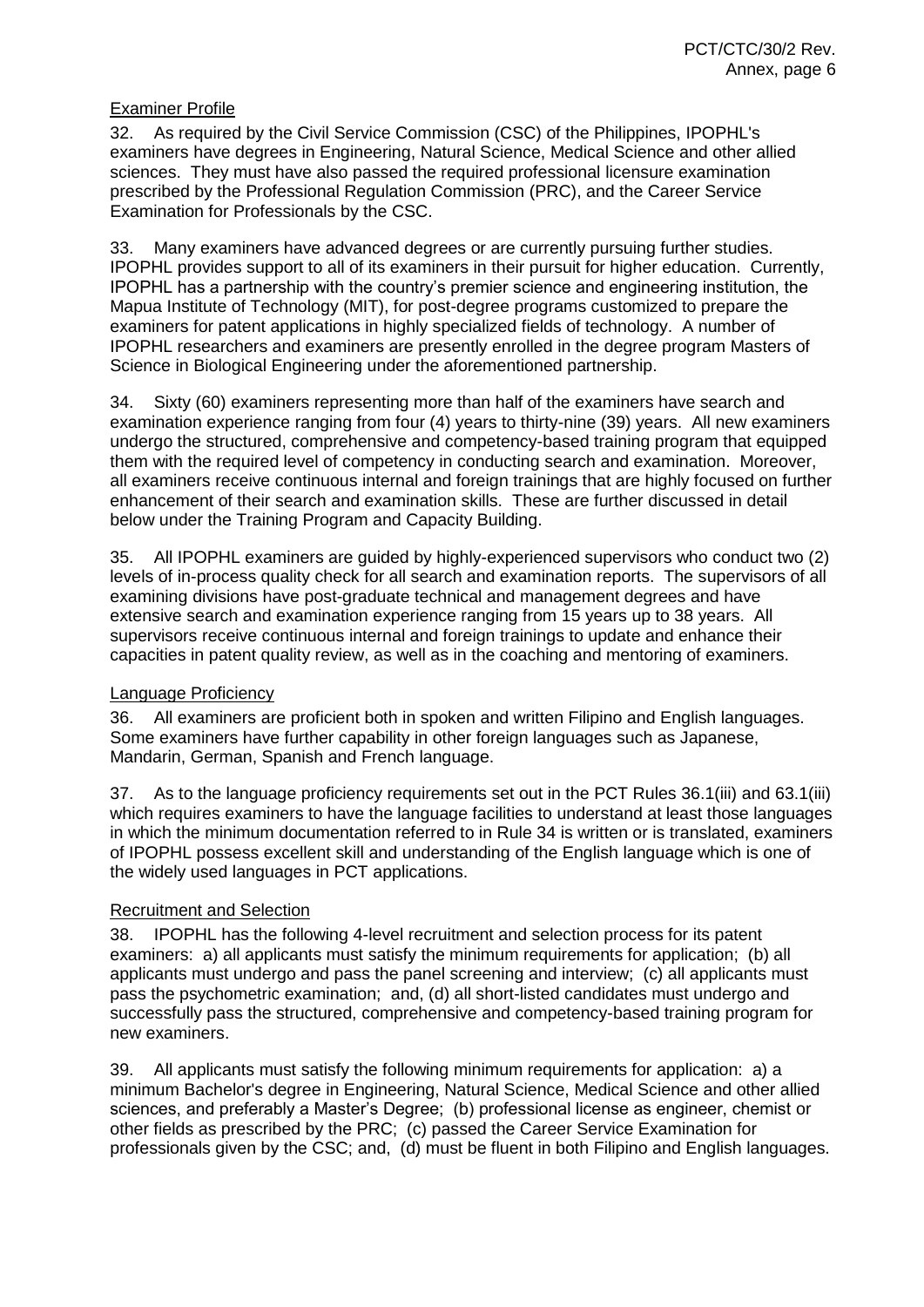Examiner Profile

32. As required by the Civil Service Commission (CSC) of the Philippines, IPOPHL's examiners have degrees in Engineering, Natural Science, Medical Science and other allied sciences. They must have also passed the required professional licensure examination prescribed by the Professional Regulation Commission (PRC), and the Career Service Examination for Professionals by the CSC.

33. Many examiners have advanced degrees or are currently pursuing further studies. IPOPHL provides support to all of its examiners in their pursuit for higher education. Currently, IPOPHL has a partnership with the country's premier science and engineering institution, the Mapua Institute of Technology (MIT), for post-degree programs customized to prepare the examiners for patent applications in highly specialized fields of technology. A number of IPOPHL researchers and examiners are presently enrolled in the degree program Masters of Science in Biological Engineering under the aforementioned partnership.

34. Sixty (60) examiners representing more than half of the examiners have search and examination experience ranging from four (4) years to thirty-nine (39) years. All new examiners undergo the structured, comprehensive and competency-based training program that equipped them with the required level of competency in conducting search and examination. Moreover, all examiners receive continuous internal and foreign trainings that are highly focused on further enhancement of their search and examination skills. These are further discussed in detail below under the Training Program and Capacity Building.

35. All IPOPHL examiners are guided by highly-experienced supervisors who conduct two (2) levels of in-process quality check for all search and examination reports. The supervisors of all examining divisions have post-graduate technical and management degrees and have extensive search and examination experience ranging from 15 years up to 38 years. All supervisors receive continuous internal and foreign trainings to update and enhance their capacities in patent quality review, as well as in the coaching and mentoring of examiners.

Language Proficiency

36. All examiners are proficient both in spoken and written Filipino and English languages. Some examiners have further capability in other foreign languages such as Japanese, Mandarin, German, Spanish and French language.

37. As to the language proficiency requirements set out in the PCT Rules 36.1(iii) and 63.1(iii) which requires examiners to have the language facilities to understand at least those languages in which the minimum documentation referred to in Rule 34 is written or is translated, examiners of IPOPHL possess excellent skill and understanding of the English language which is one of the widely used languages in PCT applications.

Recruitment and Selection

38. IPOPHL has the following 4-level recruitment and selection process for its patent examiners: a) all applicants must satisfy the minimum requirements for application; (b) all applicants must undergo and pass the panel screening and interview; (c) all applicants must pass the psychometric examination; and, (d) all short-listed candidates must undergo and successfully pass the structured, comprehensive and competency-based training program for new examiners.

39. All applicants must satisfy the following minimum requirements for application: a) a minimum Bachelor's degree in Engineering, Natural Science, Medical Science and other allied sciences, and preferably a Master's Degree; (b) professional license as engineer, chemist or other fields as prescribed by the PRC; (c) passed the Career Service Examination for professionals given by the CSC; and, (d) must be fluent in both Filipino and English languages.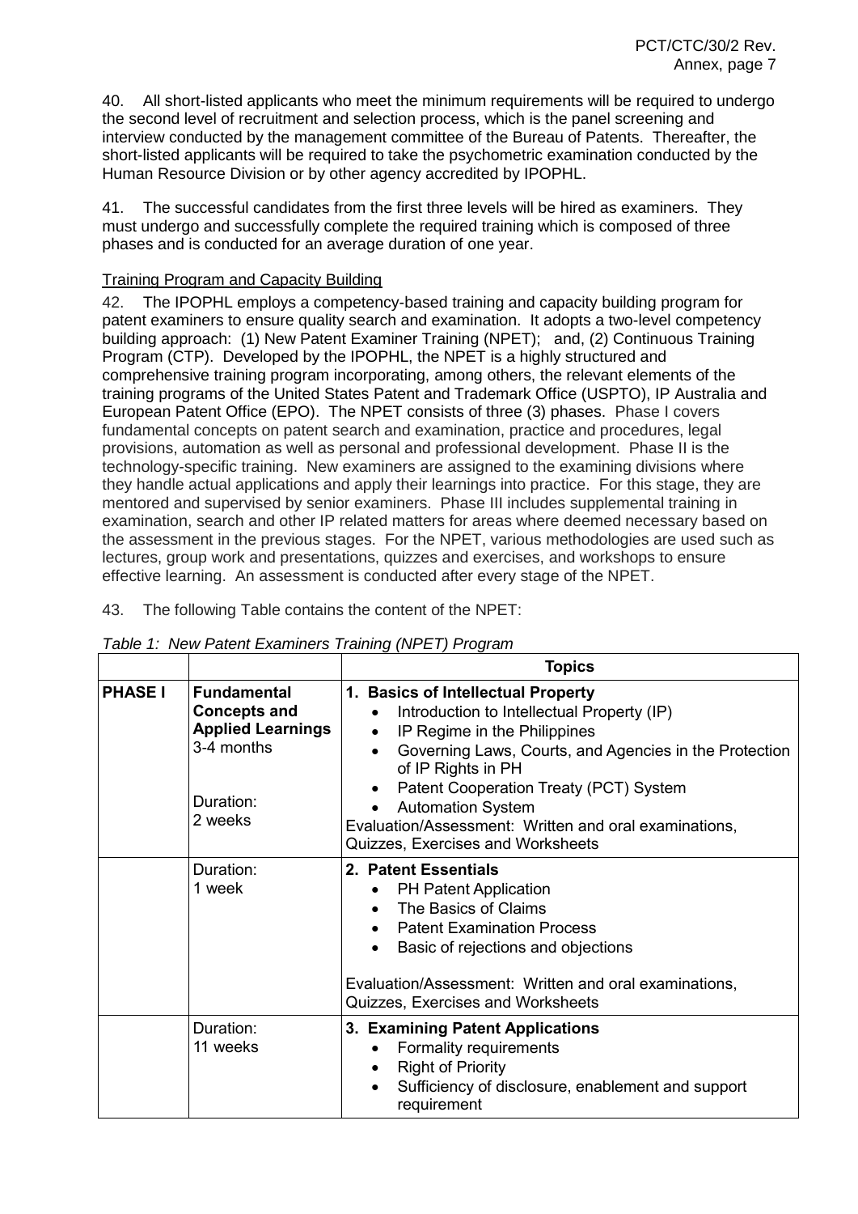40. All short-listed applicants who meet the minimum requirements will be required to undergo the second level of recruitment and selection process, which is the panel screening and interview conducted by the management committee of the Bureau of Patents. Thereafter, the short-listed applicants will be required to take the psychometric examination conducted by the Human Resource Division or by other agency accredited by IPOPHL.

41. The successful candidates from the first three levels will be hired as examiners. They must undergo and successfully complete the required training which is composed of three phases and is conducted for an average duration of one year.

Training Program and Capacity Building

42. The IPOPHL employs a competency-based training and capacity building program for patent examiners to ensure quality search and examination. It adopts a two-level competency building approach: (1) New Patent Examiner Training (NPET); and, (2) Continuous Training Program (CTP). Developed by the IPOPHL, the NPET is a highly structured and comprehensive training program incorporating, among others, the relevant elements of the training programs of the United States Patent and Trademark Office (USPTO), IP Australia and European Patent Office (EPO). The NPET consists of three (3) phases. Phase I covers fundamental concepts on patent search and examination, practice and procedures, legal provisions, automation as well as personal and professional development. Phase II is the technology-specific training. New examiners are assigned to the examining divisions where they handle actual applications and apply their learnings into practice. For this stage, they are mentored and supervised by senior examiners. Phase III includes supplemental training in examination, search and other IP related matters for areas where deemed necessary based on the assessment in the previous stages. For the NPET, various methodologies are used such as lectures, group work and presentations, quizzes and exercises, and workshops to ensure effective learning. An assessment is conducted after every stage of the NPET.

43. The following Table contains the content of the NPET:

*Table 1: New Patent Examiners Training (NPET) Program*

| | | **Topics** |
|---|---|---|
| **PHASE I** | **Fundamental Concepts and Applied Learnings** 3-4 months<br><br>Duration: 2 weeks | **1. Basics of Intellectual Property**<br>• Introduction to Intellectual Property (IP)<br>• IP Regime in the Philippines<br>• Governing Laws, Courts, and Agencies in the Protection of IP Rights in PH<br>• Patent Cooperation Treaty (PCT) System<br>• Automation System<br>Evaluation/Assessment: Written and oral examinations, Quizzes, Exercises and Worksheets |
| | Duration: 1 week | **2. Patent Essentials**<br>• PH Patent Application<br>• The Basics of Claims<br>• Patent Examination Process<br>• Basic of rejections and objections<br><br>Evaluation/Assessment: Written and oral examinations, Quizzes, Exercises and Worksheets |
| | Duration: 11 weeks | **3. Examining Patent Applications**<br>• Formality requirements<br>• Right of Priority<br>• Sufficiency of disclosure, enablement and support requirement |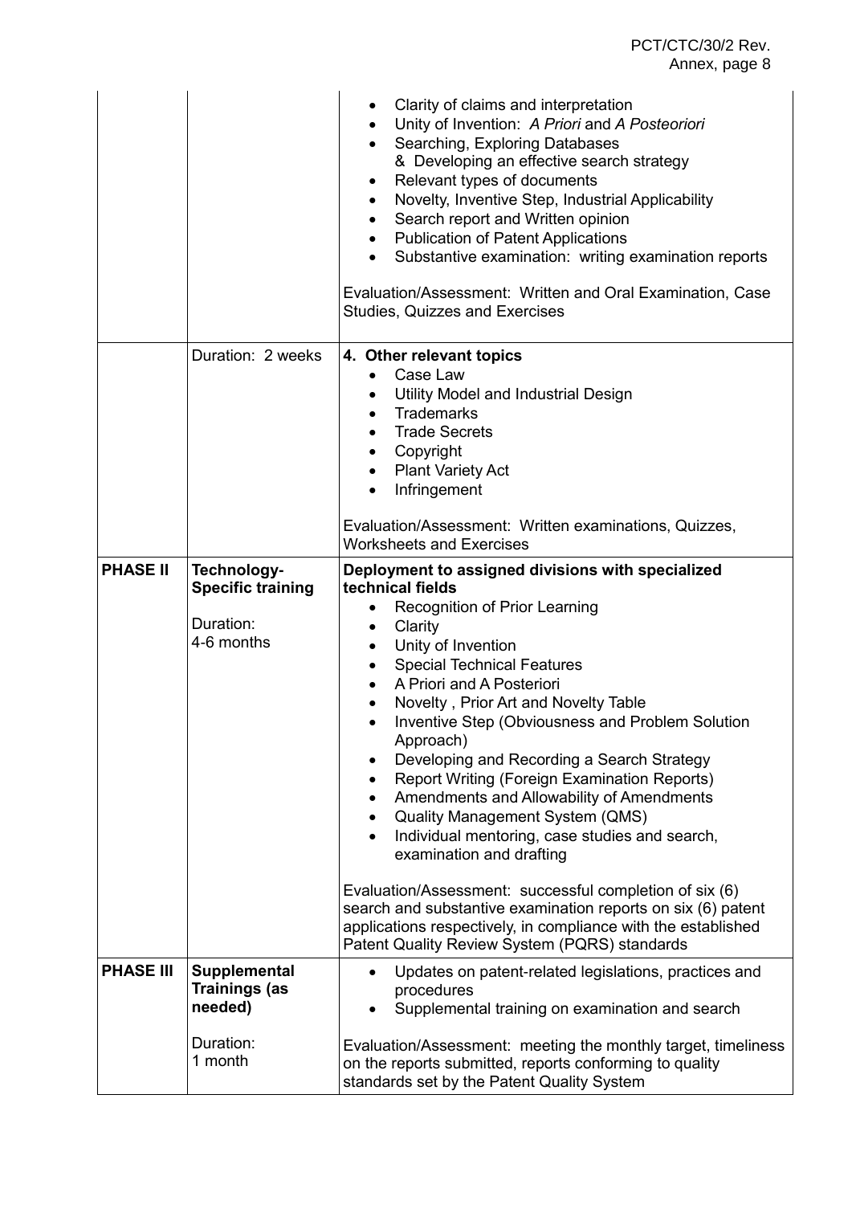| | | |
|---|---|---|
| | | • Clarity of claims and interpretation<br>• Unity of Invention: *A Priori* and *A Posteriori*<br>• Searching, Exploring Databases & Developing an effective search strategy<br>• Relevant types of documents<br>• Novelty, Inventive Step, Industrial Applicability<br>• Search report and Written opinion<br>• Publication of Patent Applications<br>• Substantive examination: writing examination reports<br><br>Evaluation/Assessment: Written and Oral Examination, Case Studies, Quizzes and Exercises |
| | Duration: 2 weeks | **4. Other relevant topics**<br>• Case Law<br>• Utility Model and Industrial Design<br>• Trademarks<br>• Trade Secrets<br>• Copyright<br>• Plant Variety Act<br>• Infringement<br><br>Evaluation/Assessment: Written examinations, Quizzes, Worksheets and Exercises |
| **PHASE II** | **Technology-Specific training**<br><br>Duration:<br>4-6 months | **Deployment to assigned divisions with specialized technical fields**<br>• Recognition of Prior Learning<br>• Clarity<br>• Unity of Invention<br>• Special Technical Features<br>• A Priori and A Posteriori<br>• Novelty , Prior Art and Novelty Table<br>• Inventive Step (Obviousness and Problem Solution Approach)<br>• Developing and Recording a Search Strategy<br>• Report Writing (Foreign Examination Reports)<br>• Amendments and Allowability of Amendments<br>• Quality Management System (QMS)<br>• Individual mentoring, case studies and search, examination and drafting<br><br>Evaluation/Assessment: successful completion of six (6) search and substantive examination reports on six (6) patent applications respectively, in compliance with the established Patent Quality Review System (PQRS) standards |
| **PHASE III** | **Supplemental Trainings (as needed)**<br><br>Duration:<br>1 month | • Updates on patent-related legislations, practices and procedures<br>• Supplemental training on examination and search<br><br>Evaluation/Assessment: meeting the monthly target, timeliness on the reports submitted, reports conforming to quality standards set by the Patent Quality System |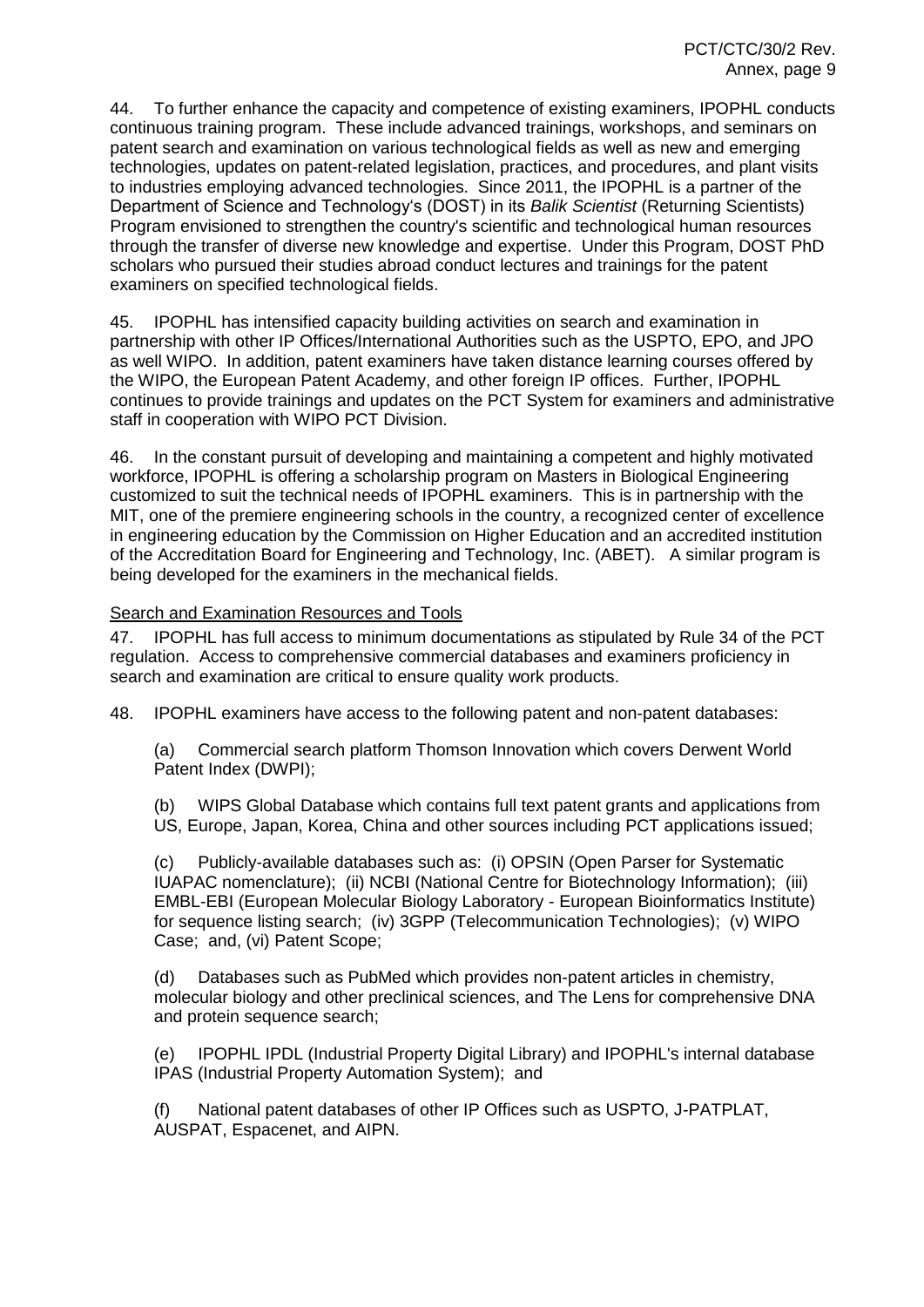44. To further enhance the capacity and competence of existing examiners, IPOPHL conducts continuous training program. These include advanced trainings, workshops, and seminars on patent search and examination on various technological fields as well as new and emerging technologies, updates on patent-related legislation, practices, and procedures, and plant visits to industries employing advanced technologies. Since 2011, the IPOPHL is a partner of the Department of Science and Technology's (DOST) in its *Balik Scientist* (Returning Scientists) Program envisioned to strengthen the country's scientific and technological human resources through the transfer of diverse new knowledge and expertise. Under this Program, DOST PhD scholars who pursued their studies abroad conduct lectures and trainings for the patent examiners on specified technological fields.

45. IPOPHL has intensified capacity building activities on search and examination in partnership with other IP Offices/International Authorities such as the USPTO, EPO, and JPO as well WIPO. In addition, patent examiners have taken distance learning courses offered by the WIPO, the European Patent Academy, and other foreign IP offices. Further, IPOPHL continues to provide trainings and updates on the PCT System for examiners and administrative staff in cooperation with WIPO PCT Division.

46. In the constant pursuit of developing and maintaining a competent and highly motivated workforce, IPOPHL is offering a scholarship program on Masters in Biological Engineering customized to suit the technical needs of IPOPHL examiners. This is in partnership with the MIT, one of the premiere engineering schools in the country, a recognized center of excellence in engineering education by the Commission on Higher Education and an accredited institution of the Accreditation Board for Engineering and Technology, Inc. (ABET). A similar program is being developed for the examiners in the mechanical fields.

Search and Examination Resources and Tools

47. IPOPHL has full access to minimum documentations as stipulated by Rule 34 of the PCT regulation. Access to comprehensive commercial databases and examiners proficiency in search and examination are critical to ensure quality work products.

48. IPOPHL examiners have access to the following patent and non-patent databases:

(a) Commercial search platform Thomson Innovation which covers Derwent World Patent Index (DWPI);

(b) WIPS Global Database which contains full text patent grants and applications from US, Europe, Japan, Korea, China and other sources including PCT applications issued;

(c) Publicly-available databases such as: (i) OPSIN (Open Parser for Systematic IUAPAC nomenclature); (ii) NCBI (National Centre for Biotechnology Information); (iii) EMBL-EBI (European Molecular Biology Laboratory - European Bioinformatics Institute) for sequence listing search; (iv) 3GPP (Telecommunication Technologies); (v) WIPO Case; and, (vi) Patent Scope;

(d) Databases such as PubMed which provides non-patent articles in chemistry, molecular biology and other preclinical sciences, and The Lens for comprehensive DNA and protein sequence search;

(e) IPOPHL IPDL (Industrial Property Digital Library) and IPOPHL's internal database IPAS (Industrial Property Automation System); and

(f) National patent databases of other IP Offices such as USPTO, J-PATPLAT, AUSPAT, Espacenet, and AIPN.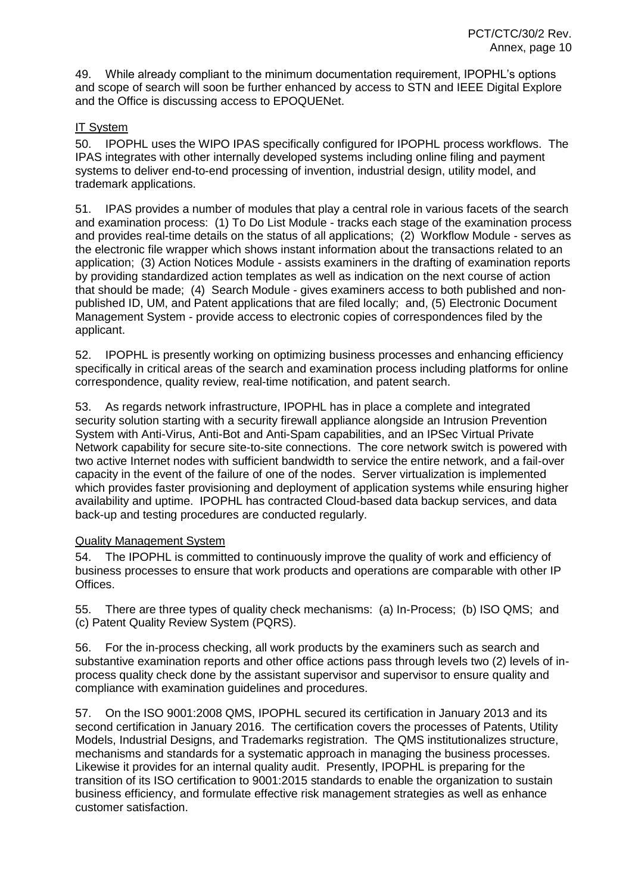49. While already compliant to the minimum documentation requirement, IPOPHL's options and scope of search will soon be further enhanced by access to STN and IEEE Digital Explore and the Office is discussing access to EPOQUENet.

IT System

50. IPOPHL uses the WIPO IPAS specifically configured for IPOPHL process workflows. The IPAS integrates with other internally developed systems including online filing and payment systems to deliver end-to-end processing of invention, industrial design, utility model, and trademark applications.

51. IPAS provides a number of modules that play a central role in various facets of the search and examination process: (1) To Do List Module - tracks each stage of the examination process and provides real-time details on the status of all applications; (2) Workflow Module - serves as the electronic file wrapper which shows instant information about the transactions related to an application; (3) Action Notices Module - assists examiners in the drafting of examination reports by providing standardized action templates as well as indication on the next course of action that should be made; (4) Search Module - gives examiners access to both published and non-published ID, UM, and Patent applications that are filed locally; and, (5) Electronic Document Management System - provide access to electronic copies of correspondences filed by the applicant.

52. IPOPHL is presently working on optimizing business processes and enhancing efficiency specifically in critical areas of the search and examination process including platforms for online correspondence, quality review, real-time notification, and patent search.

53. As regards network infrastructure, IPOPHL has in place a complete and integrated security solution starting with a security firewall appliance alongside an Intrusion Prevention System with Anti-Virus, Anti-Bot and Anti-Spam capabilities, and an IPSec Virtual Private Network capability for secure site-to-site connections. The core network switch is powered with two active Internet nodes with sufficient bandwidth to service the entire network, and a fail-over capacity in the event of the failure of one of the nodes. Server virtualization is implemented which provides faster provisioning and deployment of application systems while ensuring higher availability and uptime. IPOPHL has contracted Cloud-based data backup services, and data back-up and testing procedures are conducted regularly.

Quality Management System

54. The IPOPHL is committed to continuously improve the quality of work and efficiency of business processes to ensure that work products and operations are comparable with other IP Offices.

55. There are three types of quality check mechanisms: (a) In-Process; (b) ISO QMS; and (c) Patent Quality Review System (PQRS).

56. For the in-process checking, all work products by the examiners such as search and substantive examination reports and other office actions pass through levels two (2) levels of in-process quality check done by the assistant supervisor and supervisor to ensure quality and compliance with examination guidelines and procedures.

57. On the ISO 9001:2008 QMS, IPOPHL secured its certification in January 2013 and its second certification in January 2016. The certification covers the processes of Patents, Utility Models, Industrial Designs, and Trademarks registration. The QMS institutionalizes structure, mechanisms and standards for a systematic approach in managing the business processes. Likewise it provides for an internal quality audit. Presently, IPOPHL is preparing for the transition of its ISO certification to 9001:2015 standards to enable the organization to sustain business efficiency, and formulate effective risk management strategies as well as enhance customer satisfaction.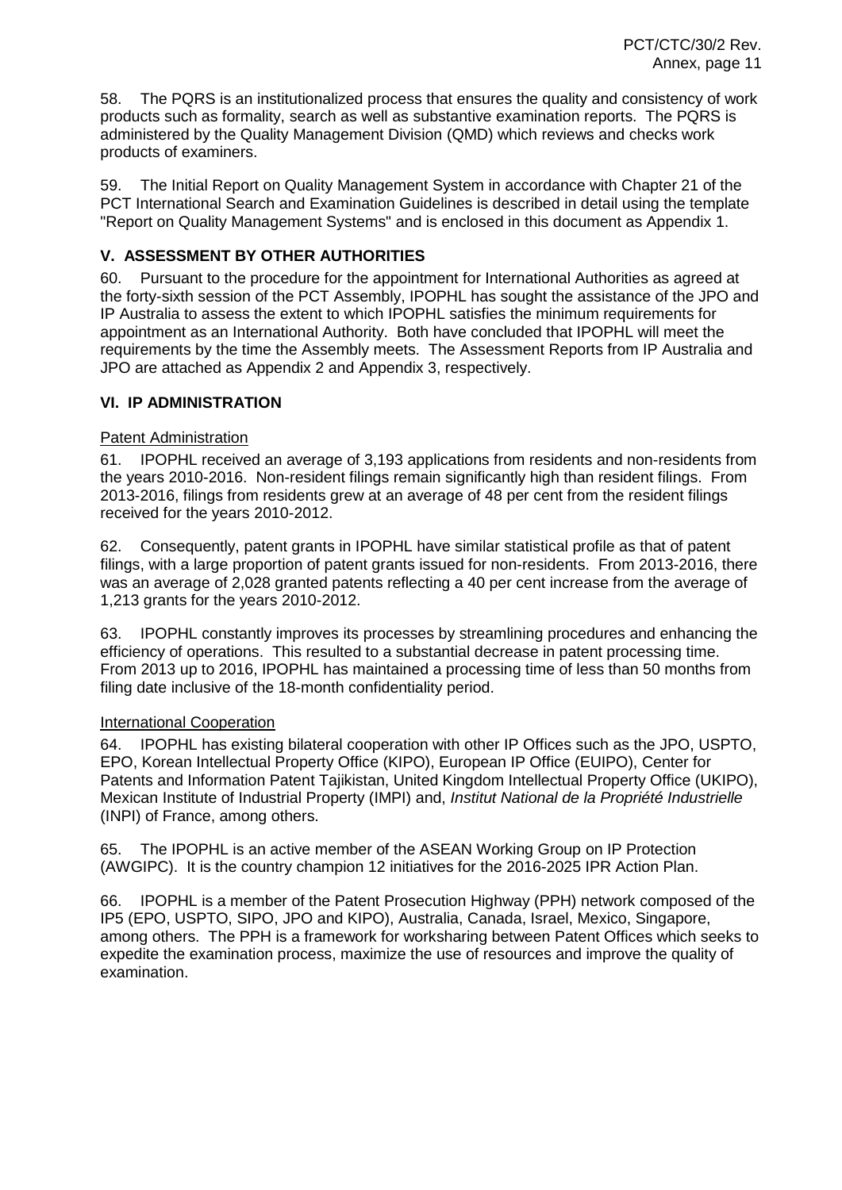58. The PQRS is an institutionalized process that ensures the quality and consistency of work products such as formality, search as well as substantive examination reports. The PQRS is administered by the Quality Management Division (QMD) which reviews and checks work products of examiners.

59. The Initial Report on Quality Management System in accordance with Chapter 21 of the PCT International Search and Examination Guidelines is described in detail using the template "Report on Quality Management Systems" and is enclosed in this document as Appendix 1.

## V. ASSESSMENT BY OTHER AUTHORITIES

60. Pursuant to the procedure for the appointment for International Authorities as agreed at the forty-sixth session of the PCT Assembly, IPOPHL has sought the assistance of the JPO and IP Australia to assess the extent to which IPOPHL satisfies the minimum requirements for appointment as an International Authority. Both have concluded that IPOPHL will meet the requirements by the time the Assembly meets. The Assessment Reports from IP Australia and JPO are attached as Appendix 2 and Appendix 3, respectively.

## VI. IP ADMINISTRATION

Patent Administration

61. IPOPHL received an average of 3,193 applications from residents and non-residents from the years 2010-2016. Non-resident filings remain significantly high than resident filings. From 2013-2016, filings from residents grew at an average of 48 per cent from the resident filings received for the years 2010-2012.

62. Consequently, patent grants in IPOPHL have similar statistical profile as that of patent filings, with a large proportion of patent grants issued for non-residents. From 2013-2016, there was an average of 2,028 granted patents reflecting a 40 per cent increase from the average of 1,213 grants for the years 2010-2012.

63. IPOPHL constantly improves its processes by streamlining procedures and enhancing the efficiency of operations. This resulted to a substantial decrease in patent processing time. From 2013 up to 2016, IPOPHL has maintained a processing time of less than 50 months from filing date inclusive of the 18-month confidentiality period.

International Cooperation

64. IPOPHL has existing bilateral cooperation with other IP Offices such as the JPO, USPTO, EPO, Korean Intellectual Property Office (KIPO), European IP Office (EUIPO), Center for Patents and Information Patent Tajikistan, United Kingdom Intellectual Property Office (UKIPO), Mexican Institute of Industrial Property (IMPI) and, *Institut National de la Propriété Industrielle* (INPI) of France, among others.

65. The IPOPHL is an active member of the ASEAN Working Group on IP Protection (AWGIPC). It is the country champion 12 initiatives for the 2016-2025 IPR Action Plan.

66. IPOPHL is a member of the Patent Prosecution Highway (PPH) network composed of the IP5 (EPO, USPTO, SIPO, JPO and KIPO), Australia, Canada, Israel, Mexico, Singapore, among others. The PPH is a framework for worksharing between Patent Offices which seeks to expedite the examination process, maximize the use of resources and improve the quality of examination.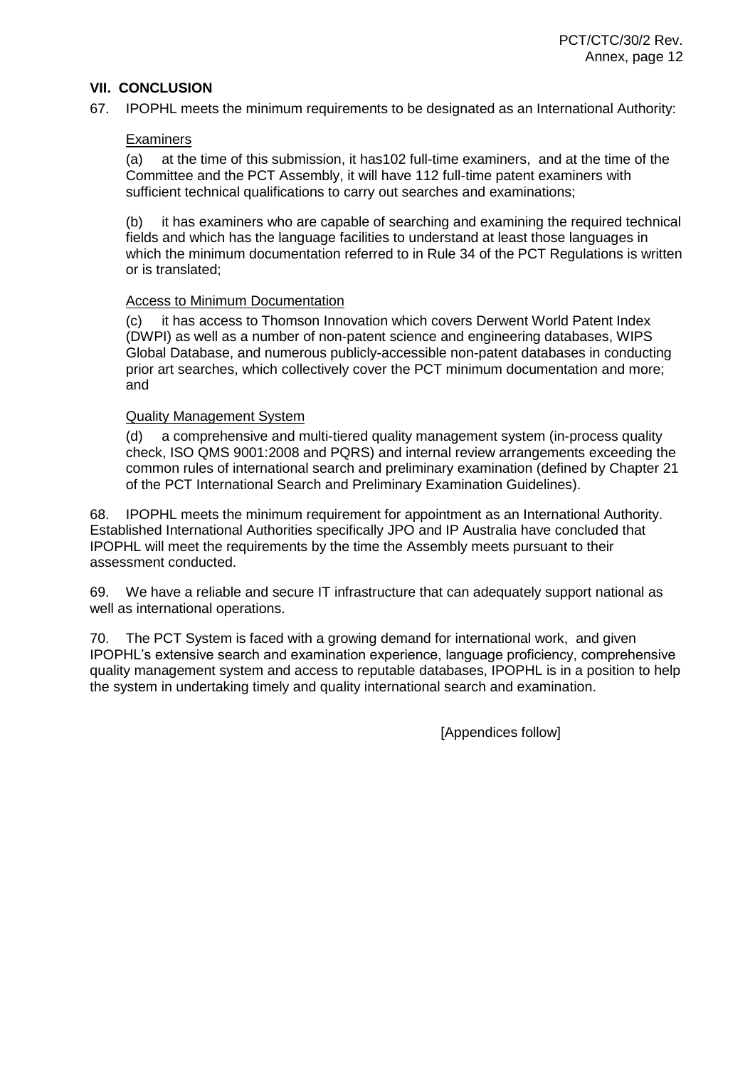## VII. CONCLUSION

67. IPOPHL meets the minimum requirements to be designated as an International Authority:

<u>Examiners</u>

(a) at the time of this submission, it has102 full-time examiners, and at the time of the Committee and the PCT Assembly, it will have 112 full-time patent examiners with sufficient technical qualifications to carry out searches and examinations;

(b) it has examiners who are capable of searching and examining the required technical fields and which has the language facilities to understand at least those languages in which the minimum documentation referred to in Rule 34 of the PCT Regulations is written or is translated;

<u>Access to Minimum Documentation</u>

(c) it has access to Thomson Innovation which covers Derwent World Patent Index (DWPI) as well as a number of non-patent science and engineering databases, WIPS Global Database, and numerous publicly-accessible non-patent databases in conducting prior art searches, which collectively cover the PCT minimum documentation and more; and

<u>Quality Management System</u>

(d) a comprehensive and multi-tiered quality management system (in-process quality check, ISO QMS 9001:2008 and PQRS) and internal review arrangements exceeding the common rules of international search and preliminary examination (defined by Chapter 21 of the PCT International Search and Preliminary Examination Guidelines).

68. IPOPHL meets the minimum requirement for appointment as an International Authority. Established International Authorities specifically JPO and IP Australia have concluded that IPOPHL will meet the requirements by the time the Assembly meets pursuant to their assessment conducted.

69. We have a reliable and secure IT infrastructure that can adequately support national as well as international operations.

70. The PCT System is faced with a growing demand for international work, and given IPOPHL's extensive search and examination experience, language proficiency, comprehensive quality management system and access to reputable databases, IPOPHL is in a position to help the system in undertaking timely and quality international search and examination.

[Appendices follow]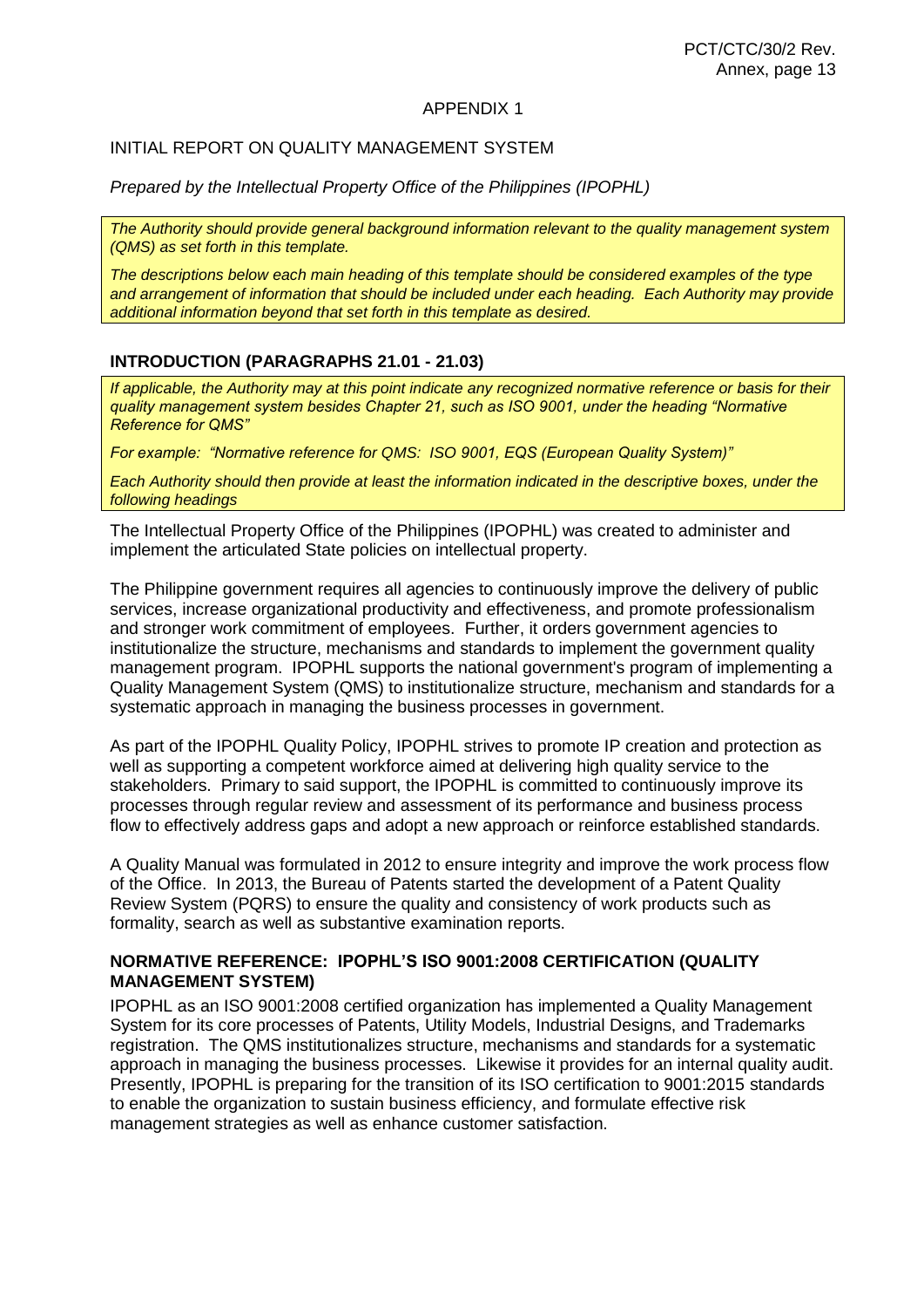APPENDIX 1

INITIAL REPORT ON QUALITY MANAGEMENT SYSTEM

*Prepared by the Intellectual Property Office of the Philippines (IPOPHL)*

*The Authority should provide general background information relevant to the quality management system (QMS) as set forth in this template.*

*The descriptions below each main heading of this template should be considered examples of the type and arrangement of information that should be included under each heading. Each Authority may provide additional information beyond that set forth in this template as desired.*

## INTRODUCTION (PARAGRAPHS 21.01 - 21.03)

*If applicable, the Authority may at this point indicate any recognized normative reference or basis for their quality management system besides Chapter 21, such as ISO 9001, under the heading "Normative Reference for QMS"*

*For example: "Normative reference for QMS: ISO 9001, EQS (European Quality System)"*

*Each Authority should then provide at least the information indicated in the descriptive boxes, under the following headings*

The Intellectual Property Office of the Philippines (IPOPHL) was created to administer and implement the articulated State policies on intellectual property.

The Philippine government requires all agencies to continuously improve the delivery of public services, increase organizational productivity and effectiveness, and promote professionalism and stronger work commitment of employees. Further, it orders government agencies to institutionalize the structure, mechanisms and standards to implement the government quality management program. IPOPHL supports the national government's program of implementing a Quality Management System (QMS) to institutionalize structure, mechanism and standards for a systematic approach in managing the business processes in government.

As part of the IPOPHL Quality Policy, IPOPHL strives to promote IP creation and protection as well as supporting a competent workforce aimed at delivering high quality service to the stakeholders. Primary to said support, the IPOPHL is committed to continuously improve its processes through regular review and assessment of its performance and business process flow to effectively address gaps and adopt a new approach or reinforce established standards.

A Quality Manual was formulated in 2012 to ensure integrity and improve the work process flow of the Office. In 2013, the Bureau of Patents started the development of a Patent Quality Review System (PQRS) to ensure the quality and consistency of work products such as formality, search as well as substantive examination reports.

## NORMATIVE REFERENCE: IPOPHL'S ISO 9001:2008 CERTIFICATION (QUALITY MANAGEMENT SYSTEM)

IPOPHL as an ISO 9001:2008 certified organization has implemented a Quality Management System for its core processes of Patents, Utility Models, Industrial Designs, and Trademarks registration. The QMS institutionalizes structure, mechanisms and standards for a systematic approach in managing the business processes. Likewise it provides for an internal quality audit. Presently, IPOPHL is preparing for the transition of its ISO certification to 9001:2015 standards to enable the organization to sustain business efficiency, and formulate effective risk management strategies as well as enhance customer satisfaction.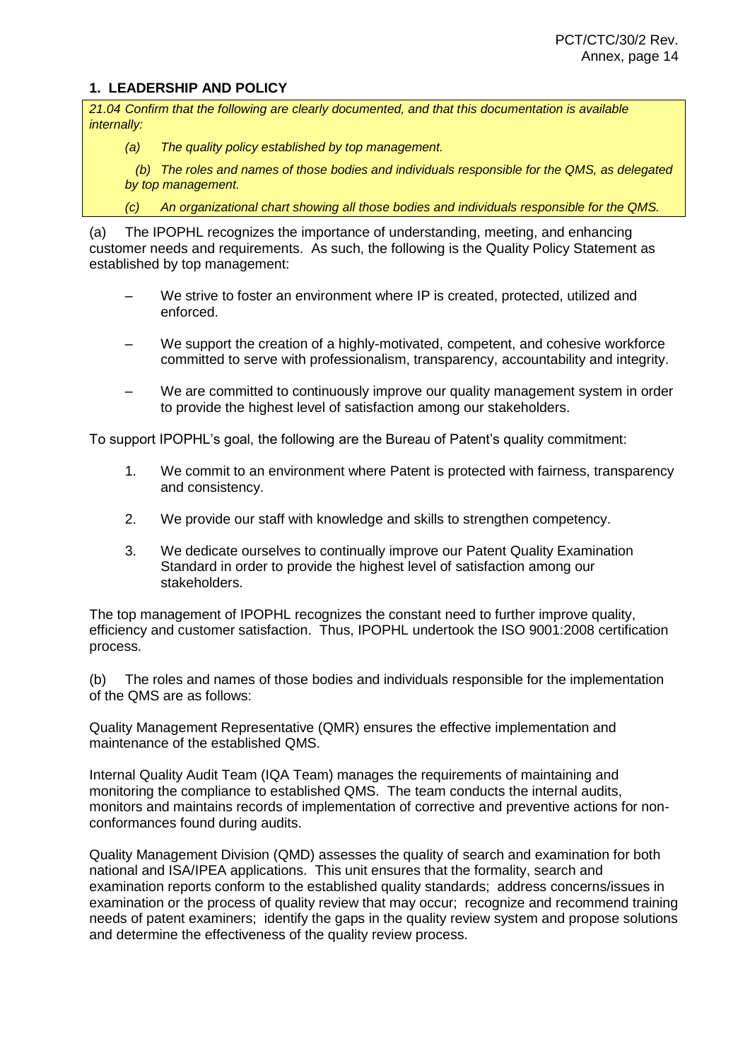## 1. LEADERSHIP AND POLICY

*21.04 Confirm that the following are clearly documented, and that this documentation is available internally:*

*(a) The quality policy established by top management.*

*(b) The roles and names of those bodies and individuals responsible for the QMS, as delegated by top management.*

*(c) An organizational chart showing all those bodies and individuals responsible for the QMS.*

(a) The IPOPHL recognizes the importance of understanding, meeting, and enhancing customer needs and requirements. As such, the following is the Quality Policy Statement as established by top management:

- We strive to foster an environment where IP is created, protected, utilized and enforced.
- We support the creation of a highly-motivated, competent, and cohesive workforce committed to serve with professionalism, transparency, accountability and integrity.
- We are committed to continuously improve our quality management system in order to provide the highest level of satisfaction among our stakeholders.

To support IPOPHL's goal, the following are the Bureau of Patent's quality commitment:

1. We commit to an environment where Patent is protected with fairness, transparency and consistency.
2. We provide our staff with knowledge and skills to strengthen competency.
3. We dedicate ourselves to continually improve our Patent Quality Examination Standard in order to provide the highest level of satisfaction among our stakeholders.

The top management of IPOPHL recognizes the constant need to further improve quality, efficiency and customer satisfaction. Thus, IPOPHL undertook the ISO 9001:2008 certification process.

(b) The roles and names of those bodies and individuals responsible for the implementation of the QMS are as follows:

Quality Management Representative (QMR) ensures the effective implementation and maintenance of the established QMS.

Internal Quality Audit Team (IQA Team) manages the requirements of maintaining and monitoring the compliance to established QMS. The team conducts the internal audits, monitors and maintains records of implementation of corrective and preventive actions for non-conformances found during audits.

Quality Management Division (QMD) assesses the quality of search and examination for both national and ISA/IPEA applications. This unit ensures that the formality, search and examination reports conform to the established quality standards; address concerns/issues in examination or the process of quality review that may occur; recognize and recommend training needs of patent examiners; identify the gaps in the quality review system and propose solutions and determine the effectiveness of the quality review process.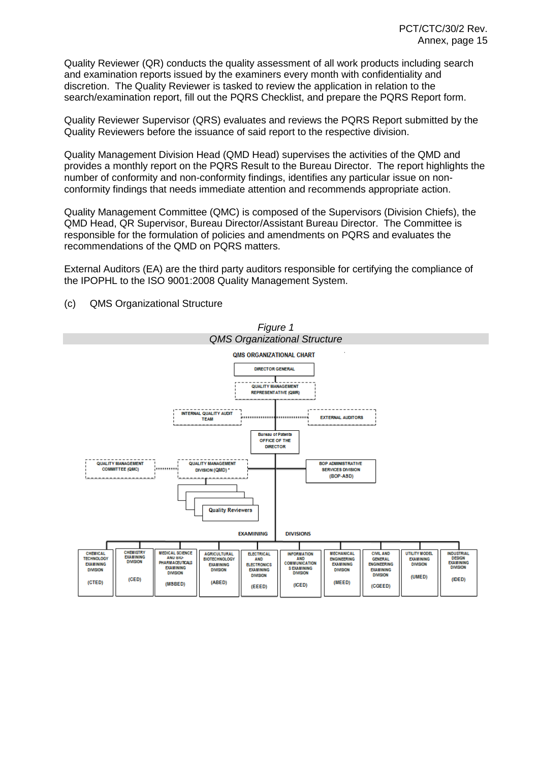Quality Reviewer (QR) conducts the quality assessment of all work products including search and examination reports issued by the examiners every month with confidentiality and discretion. The Quality Reviewer is tasked to review the application in relation to the search/examination report, fill out the PQRS Checklist, and prepare the PQRS Report form.

Quality Reviewer Supervisor (QRS) evaluates and reviews the PQRS Report submitted by the Quality Reviewers before the issuance of said report to the respective division.

Quality Management Division Head (QMD Head) supervises the activities of the QMD and provides a monthly report on the PQRS Result to the Bureau Director. The report highlights the number of conformity and non-conformity findings, identifies any particular issue on non-conformity findings that needs immediate attention and recommends appropriate action.

Quality Management Committee (QMC) is composed of the Supervisors (Division Chiefs), the QMD Head, QR Supervisor, Bureau Director/Assistant Bureau Director. The Committee is responsible for the formulation of policies and amendments on PQRS and evaluates the recommendations of the QMD on PQRS matters.

External Auditors (EA) are the third party auditors responsible for certifying the compliance of the IPOPHL to the ISO 9001:2008 Quality Management System.

(c) QMS Organizational Structure

*Figure 1*

*QMS Organizational Structure*

QMS ORGANIZATIONAL CHART

- DIRECTOR GENERAL
  - QUALITY MANAGEMENT REPRESENTATIVE (QMR)
    - INTERNAL QUALITY AUDIT TEAM
    - EXTERNAL AUDITORS
    - Bureau of Patents OFFICE OF THE DIRECTOR
      - QUALITY MANAGEMENT COMMITTEE (QMC)
      - QUALITY MANAGEMENT DIVISION (QMD) *
        - Quality Reviewers
      - BOP ADMINISTRATIVE SERVICES DIVISION (BOP-ASD)
      - EXAMINING DIVISIONS
        - CHEMICAL TECHNOLOGY EXAMINING DIVISION (CTED)
        - CHEMISTRY EXAMINING DIVISION (CED)
        - MEDICAL SCIENCE AND BIO-PHARMACEUTICALS EXAMINING DIVISION (MSBED)
        - AGRICULTURAL BIOTECHNOLOGY EXAMINING DIVISION (ABED)
        - ELECTRICAL AND ELECTRONICS EXAMINING DIVISION (EEED)
        - INFORMATION AND COMMUNICATIONS EXAMINING DIVISION (ICED)
        - MECHANICAL ENGINEERING EXAMINING DIVISION (MEED)
        - CIVIL AND GENERAL ENGINEERING EXAMINING DIVISION (CGEED)
        - UTILITY MODEL EXAMINING DIVISION (UMED)
        - INDUSTRIAL DESIGN EXAMINING DIVISION (IDED)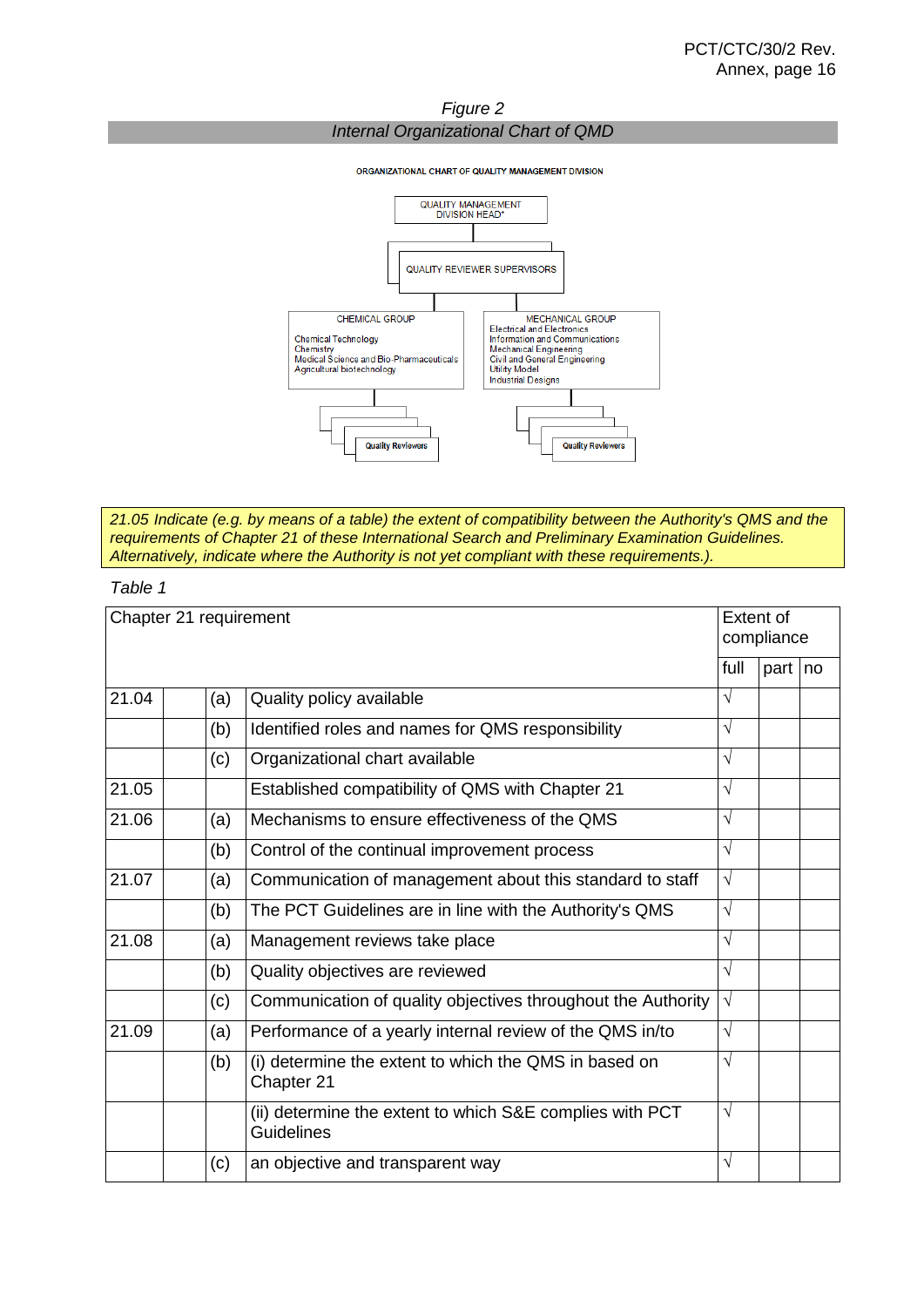*Figure 2*

*Internal Organizational Chart of QMD*

ORGANIZATIONAL CHART OF QUALITY MANAGEMENT DIVISION

QUALITY MANAGEMENT DIVISION HEAD*

QUALITY REVIEWER SUPERVISORS

CHEMICAL GROUP
Chemical Technology
Chemistry
Medical Science and Bio-Pharmaceuticals
Agricultural biotechnology

MECHANICAL GROUP
Electrical and Electronics
Information and Communications
Mechanical Engineering
Civil and General Engineering
Utility Model
Industrial Designs

Quality Reviewers

Quality Reviewers

*21.05 Indicate (e.g. by means of a table) the extent of compatibility between the Authority's QMS and the requirements of Chapter 21 of these International Search and Preliminary Examination Guidelines. Alternatively, indicate where the Authority is not yet compliant with these requirements.).*

*Table 1*

| Chapter 21 requirement | | | | Extent of compliance | | |
|---|---|---|---|---|---|---|
| | | | | full | part | no |
| 21.04 | | (a) | Quality policy available | √ | | |
| | | (b) | Identified roles and names for QMS responsibility | √ | | |
| | | (c) | Organizational chart available | √ | | |
| 21.05 | | | Established compatibility of QMS with Chapter 21 | √ | | |
| 21.06 | | (a) | Mechanisms to ensure effectiveness of the QMS | √ | | |
| | | (b) | Control of the continual improvement process | √ | | |
| 21.07 | | (a) | Communication of management about this standard to staff | √ | | |
| | | (b) | The PCT Guidelines are in line with the Authority's QMS | √ | | |
| 21.08 | | (a) | Management reviews take place | √ | | |
| | | (b) | Quality objectives are reviewed | √ | | |
| | | (c) | Communication of quality objectives throughout the Authority | √ | | |
| 21.09 | | (a) | Performance of a yearly internal review of the QMS in/to | √ | | |
| | | (b) | (i) determine the extent to which the QMS in based on Chapter 21 | √ | | |
| | | | (ii) determine the extent to which S&E complies with PCT Guidelines | √ | | |
| | | (c) | an objective and transparent way | √ | | |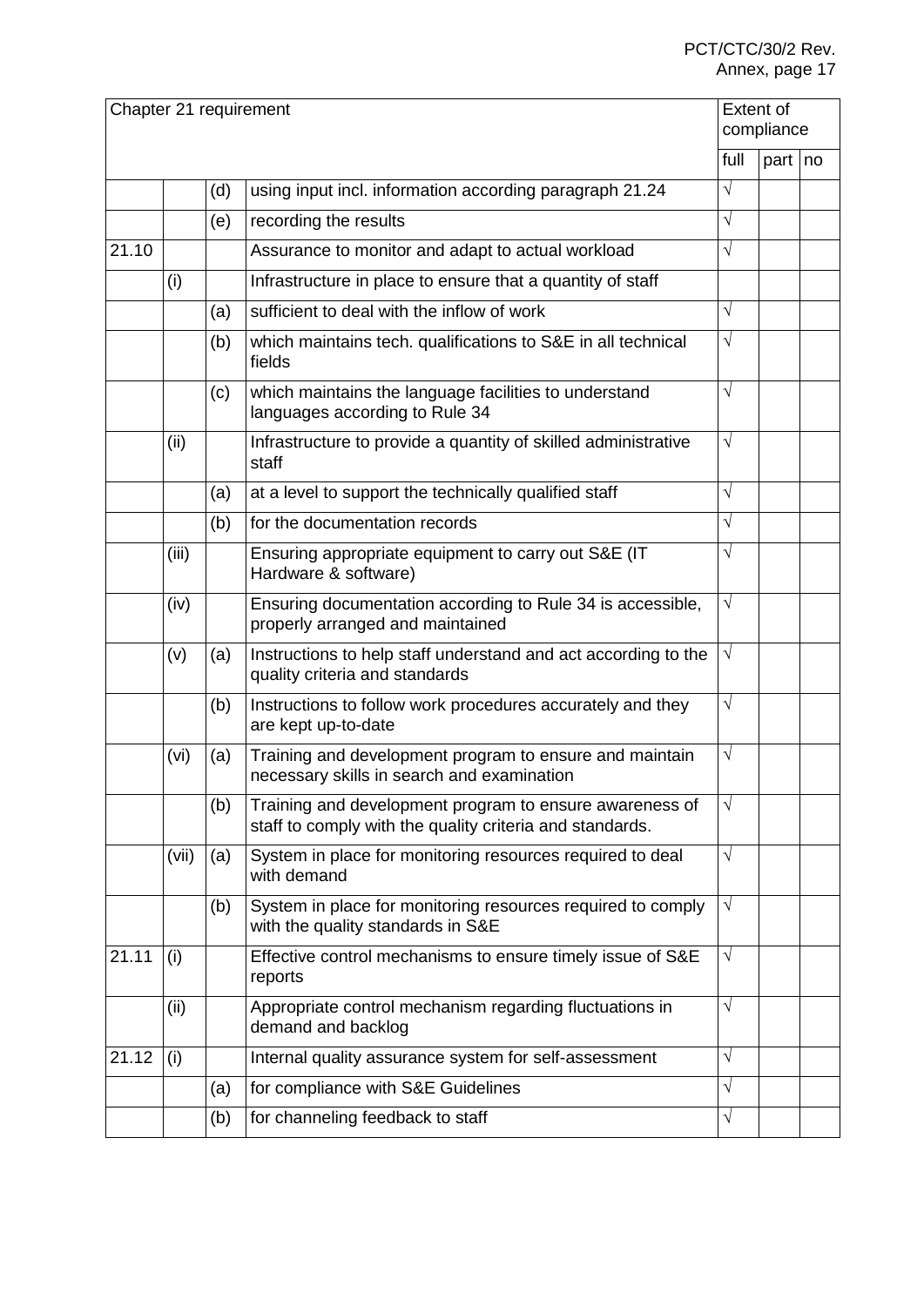| Chapter 21 requirement | | | | Extent of compliance | | |
|---|---|---|---|---|---|---|
| | | | | full | part | no |
| | | (d) | using input incl. information according paragraph 21.24 | √ | | |
| | | (e) | recording the results | √ | | |
| 21.10 | | | Assurance to monitor and adapt to actual workload | √ | | |
| | (i) | | Infrastructure in place to ensure that a quantity of staff | | | |
| | | (a) | sufficient to deal with the inflow of work | √ | | |
| | | (b) | which maintains tech. qualifications to S&E in all technical fields | √ | | |
| | | (c) | which maintains the language facilities to understand languages according to Rule 34 | √ | | |
| | (ii) | | Infrastructure to provide a quantity of skilled administrative staff | √ | | |
| | | (a) | at a level to support the technically qualified staff | √ | | |
| | | (b) | for the documentation records | √ | | |
| | (iii) | | Ensuring appropriate equipment to carry out S&E (IT Hardware & software) | √ | | |
| | (iv) | | Ensuring documentation according to Rule 34 is accessible, properly arranged and maintained | √ | | |
| | (v) | (a) | Instructions to help staff understand and act according to the quality criteria and standards | √ | | |
| | | (b) | Instructions to follow work procedures accurately and they are kept up-to-date | √ | | |
| | (vi) | (a) | Training and development program to ensure and maintain necessary skills in search and examination | √ | | |
| | | (b) | Training and development program to ensure awareness of staff to comply with the quality criteria and standards. | √ | | |
| | (vii) | (a) | System in place for monitoring resources required to deal with demand | √ | | |
| | | (b) | System in place for monitoring resources required to comply with the quality standards in S&E | √ | | |
| 21.11 | (i) | | Effective control mechanisms to ensure timely issue of S&E reports | √ | | |
| | (ii) | | Appropriate control mechanism regarding fluctuations in demand and backlog | √ | | |
| 21.12 | (i) | | Internal quality assurance system for self-assessment | √ | | |
| | | (a) | for compliance with S&E Guidelines | √ | | |
| | | (b) | for channeling feedback to staff | √ | | |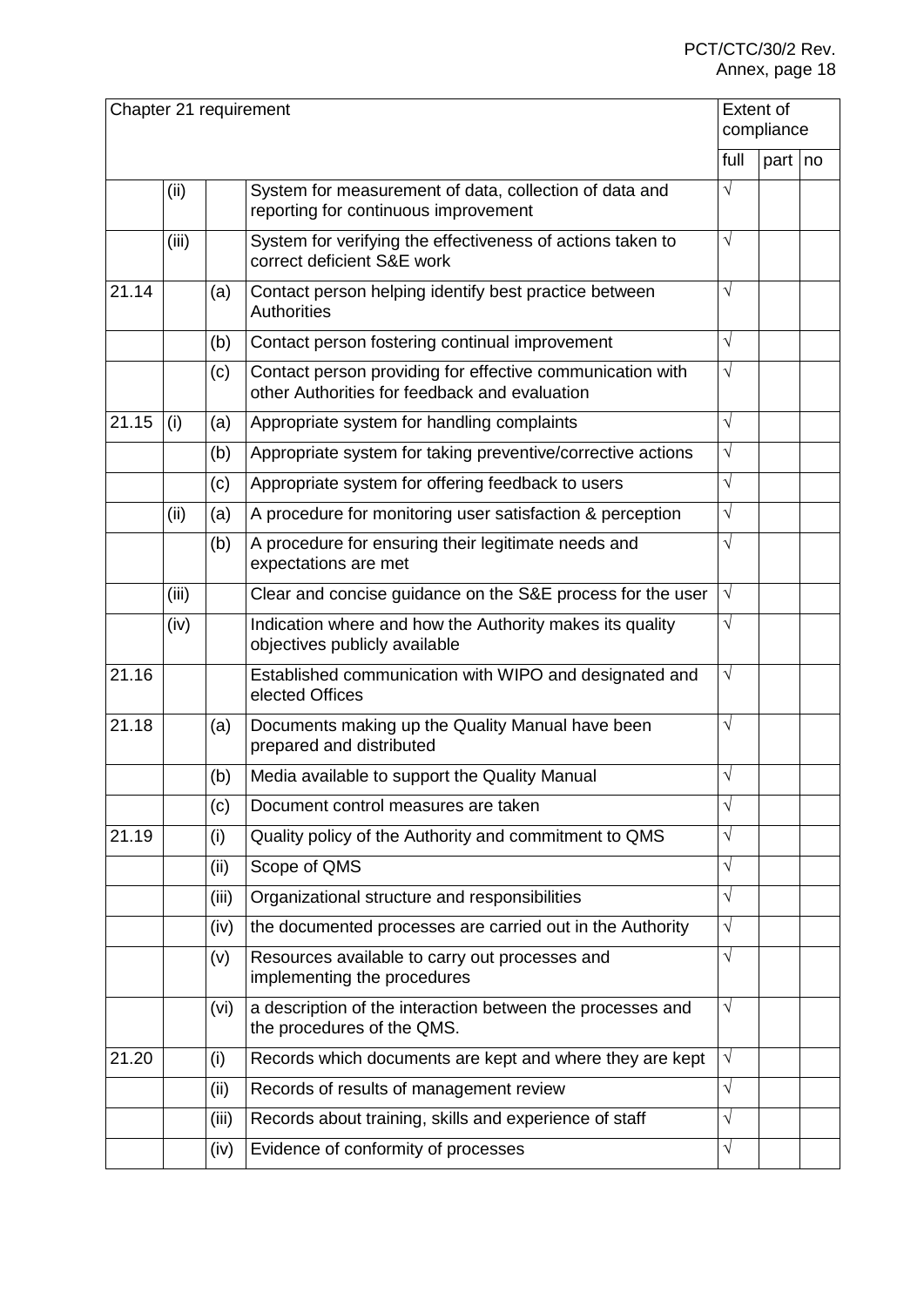| Chapter 21 requirement | | | | Extent of compliance | | |
|---|---|---|---|---|---|---|
| | | | | full | part | no |
| | (ii) | | System for measurement of data, collection of data and reporting for continuous improvement | √ | | |
| | (iii) | | System for verifying the effectiveness of actions taken to correct deficient S&E work | √ | | |
| 21.14 | | (a) | Contact person helping identify best practice between Authorities | √ | | |
| | | (b) | Contact person fostering continual improvement | √ | | |
| | | (c) | Contact person providing for effective communication with other Authorities for feedback and evaluation | √ | | |
| 21.15 | (i) | (a) | Appropriate system for handling complaints | √ | | |
| | | (b) | Appropriate system for taking preventive/corrective actions | √ | | |
| | | (c) | Appropriate system for offering feedback to users | √ | | |
| | (ii) | (a) | A procedure for monitoring user satisfaction & perception | √ | | |
| | | (b) | A procedure for ensuring their legitimate needs and expectations are met | √ | | |
| | (iii) | | Clear and concise guidance on the S&E process for the user | √ | | |
| | (iv) | | Indication where and how the Authority makes its quality objectives publicly available | √ | | |
| 21.16 | | | Established communication with WIPO and designated and elected Offices | √ | | |
| 21.18 | | (a) | Documents making up the Quality Manual have been prepared and distributed | √ | | |
| | | (b) | Media available to support the Quality Manual | √ | | |
| | | (c) | Document control measures are taken | √ | | |
| 21.19 | | (i) | Quality policy of the Authority and commitment to QMS | √ | | |
| | | (ii) | Scope of QMS | √ | | |
| | | (iii) | Organizational structure and responsibilities | √ | | |
| | | (iv) | the documented processes are carried out in the Authority | √ | | |
| | | (v) | Resources available to carry out processes and implementing the procedures | √ | | |
| | | (vi) | a description of the interaction between the processes and the procedures of the QMS. | √ | | |
| 21.20 | | (i) | Records which documents are kept and where they are kept | √ | | |
| | | (ii) | Records of results of management review | √ | | |
| | | (iii) | Records about training, skills and experience of staff | √ | | |
| | | (iv) | Evidence of conformity of processes | √ | | |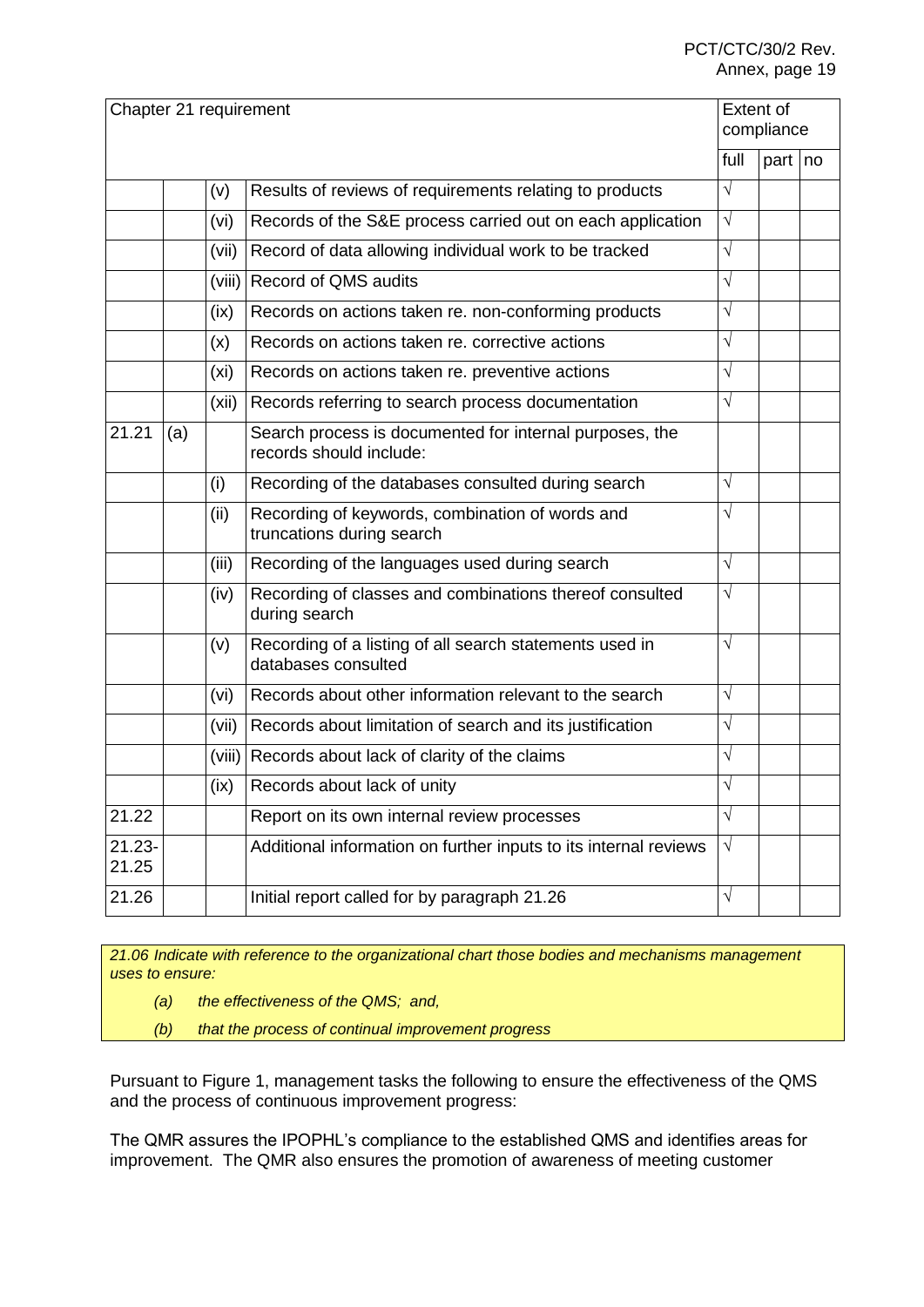| Chapter 21 requirement | | | | Extent of compliance | | |
|---|---|---|---|---|---|---|
| | | | | full | part | no |
| | | (v) | Results of reviews of requirements relating to products | √ | | |
| | | (vi) | Records of the S&E process carried out on each application | √ | | |
| | | (vii) | Record of data allowing individual work to be tracked | √ | | |
| | | (viii) | Record of QMS audits | √ | | |
| | | (ix) | Records on actions taken re. non-conforming products | √ | | |
| | | (x) | Records on actions taken re. corrective actions | √ | | |
| | | (xi) | Records on actions taken re. preventive actions | √ | | |
| | | (xii) | Records referring to search process documentation | √ | | |
| 21.21 | (a) | | Search process is documented for internal purposes, the records should include: | | | |
| | | (i) | Recording of the databases consulted during search | √ | | |
| | | (ii) | Recording of keywords, combination of words and truncations during search | √ | | |
| | | (iii) | Recording of the languages used during search | √ | | |
| | | (iv) | Recording of classes and combinations thereof consulted during search | √ | | |
| | | (v) | Recording of a listing of all search statements used in databases consulted | √ | | |
| | | (vi) | Records about other information relevant to the search | √ | | |
| | | (vii) | Records about limitation of search and its justification | √ | | |
| | | (viii) | Records about lack of clarity of the claims | √ | | |
| | | (ix) | Records about lack of unity | √ | | |
| 21.22 | | | Report on its own internal review processes | √ | | |
| 21.23-21.25 | | | Additional information on further inputs to its internal reviews | √ | | |
| 21.26 | | | Initial report called for by paragraph 21.26 | √ | | |

*21.06 Indicate with reference to the organizational chart those bodies and mechanisms management uses to ensure:*

*(a) the effectiveness of the QMS; and,*

*(b) that the process of continual improvement progress*

Pursuant to Figure 1, management tasks the following to ensure the effectiveness of the QMS and the process of continuous improvement progress:

The QMR assures the IPOPHL's compliance to the established QMS and identifies areas for improvement. The QMR also ensures the promotion of awareness of meeting customer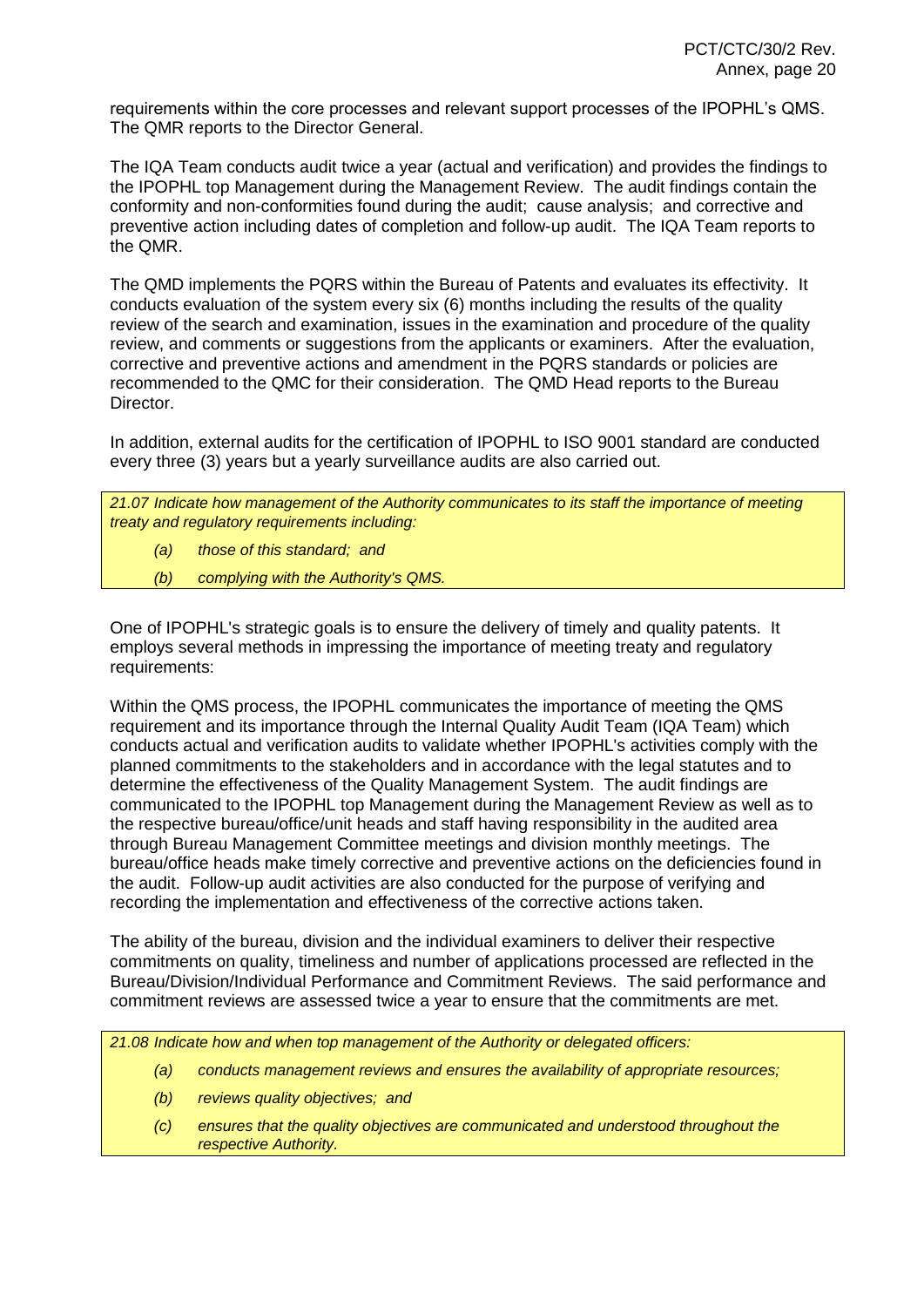requirements within the core processes and relevant support processes of the IPOPHL's QMS. The QMR reports to the Director General.

The IQA Team conducts audit twice a year (actual and verification) and provides the findings to the IPOPHL top Management during the Management Review. The audit findings contain the conformity and non-conformities found during the audit; cause analysis; and corrective and preventive action including dates of completion and follow-up audit. The IQA Team reports to the QMR.

The QMD implements the PQRS within the Bureau of Patents and evaluates its effectivity. It conducts evaluation of the system every six (6) months including the results of the quality review of the search and examination, issues in the examination and procedure of the quality review, and comments or suggestions from the applicants or examiners. After the evaluation, corrective and preventive actions and amendment in the PQRS standards or policies are recommended to the QMC for their consideration. The QMD Head reports to the Bureau Director.

In addition, external audits for the certification of IPOPHL to ISO 9001 standard are conducted every three (3) years but a yearly surveillance audits are also carried out.

*21.07 Indicate how management of the Authority communicates to its staff the importance of meeting treaty and regulatory requirements including:*

*(a) those of this standard; and*

*(b) complying with the Authority's QMS.*

One of IPOPHL's strategic goals is to ensure the delivery of timely and quality patents. It employs several methods in impressing the importance of meeting treaty and regulatory requirements:

Within the QMS process, the IPOPHL communicates the importance of meeting the QMS requirement and its importance through the Internal Quality Audit Team (IQA Team) which conducts actual and verification audits to validate whether IPOPHL's activities comply with the planned commitments to the stakeholders and in accordance with the legal statutes and to determine the effectiveness of the Quality Management System. The audit findings are communicated to the IPOPHL top Management during the Management Review as well as to the respective bureau/office/unit heads and staff having responsibility in the audited area through Bureau Management Committee meetings and division monthly meetings. The bureau/office heads make timely corrective and preventive actions on the deficiencies found in the audit. Follow-up audit activities are also conducted for the purpose of verifying and recording the implementation and effectiveness of the corrective actions taken.

The ability of the bureau, division and the individual examiners to deliver their respective commitments on quality, timeliness and number of applications processed are reflected in the Bureau/Division/Individual Performance and Commitment Reviews. The said performance and commitment reviews are assessed twice a year to ensure that the commitments are met.

*21.08 Indicate how and when top management of the Authority or delegated officers:*

*(a) conducts management reviews and ensures the availability of appropriate resources;*

*(b) reviews quality objectives; and*

*(c) ensures that the quality objectives are communicated and understood throughout the respective Authority.*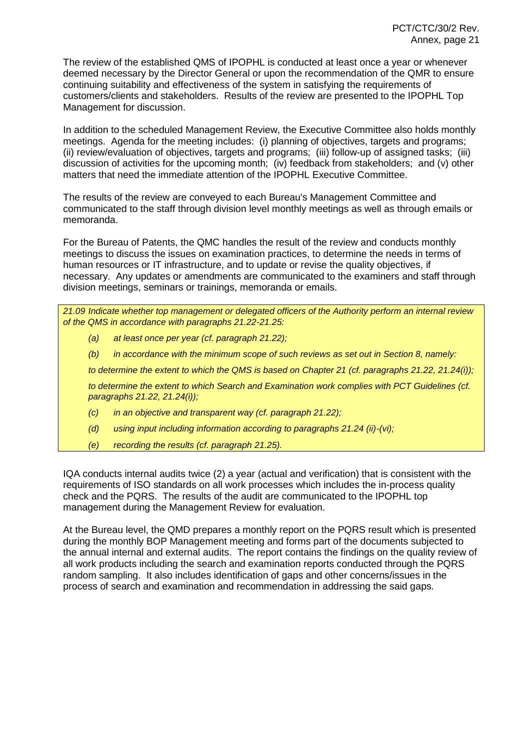The review of the established QMS of IPOPHL is conducted at least once a year or whenever deemed necessary by the Director General or upon the recommendation of the QMR to ensure continuing suitability and effectiveness of the system in satisfying the requirements of customers/clients and stakeholders. Results of the review are presented to the IPOPHL Top Management for discussion.

In addition to the scheduled Management Review, the Executive Committee also holds monthly meetings. Agenda for the meeting includes: (i) planning of objectives, targets and programs; (ii) review/evaluation of objectives, targets and programs; (iii) follow-up of assigned tasks; (iii) discussion of activities for the upcoming month; (iv) feedback from stakeholders; and (v) other matters that need the immediate attention of the IPOPHL Executive Committee.

The results of the review are conveyed to each Bureau's Management Committee and communicated to the staff through division level monthly meetings as well as through emails or memoranda.

For the Bureau of Patents, the QMC handles the result of the review and conducts monthly meetings to discuss the issues on examination practices, to determine the needs in terms of human resources or IT infrastructure, and to update or revise the quality objectives, if necessary. Any updates or amendments are communicated to the examiners and staff through division meetings, seminars or trainings, memoranda or emails.

*21.09 Indicate whether top management or delegated officers of the Authority perform an internal review of the QMS in accordance with paragraphs 21.22-21.25:*

*(a) at least once per year (cf. paragraph 21.22);*

*(b) in accordance with the minimum scope of such reviews as set out in Section 8, namely:*

*to determine the extent to which the QMS is based on Chapter 21 (cf. paragraphs 21.22, 21.24(i));*

*to determine the extent to which Search and Examination work complies with PCT Guidelines (cf. paragraphs 21.22, 21.24(i));*

*(c) in an objective and transparent way (cf. paragraph 21.22);*

*(d) using input including information according to paragraphs 21.24 (ii)-(vi);*

*(e) recording the results (cf. paragraph 21.25).*

IQA conducts internal audits twice (2) a year (actual and verification) that is consistent with the requirements of ISO standards on all work processes which includes the in-process quality check and the PQRS. The results of the audit are communicated to the IPOPHL top management during the Management Review for evaluation.

At the Bureau level, the QMD prepares a monthly report on the PQRS result which is presented during the monthly BOP Management meeting and forms part of the documents subjected to the annual internal and external audits. The report contains the findings on the quality review of all work products including the search and examination reports conducted through the PQRS random sampling. It also includes identification of gaps and other concerns/issues in the process of search and examination and recommendation in addressing the said gaps.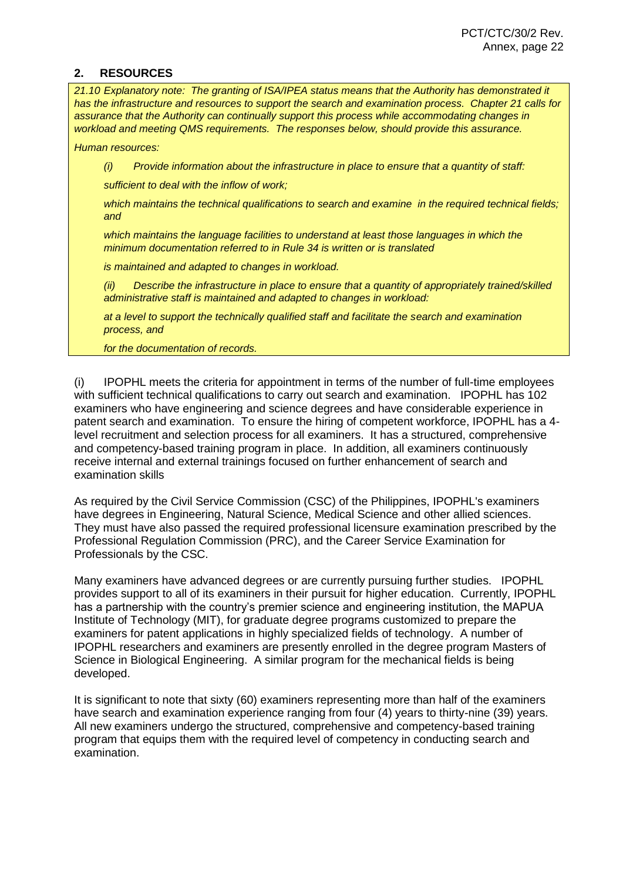## 2. RESOURCES

*21.10 Explanatory note: The granting of ISA/IPEA status means that the Authority has demonstrated it has the infrastructure and resources to support the search and examination process. Chapter 21 calls for assurance that the Authority can continually support this process while accommodating changes in workload and meeting QMS requirements. The responses below, should provide this assurance.*

*Human resources:*

*(i) Provide information about the infrastructure in place to ensure that a quantity of staff:*

*sufficient to deal with the inflow of work;*

*which maintains the technical qualifications to search and examine in the required technical fields; and*

*which maintains the language facilities to understand at least those languages in which the minimum documentation referred to in Rule 34 is written or is translated*

*is maintained and adapted to changes in workload.*

*(ii) Describe the infrastructure in place to ensure that a quantity of appropriately trained/skilled administrative staff is maintained and adapted to changes in workload:*

*at a level to support the technically qualified staff and facilitate the search and examination process, and*

*for the documentation of records.*

(i) IPOPHL meets the criteria for appointment in terms of the number of full-time employees with sufficient technical qualifications to carry out search and examination. IPOPHL has 102 examiners who have engineering and science degrees and have considerable experience in patent search and examination. To ensure the hiring of competent workforce, IPOPHL has a 4-level recruitment and selection process for all examiners. It has a structured, comprehensive and competency-based training program in place. In addition, all examiners continuously receive internal and external trainings focused on further enhancement of search and examination skills

As required by the Civil Service Commission (CSC) of the Philippines, IPOPHL's examiners have degrees in Engineering, Natural Science, Medical Science and other allied sciences. They must have also passed the required professional licensure examination prescribed by the Professional Regulation Commission (PRC), and the Career Service Examination for Professionals by the CSC.

Many examiners have advanced degrees or are currently pursuing further studies. IPOPHL provides support to all of its examiners in their pursuit for higher education. Currently, IPOPHL has a partnership with the country's premier science and engineering institution, the MAPUA Institute of Technology (MIT), for graduate degree programs customized to prepare the examiners for patent applications in highly specialized fields of technology. A number of IPOPHL researchers and examiners are presently enrolled in the degree program Masters of Science in Biological Engineering. A similar program for the mechanical fields is being developed.

It is significant to note that sixty (60) examiners representing more than half of the examiners have search and examination experience ranging from four (4) years to thirty-nine (39) years. All new examiners undergo the structured, comprehensive and competency-based training program that equips them with the required level of competency in conducting search and examination.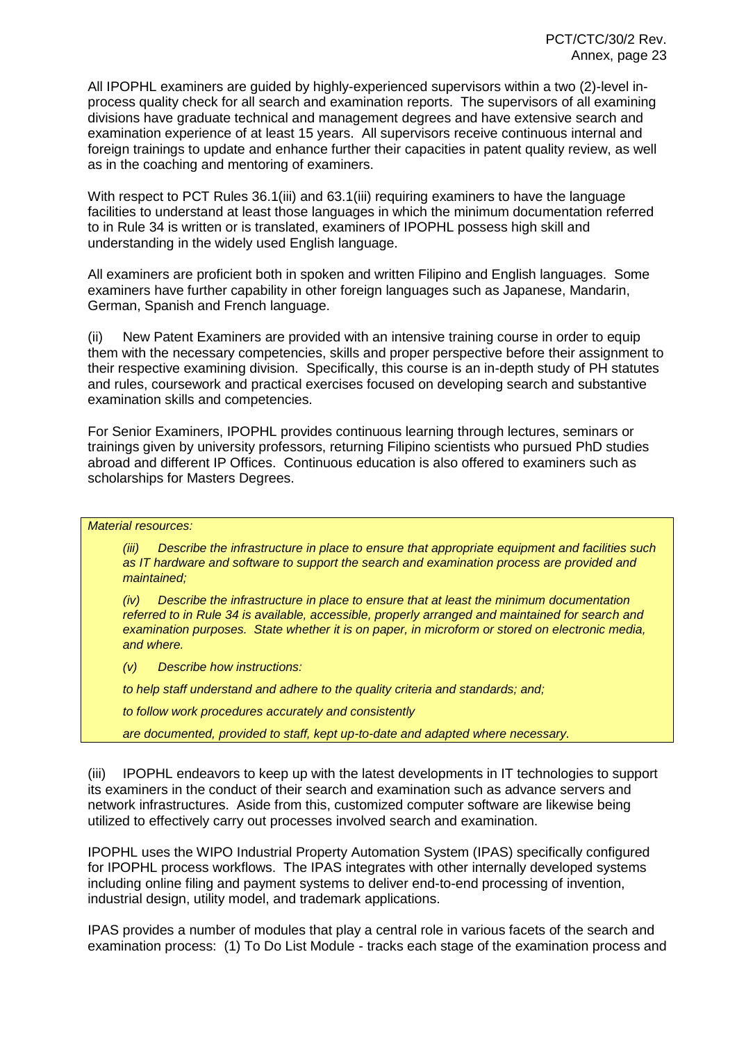All IPOPHL examiners are guided by highly-experienced supervisors within a two (2)-level in-process quality check for all search and examination reports. The supervisors of all examining divisions have graduate technical and management degrees and have extensive search and examination experience of at least 15 years. All supervisors receive continuous internal and foreign trainings to update and enhance further their capacities in patent quality review, as well as in the coaching and mentoring of examiners.

With respect to PCT Rules 36.1(iii) and 63.1(iii) requiring examiners to have the language facilities to understand at least those languages in which the minimum documentation referred to in Rule 34 is written or is translated, examiners of IPOPHL possess high skill and understanding in the widely used English language.

All examiners are proficient both in spoken and written Filipino and English languages. Some examiners have further capability in other foreign languages such as Japanese, Mandarin, German, Spanish and French language.

(ii) New Patent Examiners are provided with an intensive training course in order to equip them with the necessary competencies, skills and proper perspective before their assignment to their respective examining division. Specifically, this course is an in-depth study of PH statutes and rules, coursework and practical exercises focused on developing search and substantive examination skills and competencies.

For Senior Examiners, IPOPHL provides continuous learning through lectures, seminars or trainings given by university professors, returning Filipino scientists who pursued PhD studies abroad and different IP Offices. Continuous education is also offered to examiners such as scholarships for Masters Degrees.

*Material resources:*

*(iii) Describe the infrastructure in place to ensure that appropriate equipment and facilities such as IT hardware and software to support the search and examination process are provided and maintained;*

*(iv) Describe the infrastructure in place to ensure that at least the minimum documentation referred to in Rule 34 is available, accessible, properly arranged and maintained for search and examination purposes. State whether it is on paper, in microform or stored on electronic media, and where.*

*(v) Describe how instructions:*

*to help staff understand and adhere to the quality criteria and standards; and;*

*to follow work procedures accurately and consistently*

*are documented, provided to staff, kept up-to-date and adapted where necessary.*

(iii) IPOPHL endeavors to keep up with the latest developments in IT technologies to support its examiners in the conduct of their search and examination such as advance servers and network infrastructures. Aside from this, customized computer software are likewise being utilized to effectively carry out processes involved search and examination.

IPOPHL uses the WIPO Industrial Property Automation System (IPAS) specifically configured for IPOPHL process workflows. The IPAS integrates with other internally developed systems including online filing and payment systems to deliver end-to-end processing of invention, industrial design, utility model, and trademark applications.

IPAS provides a number of modules that play a central role in various facets of the search and examination process: (1) To Do List Module - tracks each stage of the examination process and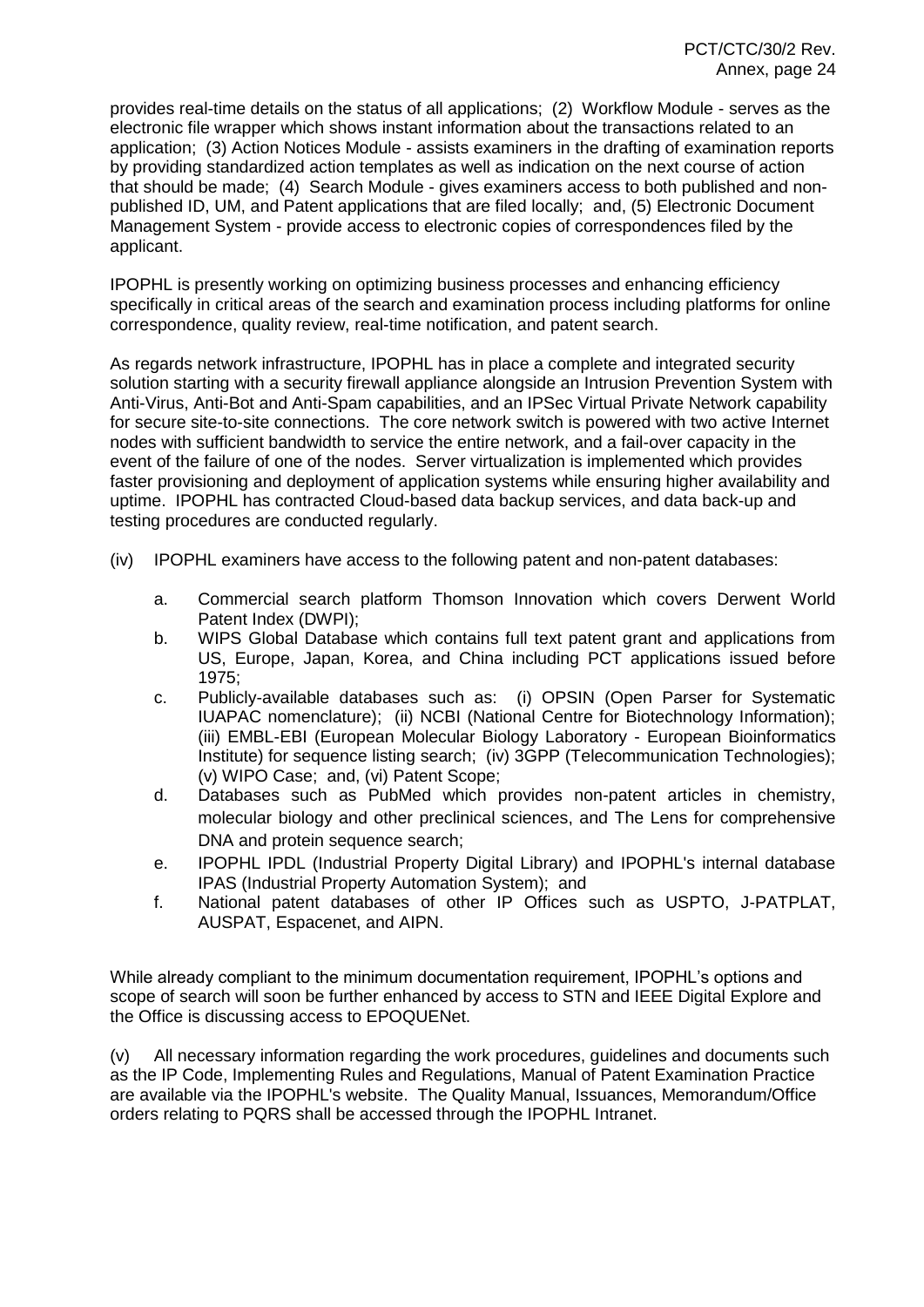provides real-time details on the status of all applications; (2) Workflow Module - serves as the electronic file wrapper which shows instant information about the transactions related to an application; (3) Action Notices Module - assists examiners in the drafting of examination reports by providing standardized action templates as well as indication on the next course of action that should be made; (4) Search Module - gives examiners access to both published and non-published ID, UM, and Patent applications that are filed locally; and, (5) Electronic Document Management System - provide access to electronic copies of correspondences filed by the applicant.

IPOPHL is presently working on optimizing business processes and enhancing efficiency specifically in critical areas of the search and examination process including platforms for online correspondence, quality review, real-time notification, and patent search.

As regards network infrastructure, IPOPHL has in place a complete and integrated security solution starting with a security firewall appliance alongside an Intrusion Prevention System with Anti-Virus, Anti-Bot and Anti-Spam capabilities, and an IPSec Virtual Private Network capability for secure site-to-site connections. The core network switch is powered with two active Internet nodes with sufficient bandwidth to service the entire network, and a fail-over capacity in the event of the failure of one of the nodes. Server virtualization is implemented which provides faster provisioning and deployment of application systems while ensuring higher availability and uptime. IPOPHL has contracted Cloud-based data backup services, and data back-up and testing procedures are conducted regularly.

(iv) IPOPHL examiners have access to the following patent and non-patent databases:

a. Commercial search platform Thomson Innovation which covers Derwent World Patent Index (DWPI);
b. WIPS Global Database which contains full text patent grant and applications from US, Europe, Japan, Korea, and China including PCT applications issued before 1975;
c. Publicly-available databases such as: (i) OPSIN (Open Parser for Systematic IUAPAC nomenclature); (ii) NCBI (National Centre for Biotechnology Information); (iii) EMBL-EBI (European Molecular Biology Laboratory - European Bioinformatics Institute) for sequence listing search; (iv) 3GPP (Telecommunication Technologies); (v) WIPO Case; and, (vi) Patent Scope;
d. Databases such as PubMed which provides non-patent articles in chemistry, molecular biology and other preclinical sciences, and The Lens for comprehensive DNA and protein sequence search;
e. IPOPHL IPDL (Industrial Property Digital Library) and IPOPHL's internal database IPAS (Industrial Property Automation System); and
f. National patent databases of other IP Offices such as USPTO, J-PATPLAT, AUSPAT, Espacenet, and AIPN.

While already compliant to the minimum documentation requirement, IPOPHL's options and scope of search will soon be further enhanced by access to STN and IEEE Digital Explore and the Office is discussing access to EPOQUENet.

(v) All necessary information regarding the work procedures, guidelines and documents such as the IP Code, Implementing Rules and Regulations, Manual of Patent Examination Practice are available via the IPOPHL's website. The Quality Manual, Issuances, Memorandum/Office orders relating to PQRS shall be accessed through the IPOPHL Intranet.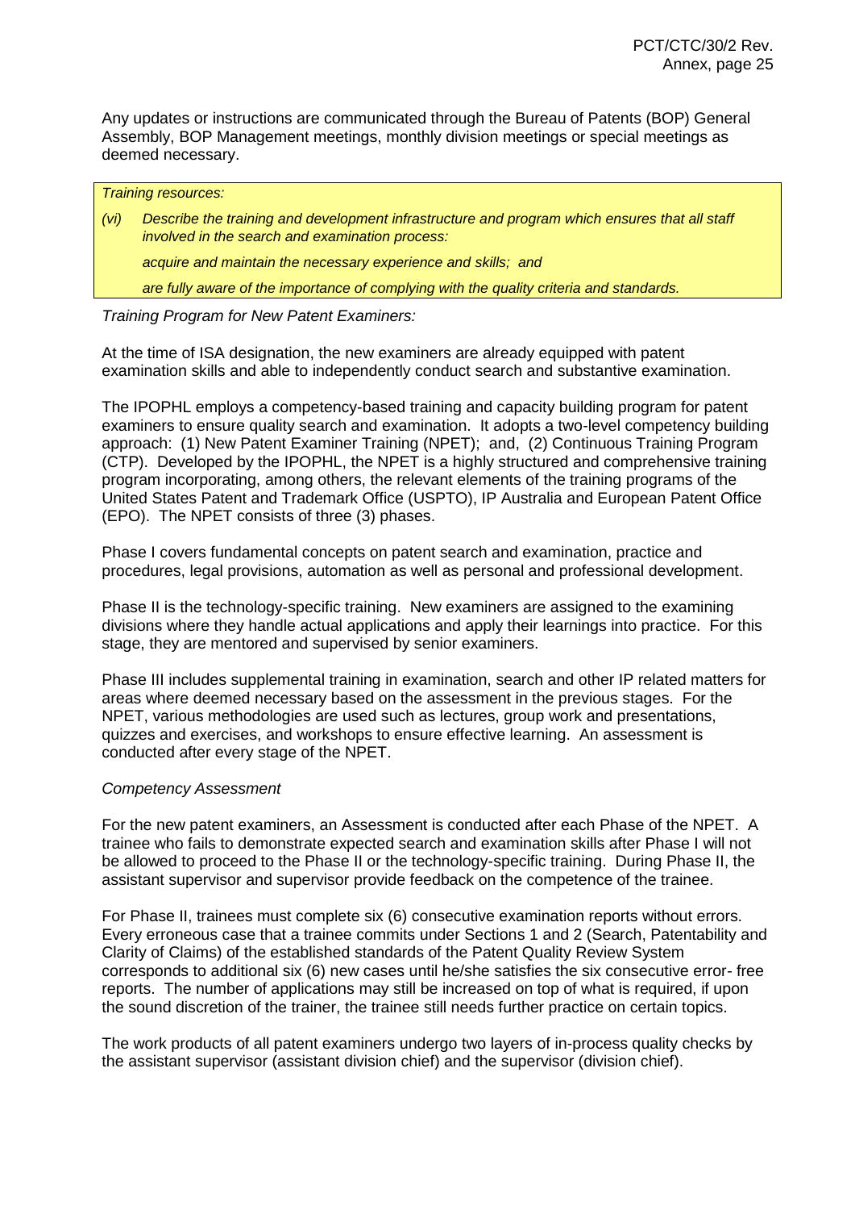Any updates or instructions are communicated through the Bureau of Patents (BOP) General Assembly, BOP Management meetings, monthly division meetings or special meetings as deemed necessary.

*Training resources:*

*(vi) Describe the training and development infrastructure and program which ensures that all staff involved in the search and examination process:*

*acquire and maintain the necessary experience and skills; and*

*are fully aware of the importance of complying with the quality criteria and standards.*

*Training Program for New Patent Examiners:*

At the time of ISA designation, the new examiners are already equipped with patent examination skills and able to independently conduct search and substantive examination.

The IPOPHL employs a competency-based training and capacity building program for patent examiners to ensure quality search and examination. It adopts a two-level competency building approach: (1) New Patent Examiner Training (NPET); and, (2) Continuous Training Program (CTP). Developed by the IPOPHL, the NPET is a highly structured and comprehensive training program incorporating, among others, the relevant elements of the training programs of the United States Patent and Trademark Office (USPTO), IP Australia and European Patent Office (EPO). The NPET consists of three (3) phases.

Phase I covers fundamental concepts on patent search and examination, practice and procedures, legal provisions, automation as well as personal and professional development.

Phase II is the technology-specific training. New examiners are assigned to the examining divisions where they handle actual applications and apply their learnings into practice. For this stage, they are mentored and supervised by senior examiners.

Phase III includes supplemental training in examination, search and other IP related matters for areas where deemed necessary based on the assessment in the previous stages. For the NPET, various methodologies are used such as lectures, group work and presentations, quizzes and exercises, and workshops to ensure effective learning. An assessment is conducted after every stage of the NPET.

*Competency Assessment*

For the new patent examiners, an Assessment is conducted after each Phase of the NPET. A trainee who fails to demonstrate expected search and examination skills after Phase I will not be allowed to proceed to the Phase II or the technology-specific training. During Phase II, the assistant supervisor and supervisor provide feedback on the competence of the trainee.

For Phase II, trainees must complete six (6) consecutive examination reports without errors. Every erroneous case that a trainee commits under Sections 1 and 2 (Search, Patentability and Clarity of Claims) of the established standards of the Patent Quality Review System corresponds to additional six (6) new cases until he/she satisfies the six consecutive error- free reports. The number of applications may still be increased on top of what is required, if upon the sound discretion of the trainer, the trainee still needs further practice on certain topics.

The work products of all patent examiners undergo two layers of in-process quality checks by the assistant supervisor (assistant division chief) and the supervisor (division chief).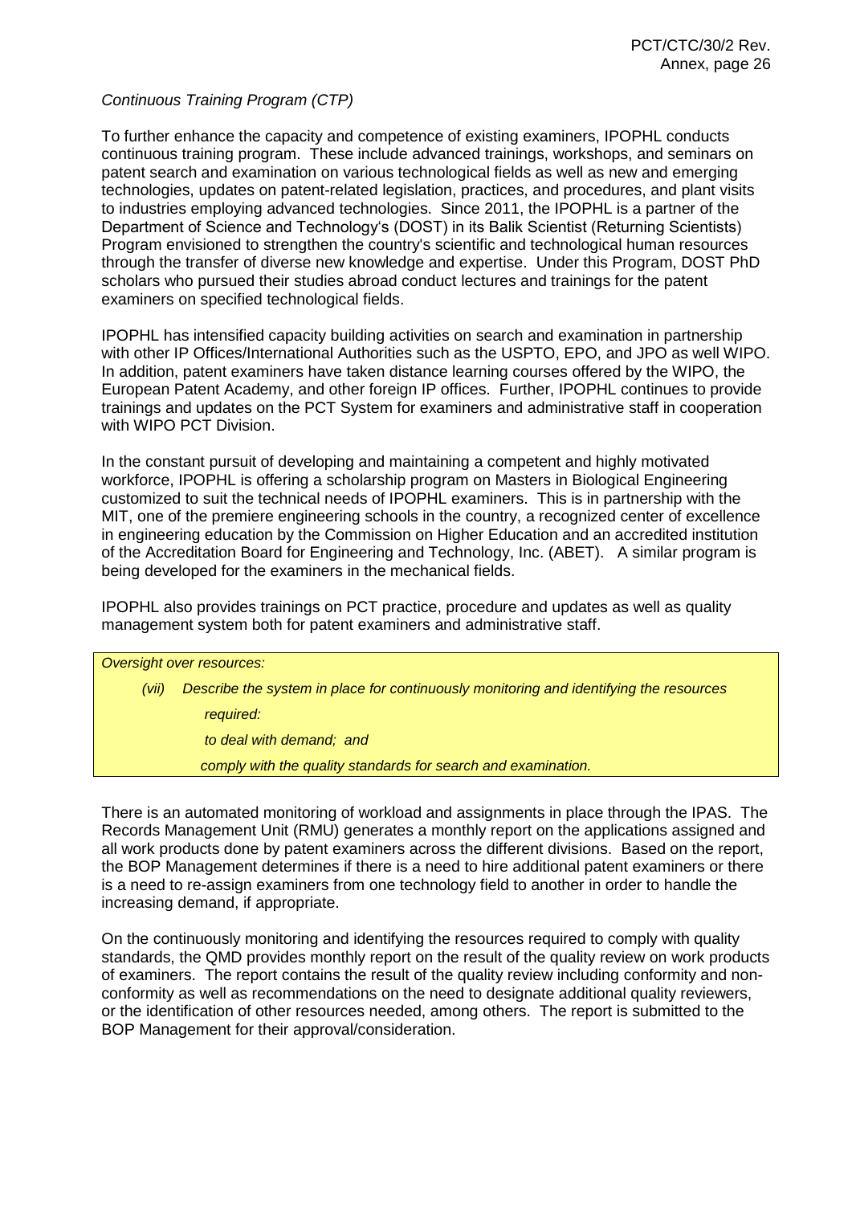*Continuous Training Program (CTP)*

To further enhance the capacity and competence of existing examiners, IPOPHL conducts continuous training program. These include advanced trainings, workshops, and seminars on patent search and examination on various technological fields as well as new and emerging technologies, updates on patent-related legislation, practices, and procedures, and plant visits to industries employing advanced technologies. Since 2011, the IPOPHL is a partner of the Department of Science and Technology's (DOST) in its Balik Scientist (Returning Scientists) Program envisioned to strengthen the country's scientific and technological human resources through the transfer of diverse new knowledge and expertise. Under this Program, DOST PhD scholars who pursued their studies abroad conduct lectures and trainings for the patent examiners on specified technological fields.

IPOPHL has intensified capacity building activities on search and examination in partnership with other IP Offices/International Authorities such as the USPTO, EPO, and JPO as well WIPO. In addition, patent examiners have taken distance learning courses offered by the WIPO, the European Patent Academy, and other foreign IP offices. Further, IPOPHL continues to provide trainings and updates on the PCT System for examiners and administrative staff in cooperation with WIPO PCT Division.

In the constant pursuit of developing and maintaining a competent and highly motivated workforce, IPOPHL is offering a scholarship program on Masters in Biological Engineering customized to suit the technical needs of IPOPHL examiners. This is in partnership with the MIT, one of the premiere engineering schools in the country, a recognized center of excellence in engineering education by the Commission on Higher Education and an accredited institution of the Accreditation Board for Engineering and Technology, Inc. (ABET). A similar program is being developed for the examiners in the mechanical fields.

IPOPHL also provides trainings on PCT practice, procedure and updates as well as quality management system both for patent examiners and administrative staff.

*Oversight over resources:*

*(vii) Describe the system in place for continuously monitoring and identifying the resources required:*

*to deal with demand; and*

*comply with the quality standards for search and examination.*

There is an automated monitoring of workload and assignments in place through the IPAS. The Records Management Unit (RMU) generates a monthly report on the applications assigned and all work products done by patent examiners across the different divisions. Based on the report, the BOP Management determines if there is a need to hire additional patent examiners or there is a need to re-assign examiners from one technology field to another in order to handle the increasing demand, if appropriate.

On the continuously monitoring and identifying the resources required to comply with quality standards, the QMD provides monthly report on the result of the quality review on work products of examiners. The report contains the result of the quality review including conformity and non-conformity as well as recommendations on the need to designate additional quality reviewers, or the identification of other resources needed, among others. The report is submitted to the BOP Management for their approval/consideration.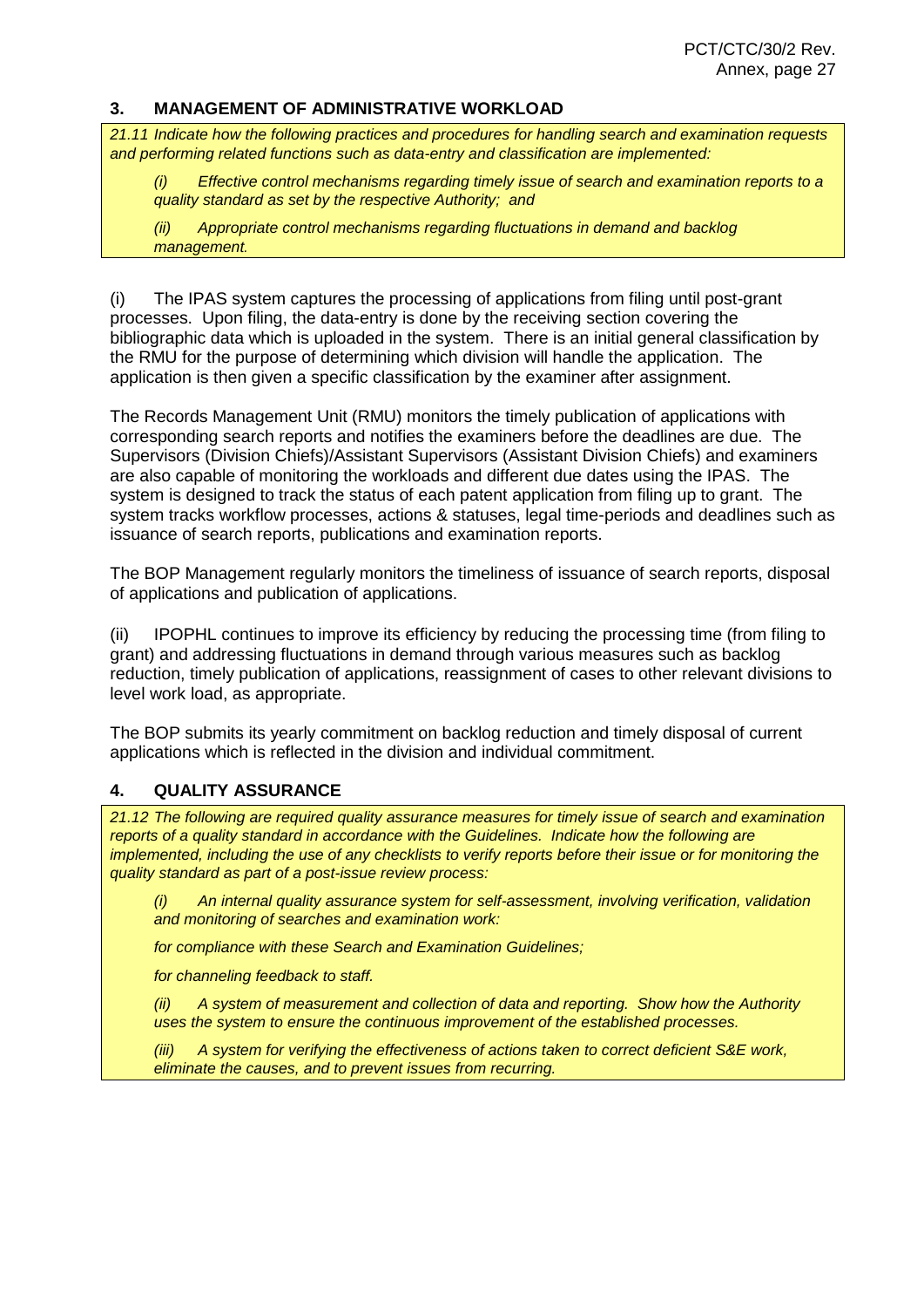## 3. MANAGEMENT OF ADMINISTRATIVE WORKLOAD

*21.11 Indicate how the following practices and procedures for handling search and examination requests and performing related functions such as data-entry and classification are implemented:*

*(i) Effective control mechanisms regarding timely issue of search and examination reports to a quality standard as set by the respective Authority; and*

*(ii) Appropriate control mechanisms regarding fluctuations in demand and backlog management.*

(i) The IPAS system captures the processing of applications from filing until post-grant processes. Upon filing, the data-entry is done by the receiving section covering the bibliographic data which is uploaded in the system. There is an initial general classification by the RMU for the purpose of determining which division will handle the application. The application is then given a specific classification by the examiner after assignment.

The Records Management Unit (RMU) monitors the timely publication of applications with corresponding search reports and notifies the examiners before the deadlines are due. The Supervisors (Division Chiefs)/Assistant Supervisors (Assistant Division Chiefs) and examiners are also capable of monitoring the workloads and different due dates using the IPAS. The system is designed to track the status of each patent application from filing up to grant. The system tracks workflow processes, actions & statuses, legal time-periods and deadlines such as issuance of search reports, publications and examination reports.

The BOP Management regularly monitors the timeliness of issuance of search reports, disposal of applications and publication of applications.

(ii) IPOPHL continues to improve its efficiency by reducing the processing time (from filing to grant) and addressing fluctuations in demand through various measures such as backlog reduction, timely publication of applications, reassignment of cases to other relevant divisions to level work load, as appropriate.

The BOP submits its yearly commitment on backlog reduction and timely disposal of current applications which is reflected in the division and individual commitment.

## 4. QUALITY ASSURANCE

*21.12 The following are required quality assurance measures for timely issue of search and examination reports of a quality standard in accordance with the Guidelines. Indicate how the following are implemented, including the use of any checklists to verify reports before their issue or for monitoring the quality standard as part of a post-issue review process:*

*(i) An internal quality assurance system for self-assessment, involving verification, validation and monitoring of searches and examination work:*

*for compliance with these Search and Examination Guidelines;*

*for channeling feedback to staff.*

*(ii) A system of measurement and collection of data and reporting. Show how the Authority uses the system to ensure the continuous improvement of the established processes.*

*(iii) A system for verifying the effectiveness of actions taken to correct deficient S&E work, eliminate the causes, and to prevent issues from recurring.*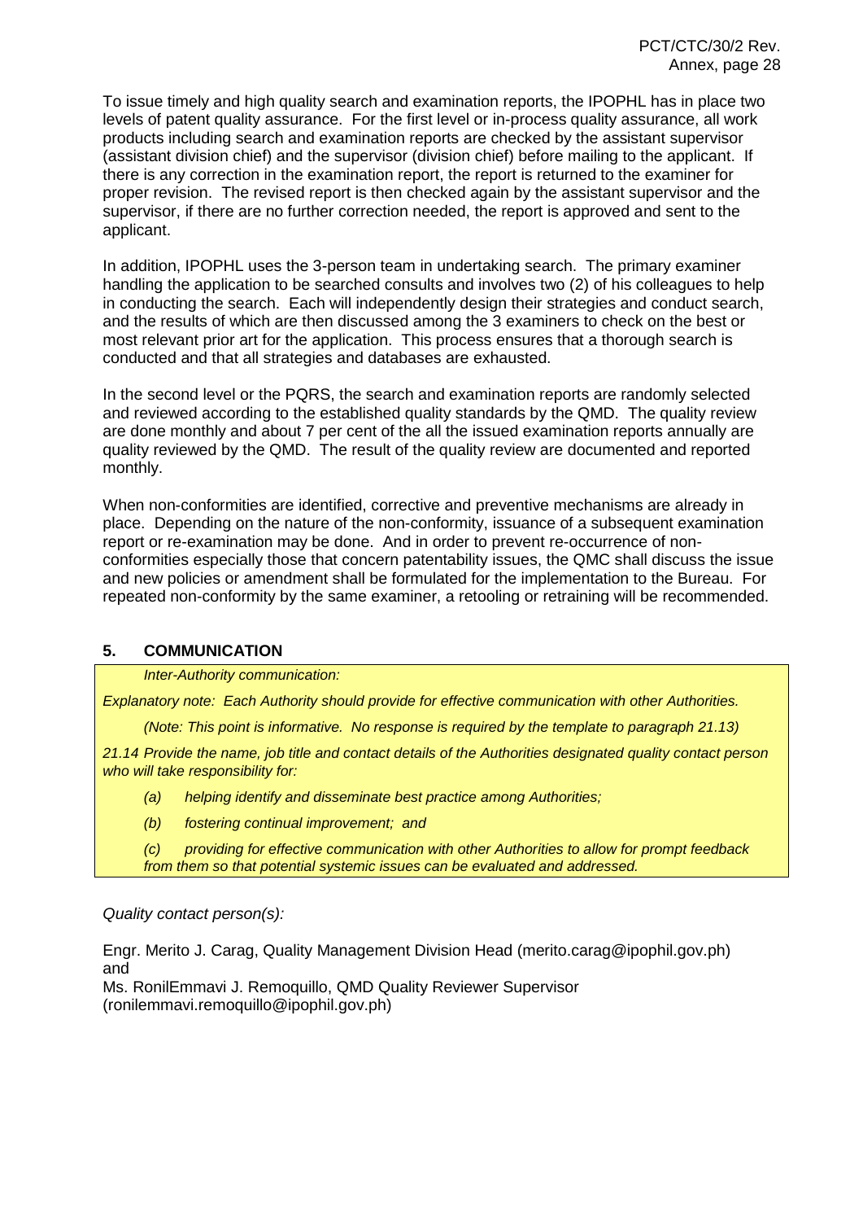To issue timely and high quality search and examination reports, the IPOPHL has in place two levels of patent quality assurance. For the first level or in-process quality assurance, all work products including search and examination reports are checked by the assistant supervisor (assistant division chief) and the supervisor (division chief) before mailing to the applicant. If there is any correction in the examination report, the report is returned to the examiner for proper revision. The revised report is then checked again by the assistant supervisor and the supervisor, if there are no further correction needed, the report is approved and sent to the applicant.

In addition, IPOPHL uses the 3-person team in undertaking search. The primary examiner handling the application to be searched consults and involves two (2) of his colleagues to help in conducting the search. Each will independently design their strategies and conduct search, and the results of which are then discussed among the 3 examiners to check on the best or most relevant prior art for the application. This process ensures that a thorough search is conducted and that all strategies and databases are exhausted.

In the second level or the PQRS, the search and examination reports are randomly selected and reviewed according to the established quality standards by the QMD. The quality review are done monthly and about 7 per cent of the all the issued examination reports annually are quality reviewed by the QMD. The result of the quality review are documented and reported monthly.

When non-conformities are identified, corrective and preventive mechanisms are already in place. Depending on the nature of the non-conformity, issuance of a subsequent examination report or re-examination may be done. And in order to prevent re-occurrence of non-conformities especially those that concern patentability issues, the QMC shall discuss the issue and new policies or amendment shall be formulated for the implementation to the Bureau. For repeated non-conformity by the same examiner, a retooling or retraining will be recommended.

## 5. COMMUNICATION

*Inter-Authority communication:*

*Explanatory note: Each Authority should provide for effective communication with other Authorities.*

*(Note: This point is informative. No response is required by the template to paragraph 21.13)*

*21.14 Provide the name, job title and contact details of the Authorities designated quality contact person who will take responsibility for:*

*(a) helping identify and disseminate best practice among Authorities;*

*(b) fostering continual improvement; and*

*(c) providing for effective communication with other Authorities to allow for prompt feedback from them so that potential systemic issues can be evaluated and addressed.*

*Quality contact person(s):*

Engr. Merito J. Carag, Quality Management Division Head (merito.carag@ipophil.gov.ph) and
Ms. RonilEmmavi J. Remoquillo, QMD Quality Reviewer Supervisor (ronilemmavi.remoquillo@ipophil.gov.ph)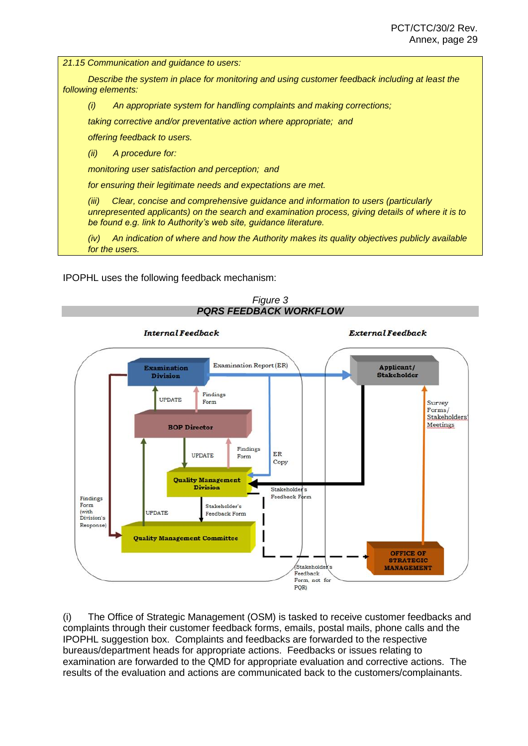*21.15 Communication and guidance to users:*

*Describe the system in place for monitoring and using customer feedback including at least the following elements:*

*(i) An appropriate system for handling complaints and making corrections;*

*taking corrective and/or preventative action where appropriate; and*

*offering feedback to users.*

*(ii) A procedure for:*

*monitoring user satisfaction and perception; and*

*for ensuring their legitimate needs and expectations are met.*

*(iii) Clear, concise and comprehensive guidance and information to users (particularly unrepresented applicants) on the search and examination process, giving details of where it is to be found e.g. link to Authority's web site, guidance literature.*

*(iv) An indication of where and how the Authority makes its quality objectives publicly available for the users.*

IPOPHL uses the following feedback mechanism:

*Figure 3*
***PQRS FEEDBACK WORKFLOW***

**Internal Feedback** | **External Feedback**

Examination Division — Examination Report (ER) → Applicant/Stakeholder

BOP Director → UPDATE → Examination Division; Examination Division → Findings Form → BOP Director

Quality Management Division → UPDATE / Findings Form ↔ BOP Director; ER Copy → Quality Management Division

Applicant/Stakeholder → Stakeholder's Feedback Form → Quality Management Division

Quality Management Division → Stakeholder's Feedback Form → Quality Management Committee; Quality Management Committee → UPDATE → BOP Director

Examination Division → Findings Form (with Division's Response) → Quality Management Committee

Quality Management Division - - → (Stakeholder's Feedback Form, not for PQR) → Office of Strategic Management

Office of Strategic Management → Survey Forms/Stakeholders' Meetings → Applicant/Stakeholder

(i) The Office of Strategic Management (OSM) is tasked to receive customer feedbacks and complaints through their customer feedback forms, emails, postal mails, phone calls and the IPOPHL suggestion box. Complaints and feedbacks are forwarded to the respective bureaus/department heads for appropriate actions. Feedbacks or issues relating to examination are forwarded to the QMD for appropriate evaluation and corrective actions. The results of the evaluation and actions are communicated back to the customers/complainants.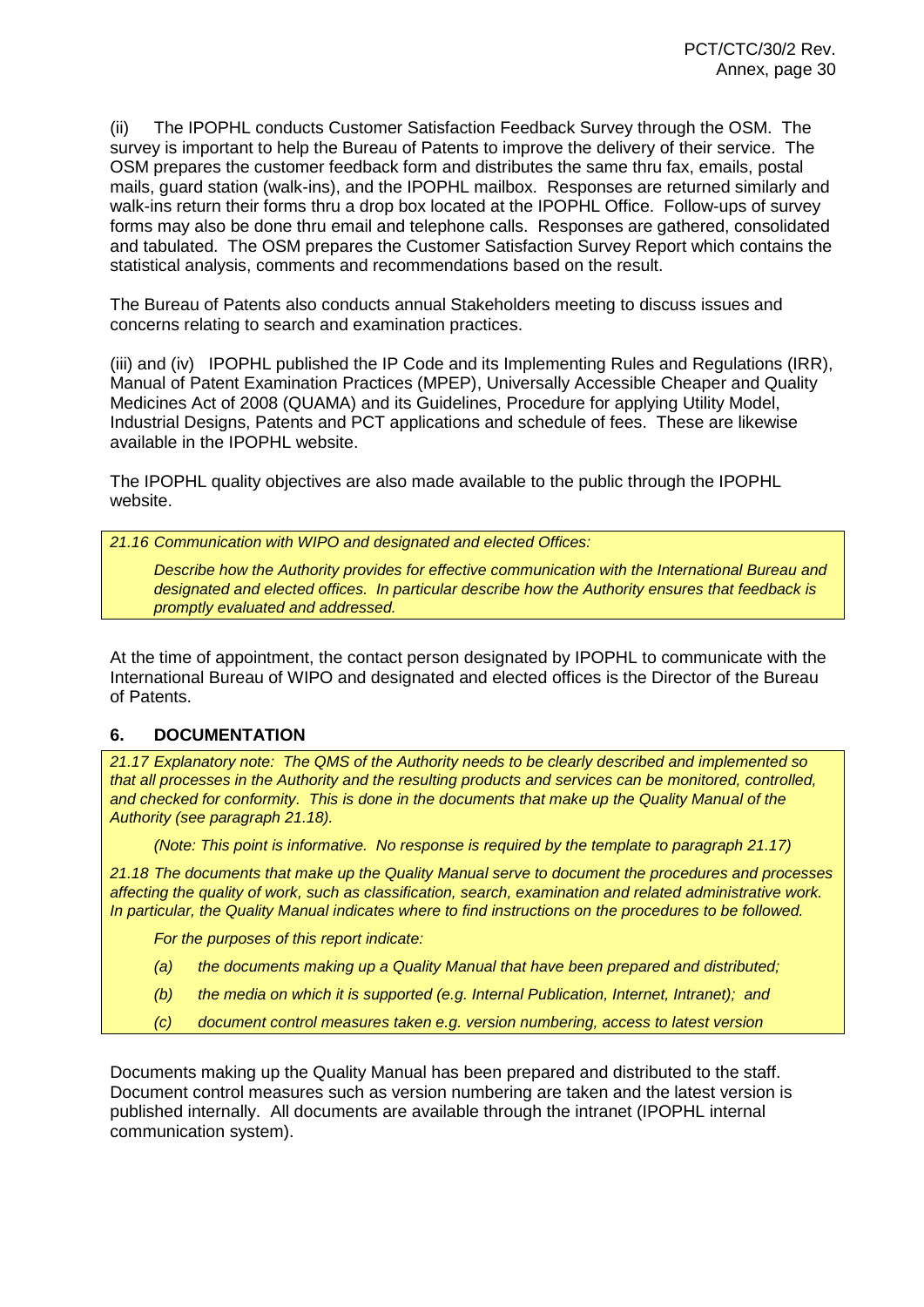(ii) The IPOPHL conducts Customer Satisfaction Feedback Survey through the OSM. The survey is important to help the Bureau of Patents to improve the delivery of their service. The OSM prepares the customer feedback form and distributes the same thru fax, emails, postal mails, guard station (walk-ins), and the IPOPHL mailbox. Responses are returned similarly and walk-ins return their forms thru a drop box located at the IPOPHL Office. Follow-ups of survey forms may also be done thru email and telephone calls. Responses are gathered, consolidated and tabulated. The OSM prepares the Customer Satisfaction Survey Report which contains the statistical analysis, comments and recommendations based on the result.

The Bureau of Patents also conducts annual Stakeholders meeting to discuss issues and concerns relating to search and examination practices.

(iii) and (iv) IPOPHL published the IP Code and its Implementing Rules and Regulations (IRR), Manual of Patent Examination Practices (MPEP), Universally Accessible Cheaper and Quality Medicines Act of 2008 (QUAMA) and its Guidelines, Procedure for applying Utility Model, Industrial Designs, Patents and PCT applications and schedule of fees. These are likewise available in the IPOPHL website.

The IPOPHL quality objectives are also made available to the public through the IPOPHL website.

*21.16 Communication with WIPO and designated and elected Offices:*

*Describe how the Authority provides for effective communication with the International Bureau and designated and elected offices. In particular describe how the Authority ensures that feedback is promptly evaluated and addressed.*

At the time of appointment, the contact person designated by IPOPHL to communicate with the International Bureau of WIPO and designated and elected offices is the Director of the Bureau of Patents.

## 6. DOCUMENTATION

*21.17 Explanatory note: The QMS of the Authority needs to be clearly described and implemented so that all processes in the Authority and the resulting products and services can be monitored, controlled, and checked for conformity. This is done in the documents that make up the Quality Manual of the Authority (see paragraph 21.18).*

*(Note: This point is informative. No response is required by the template to paragraph 21.17)*

*21.18 The documents that make up the Quality Manual serve to document the procedures and processes affecting the quality of work, such as classification, search, examination and related administrative work. In particular, the Quality Manual indicates where to find instructions on the procedures to be followed.*

*For the purposes of this report indicate:*

*(a) the documents making up a Quality Manual that have been prepared and distributed;*

*(b) the media on which it is supported (e.g. Internal Publication, Internet, Intranet); and*

*(c) document control measures taken e.g. version numbering, access to latest version*

Documents making up the Quality Manual has been prepared and distributed to the staff. Document control measures such as version numbering are taken and the latest version is published internally. All documents are available through the intranet (IPOPHL internal communication system).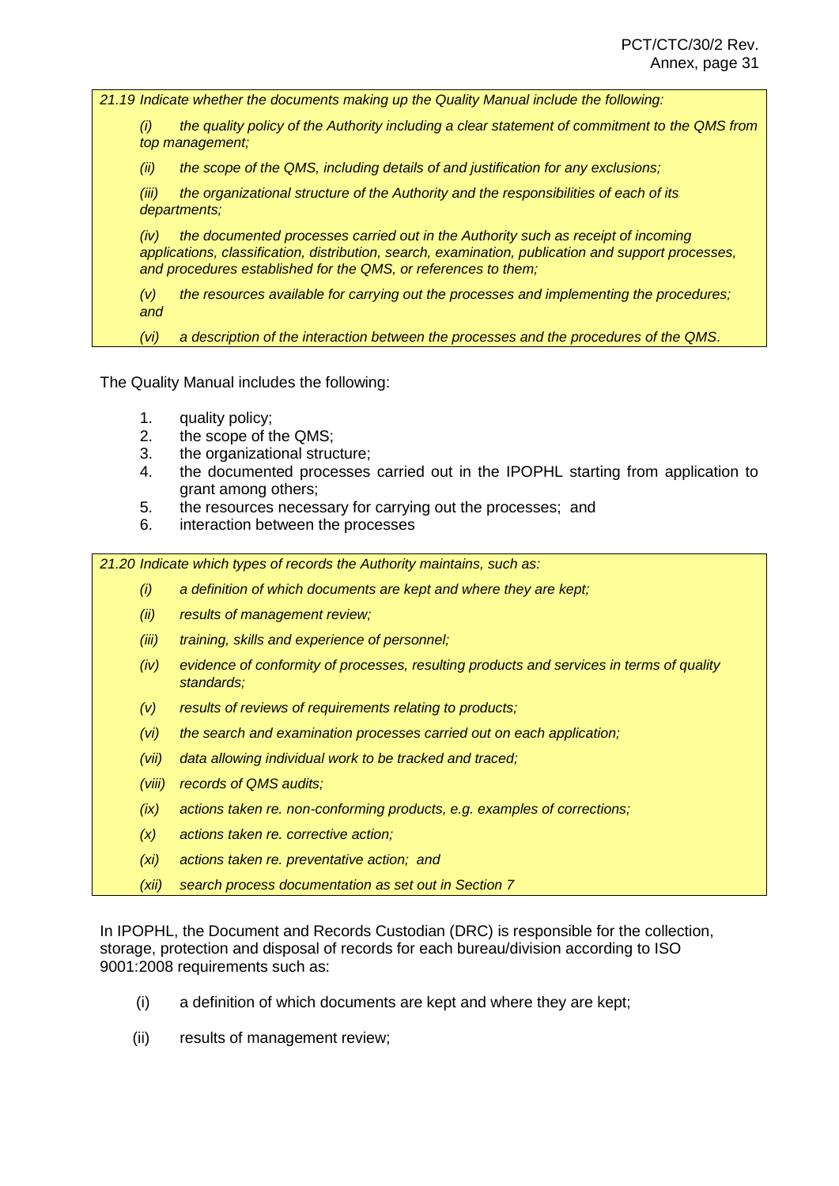*21.19 Indicate whether the documents making up the Quality Manual include the following:*

*(i) the quality policy of the Authority including a clear statement of commitment to the QMS from top management;*

*(ii) the scope of the QMS, including details of and justification for any exclusions;*

*(iii) the organizational structure of the Authority and the responsibilities of each of its departments;*

*(iv) the documented processes carried out in the Authority such as receipt of incoming applications, classification, distribution, search, examination, publication and support processes, and procedures established for the QMS, or references to them;*

*(v) the resources available for carrying out the processes and implementing the procedures; and*

*(vi) a description of the interaction between the processes and the procedures of the QMS.*

The Quality Manual includes the following:

1. quality policy;
2. the scope of the QMS;
3. the organizational structure;
4. the documented processes carried out in the IPOPHL starting from application to grant among others;
5. the resources necessary for carrying out the processes; and
6. interaction between the processes

*21.20 Indicate which types of records the Authority maintains, such as:*

*(i) a definition of which documents are kept and where they are kept;*

*(ii) results of management review;*

*(iii) training, skills and experience of personnel;*

*(iv) evidence of conformity of processes, resulting products and services in terms of quality standards;*

*(v) results of reviews of requirements relating to products;*

*(vi) the search and examination processes carried out on each application;*

*(vii) data allowing individual work to be tracked and traced;*

*(viii) records of QMS audits;*

*(ix) actions taken re. non-conforming products, e.g. examples of corrections;*

*(x) actions taken re. corrective action;*

*(xi) actions taken re. preventative action; and*

*(xii) search process documentation as set out in Section 7*

In IPOPHL, the Document and Records Custodian (DRC) is responsible for the collection, storage, protection and disposal of records for each bureau/division according to ISO 9001:2008 requirements such as:

(i) a definition of which documents are kept and where they are kept;

(ii) results of management review;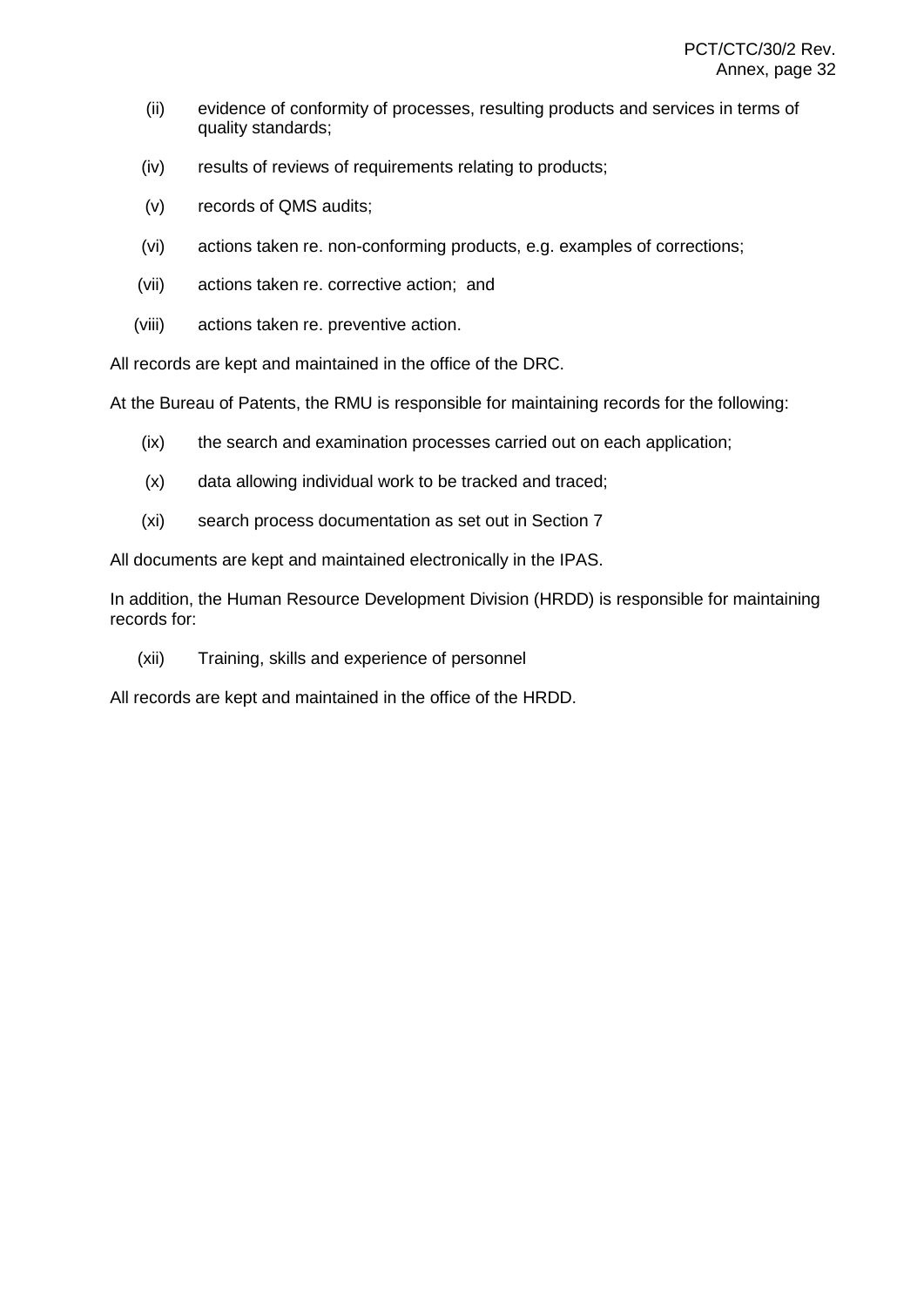(ii) evidence of conformity of processes, resulting products and services in terms of quality standards;

(iv) results of reviews of requirements relating to products;

(v) records of QMS audits;

(vi) actions taken re. non-conforming products, e.g. examples of corrections;

(vii) actions taken re. corrective action; and

(viii) actions taken re. preventive action.

All records are kept and maintained in the office of the DRC.

At the Bureau of Patents, the RMU is responsible for maintaining records for the following:

(ix) the search and examination processes carried out on each application;

(x) data allowing individual work to be tracked and traced;

(xi) search process documentation as set out in Section 7

All documents are kept and maintained electronically in the IPAS.

In addition, the Human Resource Development Division (HRDD) is responsible for maintaining records for:

(xii) Training, skills and experience of personnel

All records are kept and maintained in the office of the HRDD.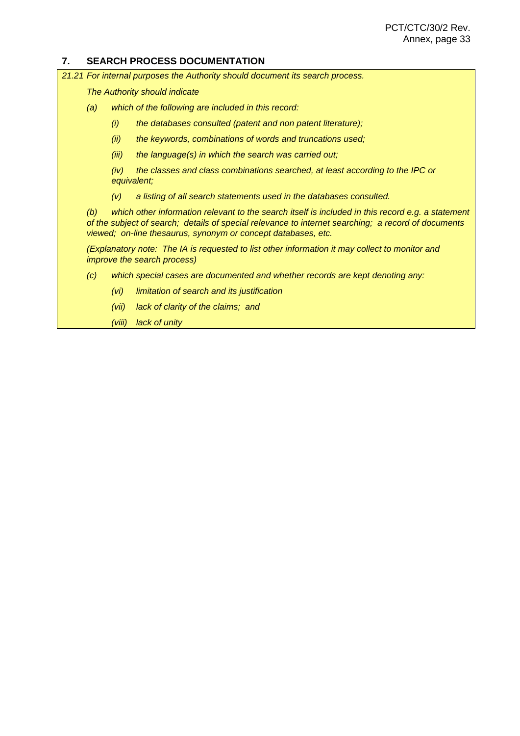## 7. SEARCH PROCESS DOCUMENTATION

*21.21 For internal purposes the Authority should document its search process.*

*The Authority should indicate*

*(a) which of the following are included in this record:*

*(i) the databases consulted (patent and non patent literature);*

*(ii) the keywords, combinations of words and truncations used;*

*(iii) the language(s) in which the search was carried out;*

*(iv) the classes and class combinations searched, at least according to the IPC or equivalent;*

*(v) a listing of all search statements used in the databases consulted.*

*(b) which other information relevant to the search itself is included in this record e.g. a statement of the subject of search; details of special relevance to internet searching; a record of documents viewed; on-line thesaurus, synonym or concept databases, etc.*

*(Explanatory note: The IA is requested to list other information it may collect to monitor and improve the search process)*

*(c) which special cases are documented and whether records are kept denoting any:*

*(vi) limitation of search and its justification*

*(vii) lack of clarity of the claims; and*

*(viii) lack of unity*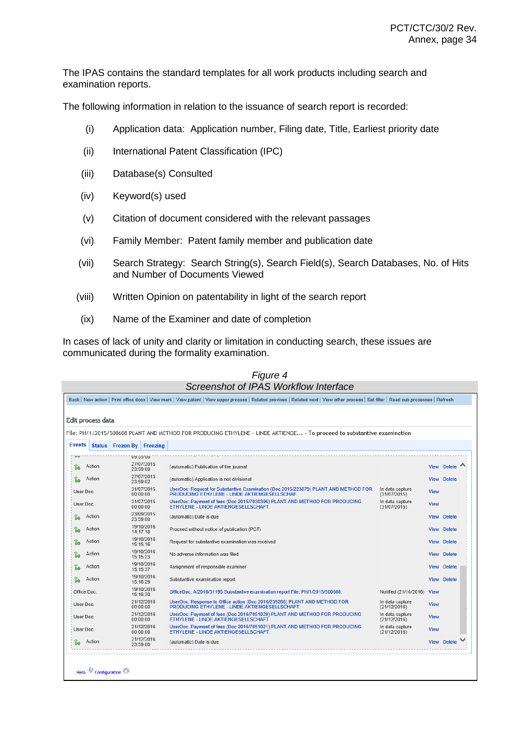The IPAS contains the standard templates for all work products including search and examination reports.

The following information in relation to the issuance of search report is recorded:

(i) Application data: Application number, Filing date, Title, Earliest priority date

(ii) International Patent Classification (IPC)

(iii) Database(s) Consulted

(iv) Keyword(s) used

(v) Citation of document considered with the relevant passages

(vi) Family Member: Patent family member and publication date

(vii) Search Strategy: Search String(s), Search Field(s), Search Databases, No. of Hits and Number of Documents Viewed

(viii) Written Opinion on patentability in light of the search report

(ix) Name of the Examiner and date of completion

In cases of lack of unity and clarity or limitation in conducting search, these issues are communicated during the formality examination.

*Figure 4*

*Screenshot of IPAS Workflow Interface*

Back | New action | Print office docs | View mark | View patent | View upper process | Related previous | Related next | View other process | Set filter | Read sub processes | Refresh

Edit process data

File: PH/1/2015/500608 PLANT AND METHOD FOR PRODUCING ETHYLENE - LINDE AKTIENGE... - To proceed to substantive examination

Events | Status | Frozen By | Freezing

| Type | Date | Description | Status | | |
|---|---|---|---|---|---|
| Action | 27/07/2015 23:59:00 | (automatic) Publication of the journal | | View | Delete |
| Action | 27/07/2015 23:59:02 | (automatic) Application is not divisional | | View | Delete |
| User Doc. | 31/07/2015 00:00:00 | UserDoc: Request for Substantive Examination (Doc 2015/223879) PLANT AND METHOD FOR PRODUCING ETHYLENE - LINDE AKTIENGESELLSCHAF | In data capture (31/07/2015) | View | |
| User Doc. | 31/07/2015 00:00:00 | UserDoc: Payment of fees (Doc 2015/7030396) PLANT AND METHOD FOR PRODUCING ETHYLENE - LINDE AKTIENGESELLSCHAFT. | In data capture (31/07/2015) | View | |
| Action | 23/09/2015 23:59:00 | (automatic) Date is due | | View | Delete |
| Action | 19/10/2016 14:17:18 | Proceed without notice of publication (PCT) | | View | Delete |
| Action | 19/10/2016 15:15:16 | Request for substantive examination was received | | View | Delete |
| Action | 19/10/2016 15:15:23 | No adverse information was filed | | View | Delete |
| Action | 19/10/2016 15:15:37 | Assignment of responsible examiner | | View | Delete |
| Action | 19/10/2016 15:16:29 | Substantive examination report | | View | Delete |
| Office Doc. | 19/10/2016 15:16:30 | OfficeDoc: A/2016/31195 Substantive examination report File: PH/1/2015/500608. | Notified (21/10/2016) | View | |
| User Doc. | 21/12/2016 00:00:00 | UserDoc: Response to Office action (Doc 2016/239288) PLANT AND METHOD FOR PRODUCING ETHYLENE - LINDE AKTIENGESELLSCHAFT. | In data capture (21/12/2016) | View | |
| User Doc. | 21/12/2016 00:00:00 | UserDoc: Payment of fees (Doc 2016/7051020) PLANT AND METHOD FOR PRODUCING ETHYLENE - LINDE AKTIENGESELLSCHAFT. | In data capture (21/12/2016) | View | |
| User Doc. | 21/12/2016 00:00:00 | UserDoc: Payment of fees (Doc 2016/7051021) PLANT AND METHOD FOR PRODUCING ETHYLENE - LINDE AKTIENGESELLSCHAFT. | In data capture (21/12/2016) | View | |
| Action | 21/12/2016 23:59:00 | (automatic) Date is due | | View | Delete |

Help Configuration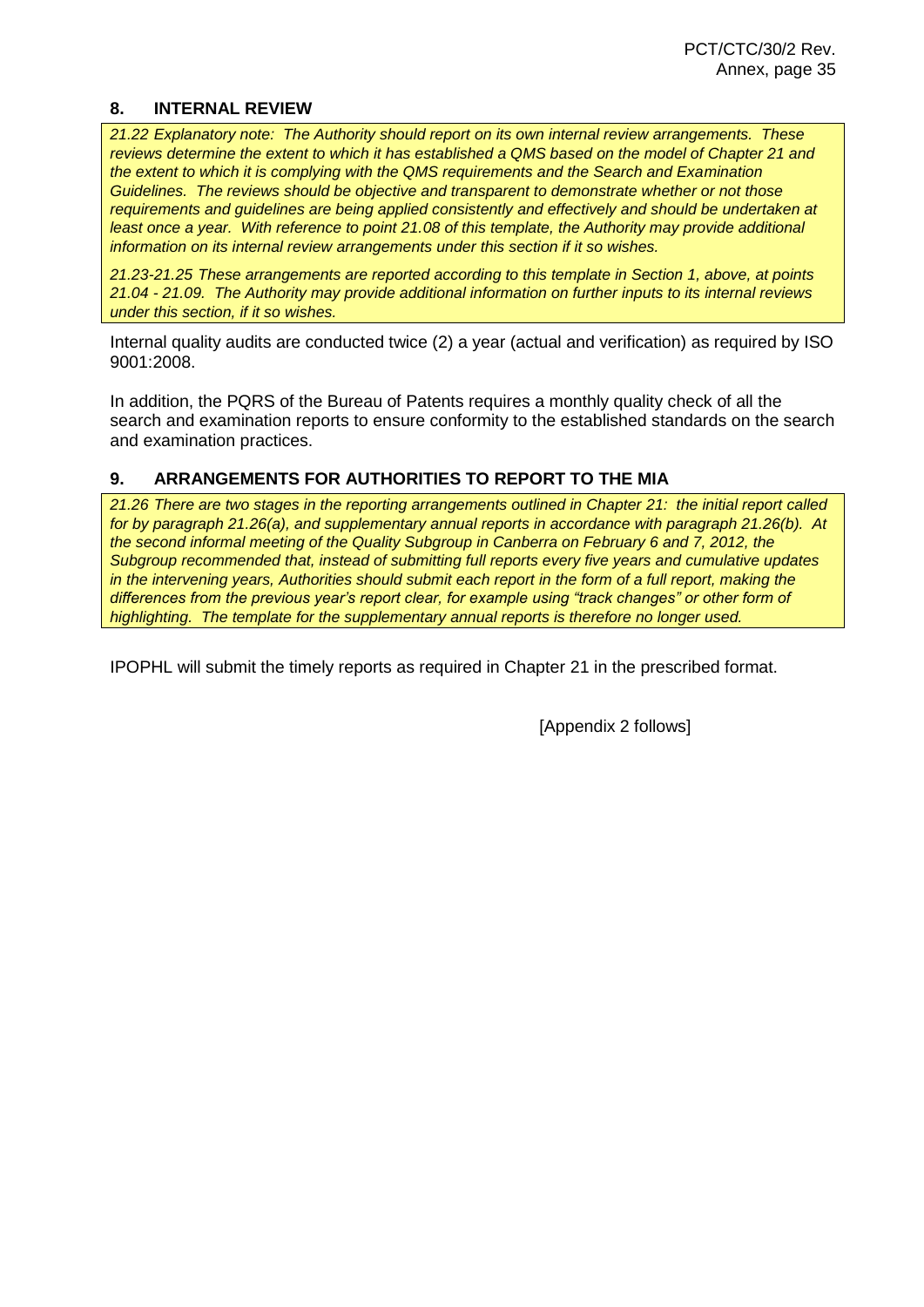## 8. INTERNAL REVIEW

*21.22 Explanatory note: The Authority should report on its own internal review arrangements. These reviews determine the extent to which it has established a QMS based on the model of Chapter 21 and the extent to which it is complying with the QMS requirements and the Search and Examination Guidelines. The reviews should be objective and transparent to demonstrate whether or not those requirements and guidelines are being applied consistently and effectively and should be undertaken at least once a year. With reference to point 21.08 of this template, the Authority may provide additional information on its internal review arrangements under this section if it so wishes.*

*21.23-21.25 These arrangements are reported according to this template in Section 1, above, at points 21.04 - 21.09. The Authority may provide additional information on further inputs to its internal reviews under this section, if it so wishes.*

Internal quality audits are conducted twice (2) a year (actual and verification) as required by ISO 9001:2008.

In addition, the PQRS of the Bureau of Patents requires a monthly quality check of all the search and examination reports to ensure conformity to the established standards on the search and examination practices.

## 9. ARRANGEMENTS FOR AUTHORITIES TO REPORT TO THE MIA

*21.26 There are two stages in the reporting arrangements outlined in Chapter 21: the initial report called for by paragraph 21.26(a), and supplementary annual reports in accordance with paragraph 21.26(b). At the second informal meeting of the Quality Subgroup in Canberra on February 6 and 7, 2012, the Subgroup recommended that, instead of submitting full reports every five years and cumulative updates in the intervening years, Authorities should submit each report in the form of a full report, making the differences from the previous year's report clear, for example using "track changes" or other form of highlighting. The template for the supplementary annual reports is therefore no longer used.*

IPOPHL will submit the timely reports as required in Chapter 21 in the prescribed format.

[Appendix 2 follows]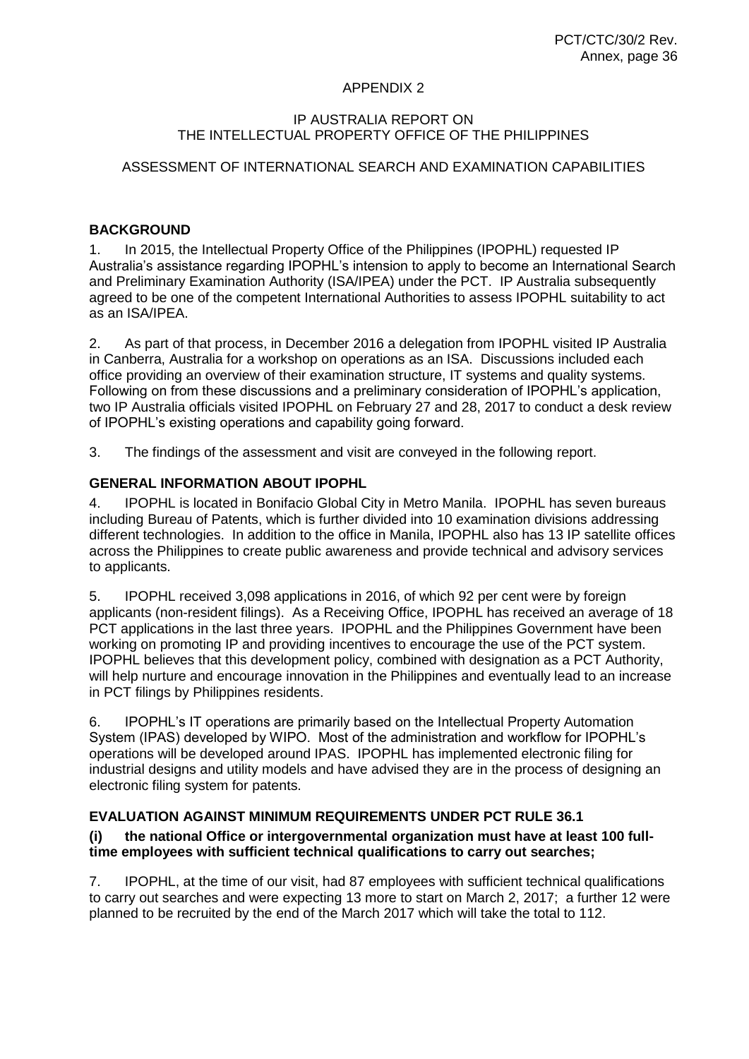APPENDIX 2

IP AUSTRALIA REPORT ON
THE INTELLECTUAL PROPERTY OFFICE OF THE PHILIPPINES

ASSESSMENT OF INTERNATIONAL SEARCH AND EXAMINATION CAPABILITIES

## BACKGROUND

1. In 2015, the Intellectual Property Office of the Philippines (IPOPHL) requested IP Australia's assistance regarding IPOPHL's intension to apply to become an International Search and Preliminary Examination Authority (ISA/IPEA) under the PCT. IP Australia subsequently agreed to be one of the competent International Authorities to assess IPOPHL suitability to act as an ISA/IPEA.

2. As part of that process, in December 2016 a delegation from IPOPHL visited IP Australia in Canberra, Australia for a workshop on operations as an ISA. Discussions included each office providing an overview of their examination structure, IT systems and quality systems. Following on from these discussions and a preliminary consideration of IPOPHL's application, two IP Australia officials visited IPOPHL on February 27 and 28, 2017 to conduct a desk review of IPOPHL's existing operations and capability going forward.

3. The findings of the assessment and visit are conveyed in the following report.

## GENERAL INFORMATION ABOUT IPOPHL

4. IPOPHL is located in Bonifacio Global City in Metro Manila. IPOPHL has seven bureaus including Bureau of Patents, which is further divided into 10 examination divisions addressing different technologies. In addition to the office in Manila, IPOPHL also has 13 IP satellite offices across the Philippines to create public awareness and provide technical and advisory services to applicants.

5. IPOPHL received 3,098 applications in 2016, of which 92 per cent were by foreign applicants (non-resident filings). As a Receiving Office, IPOPHL has received an average of 18 PCT applications in the last three years. IPOPHL and the Philippines Government have been working on promoting IP and providing incentives to encourage the use of the PCT system. IPOPHL believes that this development policy, combined with designation as a PCT Authority, will help nurture and encourage innovation in the Philippines and eventually lead to an increase in PCT filings by Philippines residents.

6. IPOPHL's IT operations are primarily based on the Intellectual Property Automation System (IPAS) developed by WIPO. Most of the administration and workflow for IPOPHL's operations will be developed around IPAS. IPOPHL has implemented electronic filing for industrial designs and utility models and have advised they are in the process of designing an electronic filing system for patents.

## EVALUATION AGAINST MINIMUM REQUIREMENTS UNDER PCT RULE 36.1

**(i) the national Office or intergovernmental organization must have at least 100 full-time employees with sufficient technical qualifications to carry out searches;**

7. IPOPHL, at the time of our visit, had 87 employees with sufficient technical qualifications to carry out searches and were expecting 13 more to start on March 2, 2017; a further 12 were planned to be recruited by the end of the March 2017 which will take the total to 112.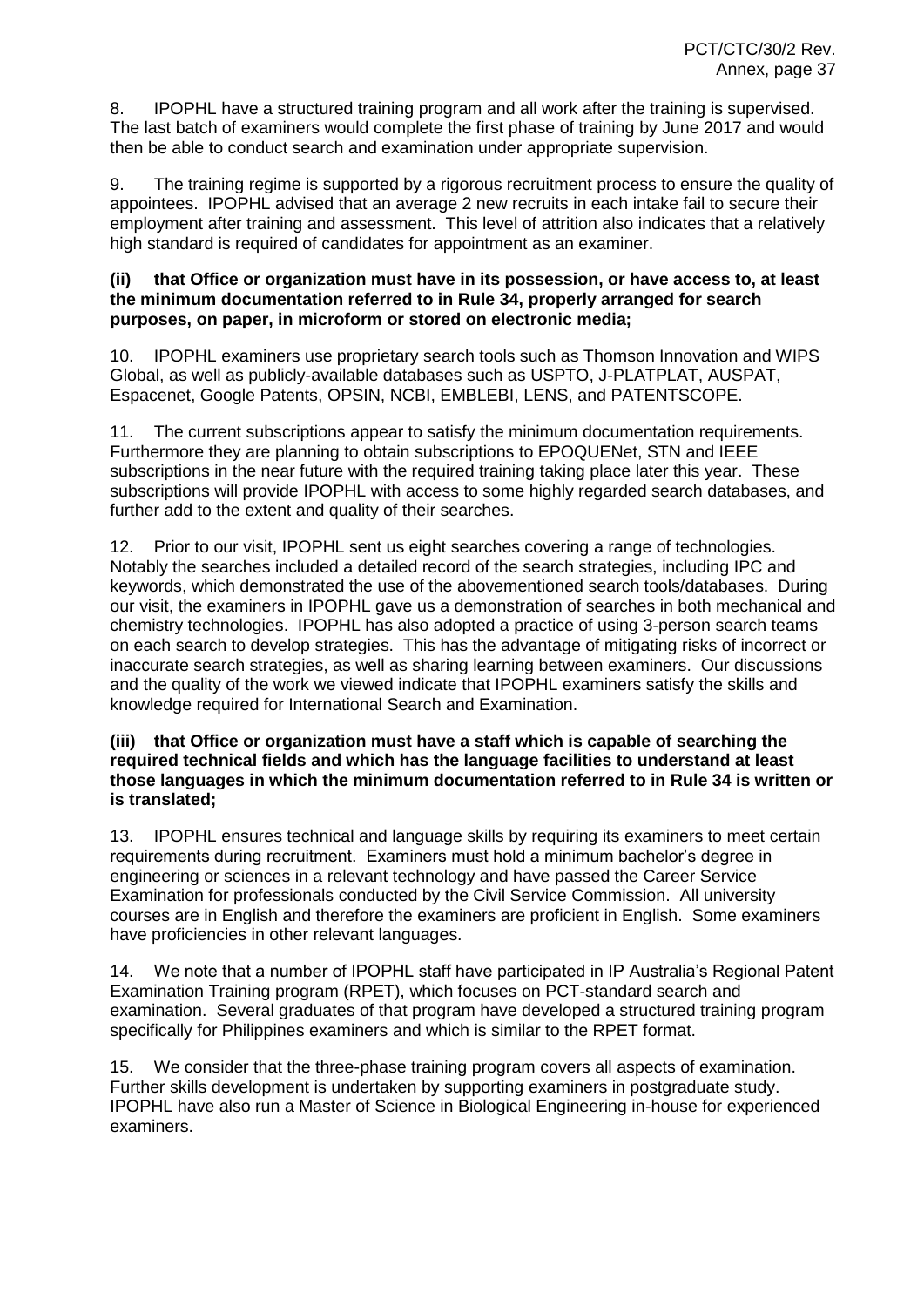8. IPOPHL have a structured training program and all work after the training is supervised. The last batch of examiners would complete the first phase of training by June 2017 and would then be able to conduct search and examination under appropriate supervision.

9. The training regime is supported by a rigorous recruitment process to ensure the quality of appointees. IPOPHL advised that an average 2 new recruits in each intake fail to secure their employment after training and assessment. This level of attrition also indicates that a relatively high standard is required of candidates for appointment as an examiner.

**(ii) that Office or organization must have in its possession, or have access to, at least the minimum documentation referred to in Rule 34, properly arranged for search purposes, on paper, in microform or stored on electronic media;**

10. IPOPHL examiners use proprietary search tools such as Thomson Innovation and WIPS Global, as well as publicly-available databases such as USPTO, J-PLATPLAT, AUSPAT, Espacenet, Google Patents, OPSIN, NCBI, EMBLEBI, LENS, and PATENTSCOPE.

11. The current subscriptions appear to satisfy the minimum documentation requirements. Furthermore they are planning to obtain subscriptions to EPOQUENet, STN and IEEE subscriptions in the near future with the required training taking place later this year. These subscriptions will provide IPOPHL with access to some highly regarded search databases, and further add to the extent and quality of their searches.

12. Prior to our visit, IPOPHL sent us eight searches covering a range of technologies. Notably the searches included a detailed record of the search strategies, including IPC and keywords, which demonstrated the use of the abovementioned search tools/databases. During our visit, the examiners in IPOPHL gave us a demonstration of searches in both mechanical and chemistry technologies. IPOPHL has also adopted a practice of using 3-person search teams on each search to develop strategies. This has the advantage of mitigating risks of incorrect or inaccurate search strategies, as well as sharing learning between examiners. Our discussions and the quality of the work we viewed indicate that IPOPHL examiners satisfy the skills and knowledge required for International Search and Examination.

**(iii) that Office or organization must have a staff which is capable of searching the required technical fields and which has the language facilities to understand at least those languages in which the minimum documentation referred to in Rule 34 is written or is translated;**

13. IPOPHL ensures technical and language skills by requiring its examiners to meet certain requirements during recruitment. Examiners must hold a minimum bachelor's degree in engineering or sciences in a relevant technology and have passed the Career Service Examination for professionals conducted by the Civil Service Commission. All university courses are in English and therefore the examiners are proficient in English. Some examiners have proficiencies in other relevant languages.

14. We note that a number of IPOPHL staff have participated in IP Australia's Regional Patent Examination Training program (RPET), which focuses on PCT-standard search and examination. Several graduates of that program have developed a structured training program specifically for Philippines examiners and which is similar to the RPET format.

15. We consider that the three-phase training program covers all aspects of examination. Further skills development is undertaken by supporting examiners in postgraduate study. IPOPHL have also run a Master of Science in Biological Engineering in-house for experienced examiners.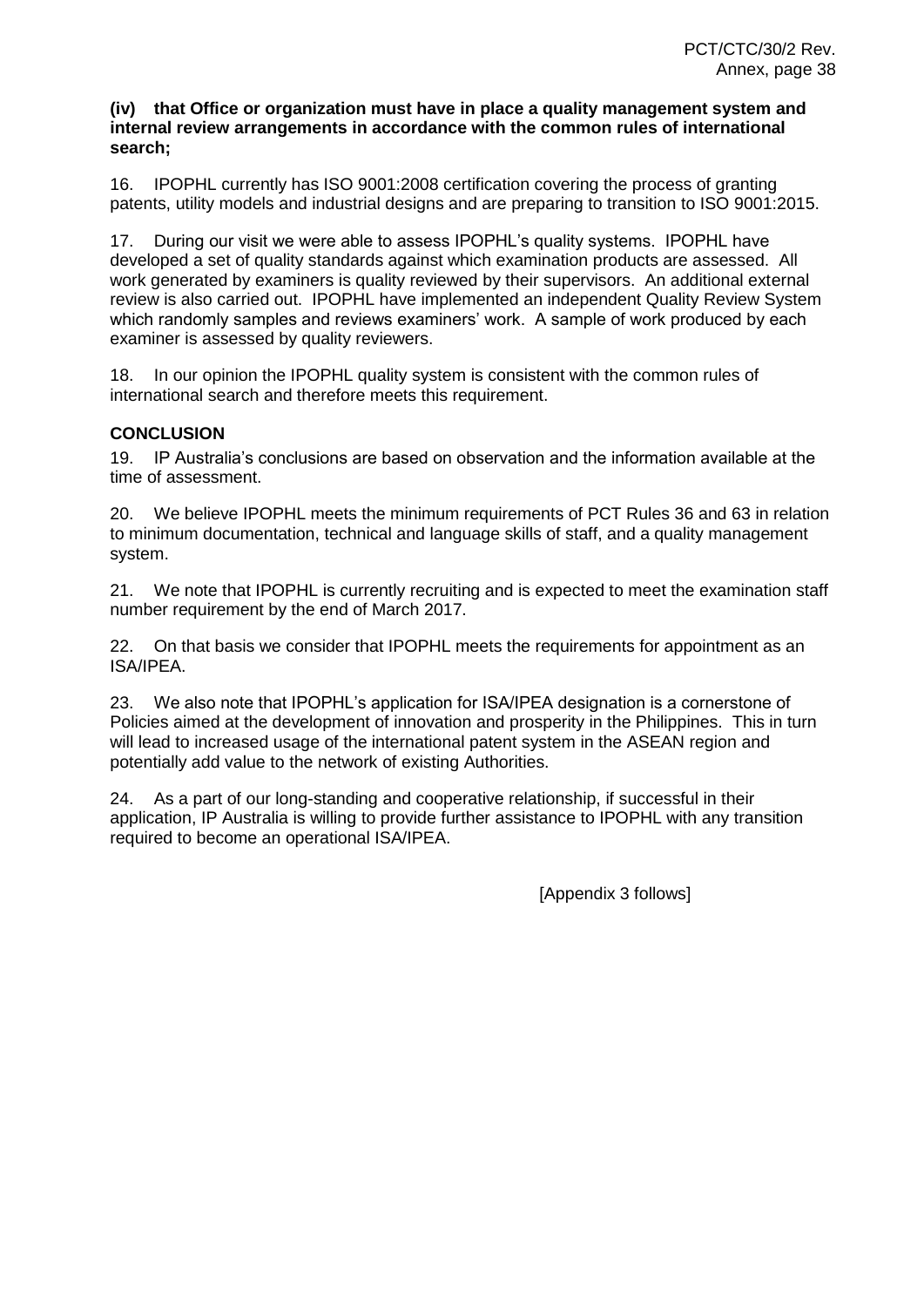**(iv) that Office or organization must have in place a quality management system and internal review arrangements in accordance with the common rules of international search;**

16. IPOPHL currently has ISO 9001:2008 certification covering the process of granting patents, utility models and industrial designs and are preparing to transition to ISO 9001:2015.

17. During our visit we were able to assess IPOPHL's quality systems. IPOPHL have developed a set of quality standards against which examination products are assessed. All work generated by examiners is quality reviewed by their supervisors. An additional external review is also carried out. IPOPHL have implemented an independent Quality Review System which randomly samples and reviews examiners' work. A sample of work produced by each examiner is assessed by quality reviewers.

18. In our opinion the IPOPHL quality system is consistent with the common rules of international search and therefore meets this requirement.

**CONCLUSION**

19. IP Australia's conclusions are based on observation and the information available at the time of assessment.

20. We believe IPOPHL meets the minimum requirements of PCT Rules 36 and 63 in relation to minimum documentation, technical and language skills of staff, and a quality management system.

21. We note that IPOPHL is currently recruiting and is expected to meet the examination staff number requirement by the end of March 2017.

22. On that basis we consider that IPOPHL meets the requirements for appointment as an ISA/IPEA.

23. We also note that IPOPHL's application for ISA/IPEA designation is a cornerstone of Policies aimed at the development of innovation and prosperity in the Philippines. This in turn will lead to increased usage of the international patent system in the ASEAN region and potentially add value to the network of existing Authorities.

24. As a part of our long-standing and cooperative relationship, if successful in their application, IP Australia is willing to provide further assistance to IPOPHL with any transition required to become an operational ISA/IPEA.

[Appendix 3 follows]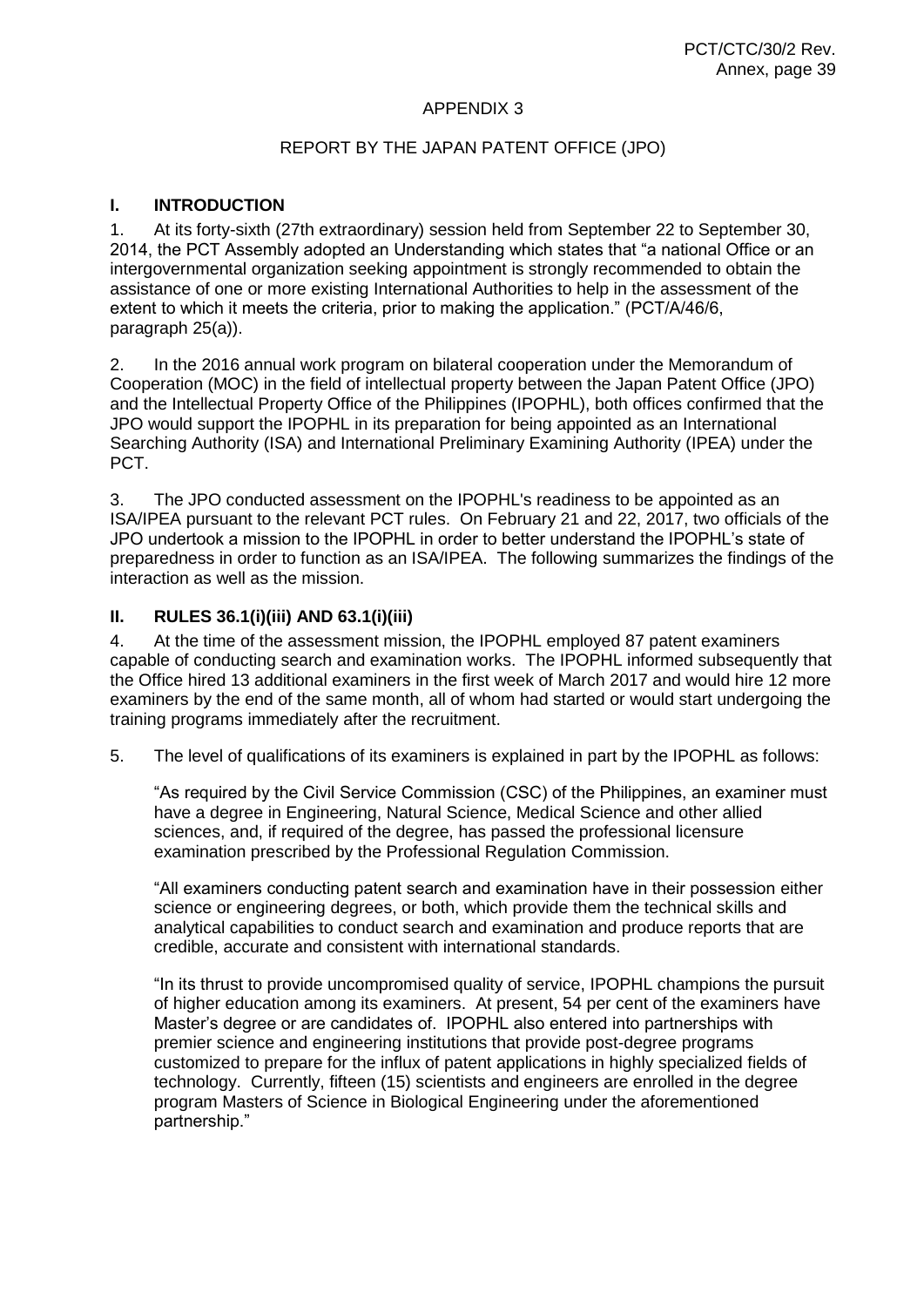APPENDIX 3

REPORT BY THE JAPAN PATENT OFFICE (JPO)

## I. INTRODUCTION

1. At its forty-sixth (27th extraordinary) session held from September 22 to September 30, 2014, the PCT Assembly adopted an Understanding which states that "a national Office or an intergovernmental organization seeking appointment is strongly recommended to obtain the assistance of one or more existing International Authorities to help in the assessment of the extent to which it meets the criteria, prior to making the application." (PCT/A/46/6, paragraph 25(a)).

2. In the 2016 annual work program on bilateral cooperation under the Memorandum of Cooperation (MOC) in the field of intellectual property between the Japan Patent Office (JPO) and the Intellectual Property Office of the Philippines (IPOPHL), both offices confirmed that the JPO would support the IPOPHL in its preparation for being appointed as an International Searching Authority (ISA) and International Preliminary Examining Authority (IPEA) under the PCT.

3. The JPO conducted assessment on the IPOPHL's readiness to be appointed as an ISA/IPEA pursuant to the relevant PCT rules. On February 21 and 22, 2017, two officials of the JPO undertook a mission to the IPOPHL in order to better understand the IPOPHL's state of preparedness in order to function as an ISA/IPEA. The following summarizes the findings of the interaction as well as the mission.

## II. RULES 36.1(i)(iii) AND 63.1(i)(iii)

4. At the time of the assessment mission, the IPOPHL employed 87 patent examiners capable of conducting search and examination works. The IPOPHL informed subsequently that the Office hired 13 additional examiners in the first week of March 2017 and would hire 12 more examiners by the end of the same month, all of whom had started or would start undergoing the training programs immediately after the recruitment.

5. The level of qualifications of its examiners is explained in part by the IPOPHL as follows:

> "As required by the Civil Service Commission (CSC) of the Philippines, an examiner must have a degree in Engineering, Natural Science, Medical Science and other allied sciences, and, if required of the degree, has passed the professional licensure examination prescribed by the Professional Regulation Commission.
>
> "All examiners conducting patent search and examination have in their possession either science or engineering degrees, or both, which provide them the technical skills and analytical capabilities to conduct search and examination and produce reports that are credible, accurate and consistent with international standards.
>
> "In its thrust to provide uncompromised quality of service, IPOPHL champions the pursuit of higher education among its examiners. At present, 54 per cent of the examiners have Master's degree or are candidates of. IPOPHL also entered into partnerships with premier science and engineering institutions that provide post-degree programs customized to prepare for the influx of patent applications in highly specialized fields of technology. Currently, fifteen (15) scientists and engineers are enrolled in the degree program Masters of Science in Biological Engineering under the aforementioned partnership."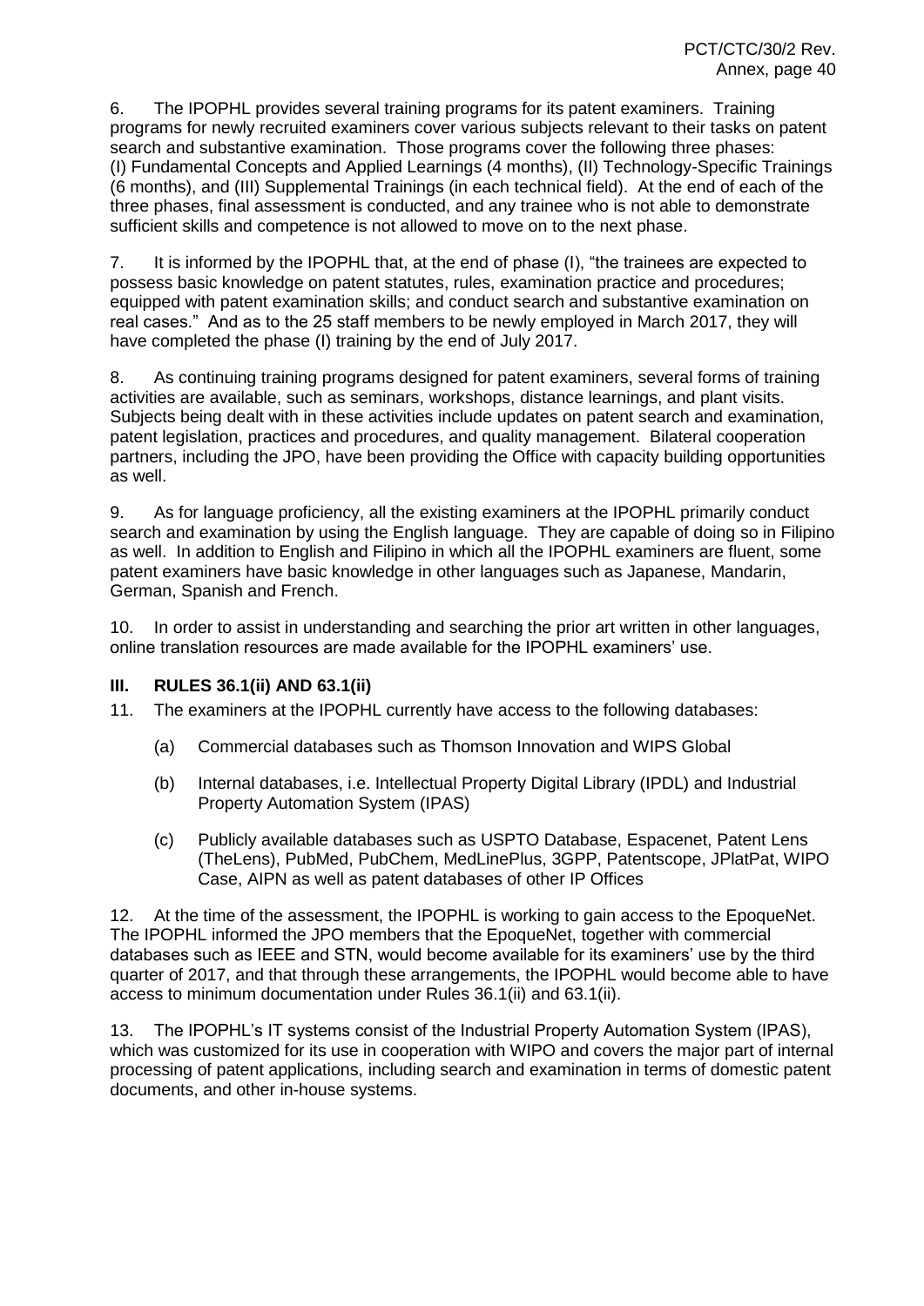6. The IPOPHL provides several training programs for its patent examiners. Training programs for newly recruited examiners cover various subjects relevant to their tasks on patent search and substantive examination. Those programs cover the following three phases: (I) Fundamental Concepts and Applied Learnings (4 months), (II) Technology-Specific Trainings (6 months), and (III) Supplemental Trainings (in each technical field). At the end of each of the three phases, final assessment is conducted, and any trainee who is not able to demonstrate sufficient skills and competence is not allowed to move on to the next phase.

7. It is informed by the IPOPHL that, at the end of phase (I), "the trainees are expected to possess basic knowledge on patent statutes, rules, examination practice and procedures; equipped with patent examination skills; and conduct search and substantive examination on real cases." And as to the 25 staff members to be newly employed in March 2017, they will have completed the phase (I) training by the end of July 2017.

8. As continuing training programs designed for patent examiners, several forms of training activities are available, such as seminars, workshops, distance learnings, and plant visits. Subjects being dealt with in these activities include updates on patent search and examination, patent legislation, practices and procedures, and quality management. Bilateral cooperation partners, including the JPO, have been providing the Office with capacity building opportunities as well.

9. As for language proficiency, all the existing examiners at the IPOPHL primarily conduct search and examination by using the English language. They are capable of doing so in Filipino as well. In addition to English and Filipino in which all the IPOPHL examiners are fluent, some patent examiners have basic knowledge in other languages such as Japanese, Mandarin, German, Spanish and French.

10. In order to assist in understanding and searching the prior art written in other languages, online translation resources are made available for the IPOPHL examiners' use.

### III. RULES 36.1(ii) AND 63.1(ii)

11. The examiners at the IPOPHL currently have access to the following databases:

(a) Commercial databases such as Thomson Innovation and WIPS Global

(b) Internal databases, i.e. Intellectual Property Digital Library (IPDL) and Industrial Property Automation System (IPAS)

(c) Publicly available databases such as USPTO Database, Espacenet, Patent Lens (TheLens), PubMed, PubChem, MedLinePlus, 3GPP, Patentscope, JPlatPat, WIPO Case, AIPN as well as patent databases of other IP Offices

12. At the time of the assessment, the IPOPHL is working to gain access to the EpoqueNet. The IPOPHL informed the JPO members that the EpoqueNet, together with commercial databases such as IEEE and STN, would become available for its examiners' use by the third quarter of 2017, and that through these arrangements, the IPOPHL would become able to have access to minimum documentation under Rules 36.1(ii) and 63.1(ii).

13. The IPOPHL's IT systems consist of the Industrial Property Automation System (IPAS), which was customized for its use in cooperation with WIPO and covers the major part of internal processing of patent applications, including search and examination in terms of domestic patent documents, and other in-house systems.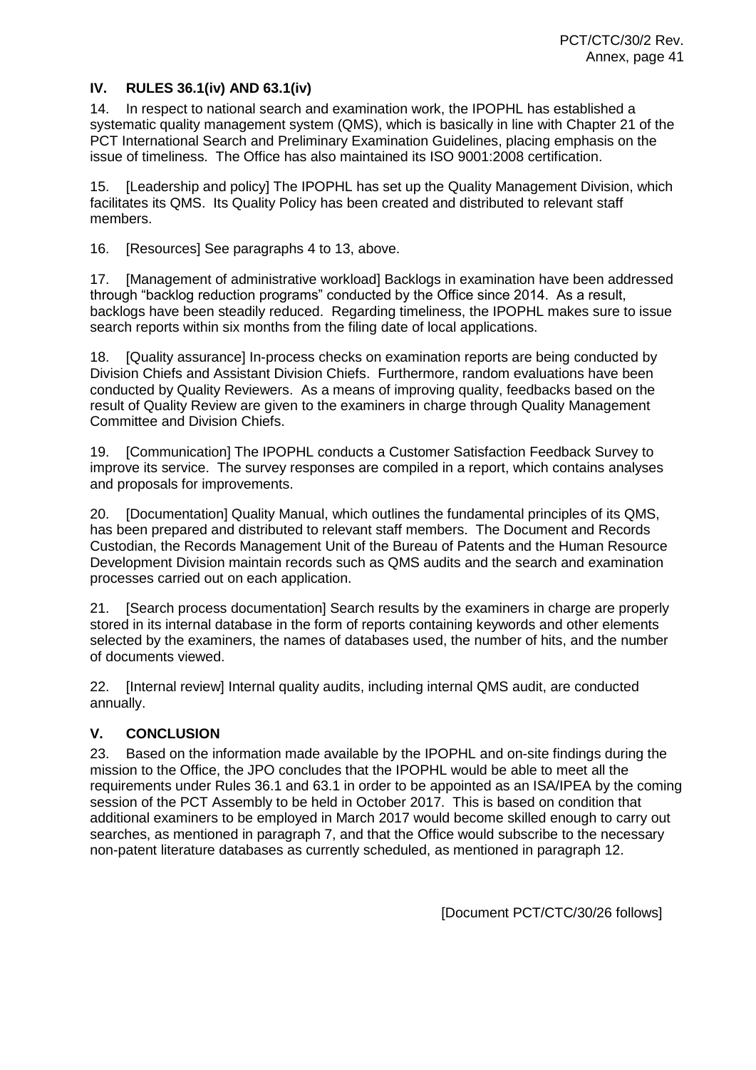## IV. RULES 36.1(iv) AND 63.1(iv)

14. In respect to national search and examination work, the IPOPHL has established a systematic quality management system (QMS), which is basically in line with Chapter 21 of the PCT International Search and Preliminary Examination Guidelines, placing emphasis on the issue of timeliness. The Office has also maintained its ISO 9001:2008 certification.

15. [Leadership and policy] The IPOPHL has set up the Quality Management Division, which facilitates its QMS. Its Quality Policy has been created and distributed to relevant staff members.

16. [Resources] See paragraphs 4 to 13, above.

17. [Management of administrative workload] Backlogs in examination have been addressed through "backlog reduction programs" conducted by the Office since 2014. As a result, backlogs have been steadily reduced. Regarding timeliness, the IPOPHL makes sure to issue search reports within six months from the filing date of local applications.

18. [Quality assurance] In-process checks on examination reports are being conducted by Division Chiefs and Assistant Division Chiefs. Furthermore, random evaluations have been conducted by Quality Reviewers. As a means of improving quality, feedbacks based on the result of Quality Review are given to the examiners in charge through Quality Management Committee and Division Chiefs.

19. [Communication] The IPOPHL conducts a Customer Satisfaction Feedback Survey to improve its service. The survey responses are compiled in a report, which contains analyses and proposals for improvements.

20. [Documentation] Quality Manual, which outlines the fundamental principles of its QMS, has been prepared and distributed to relevant staff members. The Document and Records Custodian, the Records Management Unit of the Bureau of Patents and the Human Resource Development Division maintain records such as QMS audits and the search and examination processes carried out on each application.

21. [Search process documentation] Search results by the examiners in charge are properly stored in its internal database in the form of reports containing keywords and other elements selected by the examiners, the names of databases used, the number of hits, and the number of documents viewed.

22. [Internal review] Internal quality audits, including internal QMS audit, are conducted annually.

## V. CONCLUSION

23. Based on the information made available by the IPOPHL and on-site findings during the mission to the Office, the JPO concludes that the IPOPHL would be able to meet all the requirements under Rules 36.1 and 63.1 in order to be appointed as an ISA/IPEA by the coming session of the PCT Assembly to be held in October 2017. This is based on condition that additional examiners to be employed in March 2017 would become skilled enough to carry out searches, as mentioned in paragraph 7, and that the Office would subscribe to the necessary non-patent literature databases as currently scheduled, as mentioned in paragraph 12.

[Document PCT/CTC/30/26 follows]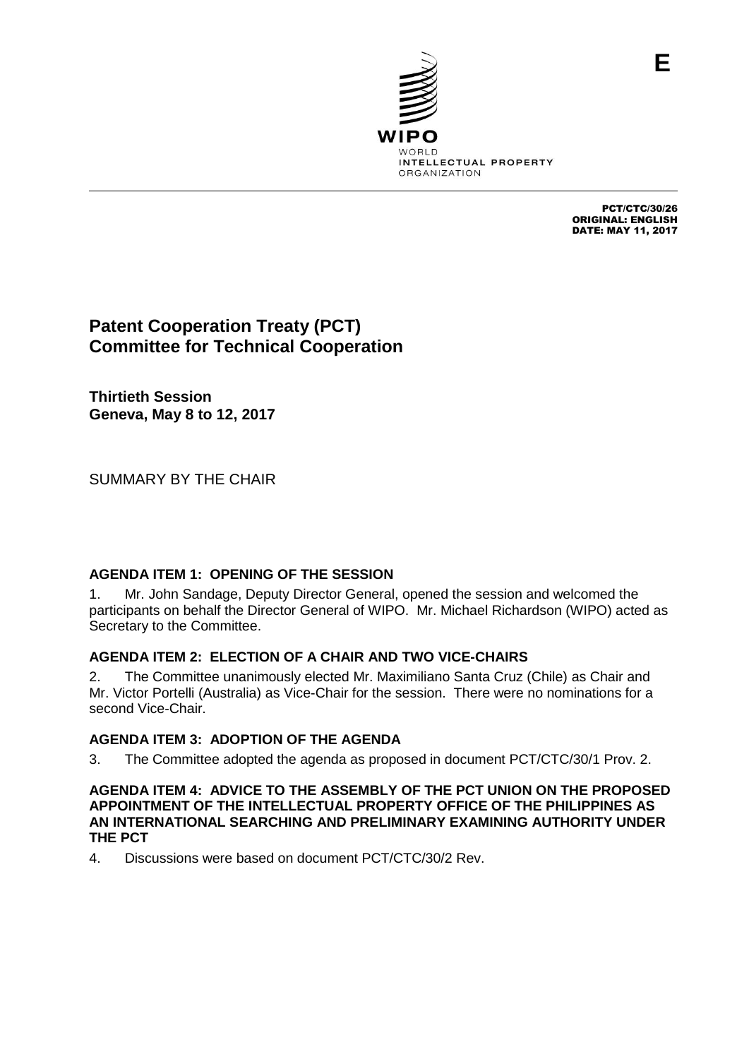E

WIPO

WORLD
INTELLECTUAL PROPERTY
ORGANIZATION

PCT/CTC/30/26
ORIGINAL: ENGLISH
DATE: MAY 11, 2017

# Patent Cooperation Treaty (PCT) Committee for Technical Cooperation

**Thirtieth Session**
**Geneva, May 8 to 12, 2017**

SUMMARY BY THE CHAIR

### AGENDA ITEM 1: OPENING OF THE SESSION

1. Mr. John Sandage, Deputy Director General, opened the session and welcomed the participants on behalf the Director General of WIPO. Mr. Michael Richardson (WIPO) acted as Secretary to the Committee.

### AGENDA ITEM 2: ELECTION OF A CHAIR AND TWO VICE-CHAIRS

2. The Committee unanimously elected Mr. Maximiliano Santa Cruz (Chile) as Chair and Mr. Victor Portelli (Australia) as Vice-Chair for the session. There were no nominations for a second Vice-Chair.

### AGENDA ITEM 3: ADOPTION OF THE AGENDA

3. The Committee adopted the agenda as proposed in document PCT/CTC/30/1 Prov. 2.

### AGENDA ITEM 4: ADVICE TO THE ASSEMBLY OF THE PCT UNION ON THE PROPOSED APPOINTMENT OF THE INTELLECTUAL PROPERTY OFFICE OF THE PHILIPPINES AS AN INTERNATIONAL SEARCHING AND PRELIMINARY EXAMINING AUTHORITY UNDER THE PCT

4. Discussions were based on document PCT/CTC/30/2 Rev.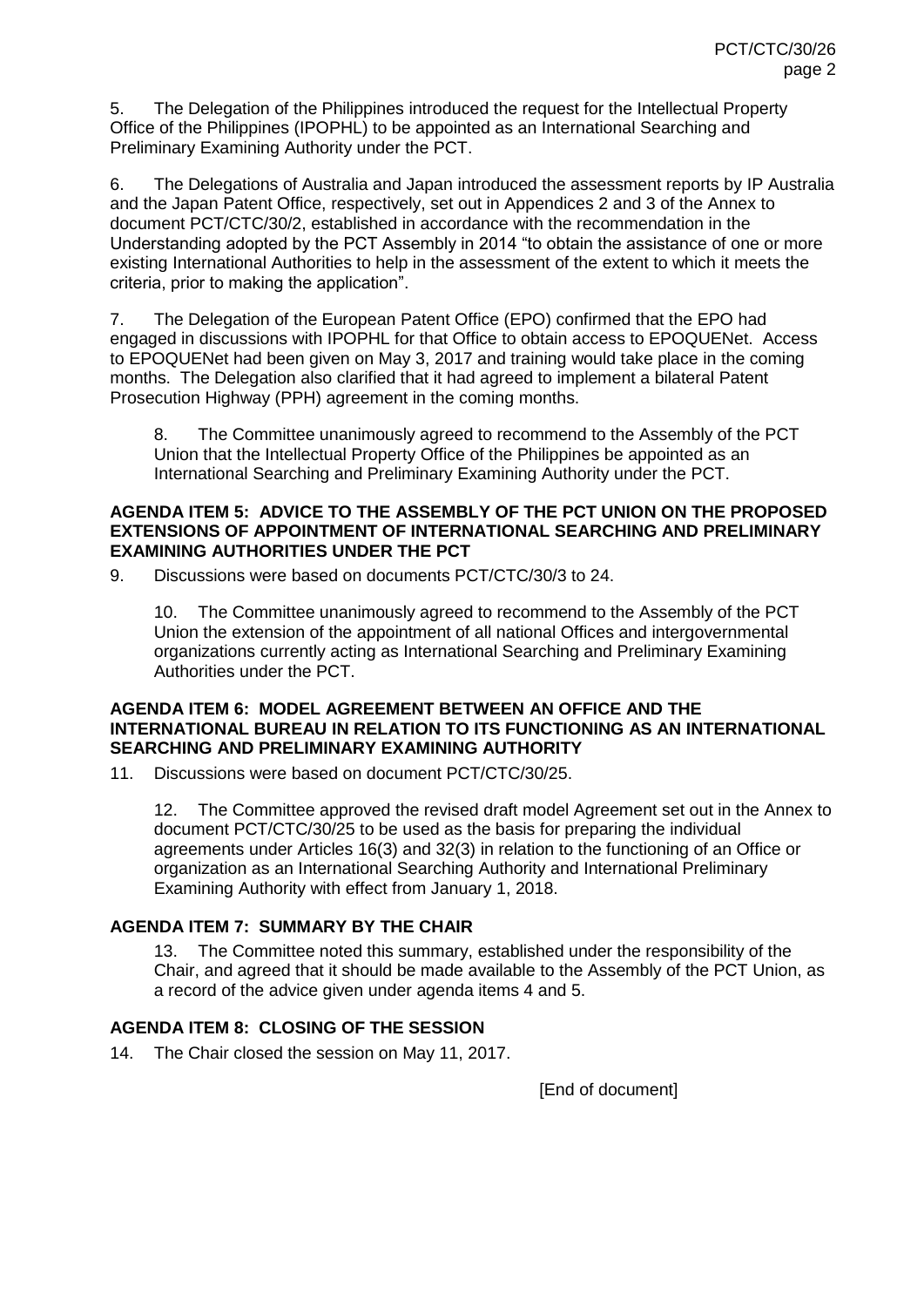5. The Delegation of the Philippines introduced the request for the Intellectual Property Office of the Philippines (IPOPHL) to be appointed as an International Searching and Preliminary Examining Authority under the PCT.

6. The Delegations of Australia and Japan introduced the assessment reports by IP Australia and the Japan Patent Office, respectively, set out in Appendices 2 and 3 of the Annex to document PCT/CTC/30/2, established in accordance with the recommendation in the Understanding adopted by the PCT Assembly in 2014 "to obtain the assistance of one or more existing International Authorities to help in the assessment of the extent to which it meets the criteria, prior to making the application".

7. The Delegation of the European Patent Office (EPO) confirmed that the EPO had engaged in discussions with IPOPHL for that Office to obtain access to EPOQUENet. Access to EPOQUENet had been given on May 3, 2017 and training would take place in the coming months. The Delegation also clarified that it had agreed to implement a bilateral Patent Prosecution Highway (PPH) agreement in the coming months.

> 8. The Committee unanimously agreed to recommend to the Assembly of the PCT Union that the Intellectual Property Office of the Philippines be appointed as an International Searching and Preliminary Examining Authority under the PCT.

## AGENDA ITEM 5: ADVICE TO THE ASSEMBLY OF THE PCT UNION ON THE PROPOSED EXTENSIONS OF APPOINTMENT OF INTERNATIONAL SEARCHING AND PRELIMINARY EXAMINING AUTHORITIES UNDER THE PCT

9. Discussions were based on documents PCT/CTC/30/3 to 24.

> 10. The Committee unanimously agreed to recommend to the Assembly of the PCT Union the extension of the appointment of all national Offices and intergovernmental organizations currently acting as International Searching and Preliminary Examining Authorities under the PCT.

## AGENDA ITEM 6: MODEL AGREEMENT BETWEEN AN OFFICE AND THE INTERNATIONAL BUREAU IN RELATION TO ITS FUNCTIONING AS AN INTERNATIONAL SEARCHING AND PRELIMINARY EXAMINING AUTHORITY

11. Discussions were based on document PCT/CTC/30/25.

> 12. The Committee approved the revised draft model Agreement set out in the Annex to document PCT/CTC/30/25 to be used as the basis for preparing the individual agreements under Articles 16(3) and 32(3) in relation to the functioning of an Office or organization as an International Searching Authority and International Preliminary Examining Authority with effect from January 1, 2018.

## AGENDA ITEM 7: SUMMARY BY THE CHAIR

> 13. The Committee noted this summary, established under the responsibility of the Chair, and agreed that it should be made available to the Assembly of the PCT Union, as a record of the advice given under agenda items 4 and 5.

## AGENDA ITEM 8: CLOSING OF THE SESSION

14. The Chair closed the session on May 11, 2017.

[End of document]